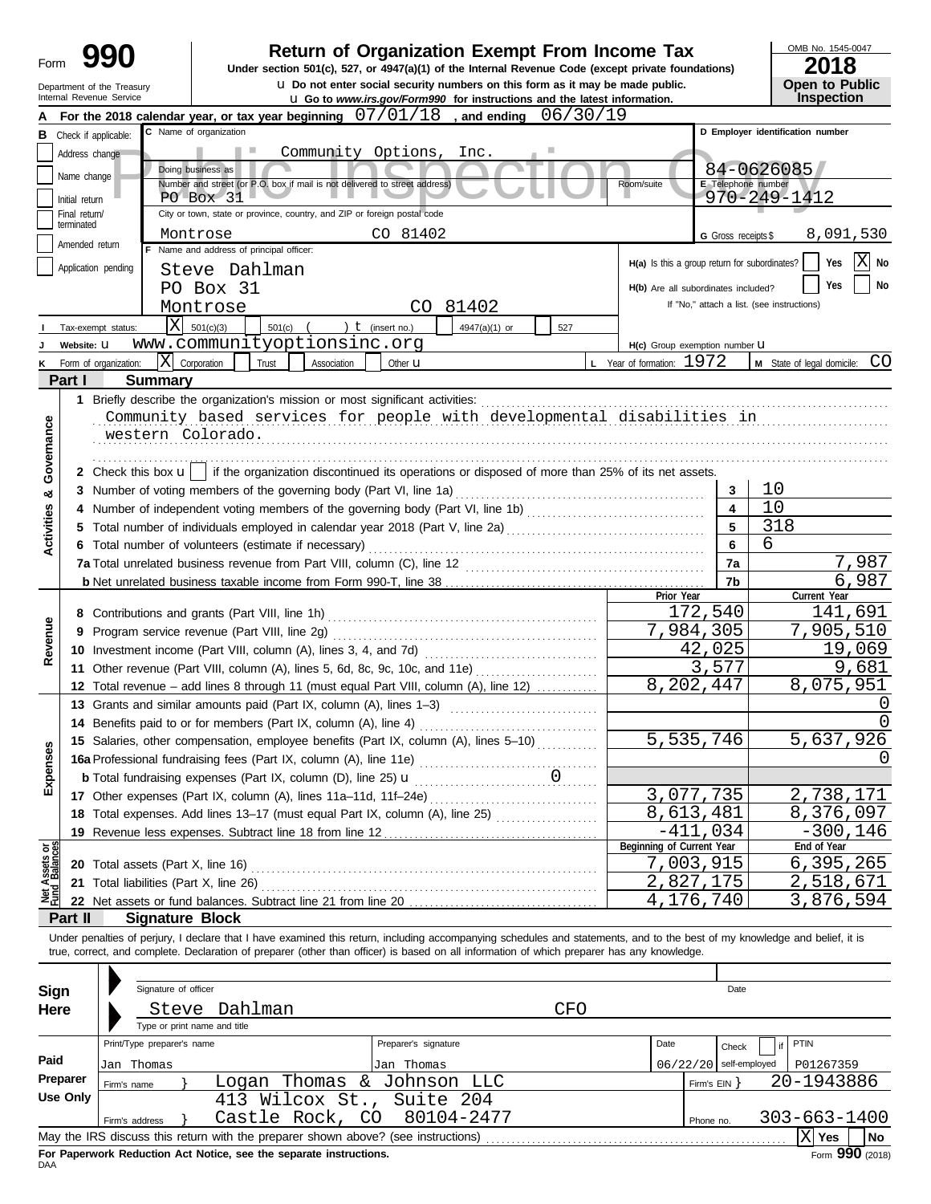Form **990**

# Return of Organization Exempt From Income Tax

**Under section 501(c), 527, or 4947(a)(1) of the Internal Revenue Code (except private foundations)**

Do not enter social security numbers on this form as it may be made public.

Go to *www.irs.gov/Form990* for instructions and the latest information.

Department of the Treasury
Internal Revenue Service

OMB No. 1545-0047

**2018**

**Open to Public Inspection**

Public Inspection Copy

**A** For the 2018 calendar year, or tax year beginning 07/01/18 , and ending 06/30/19

**B** Check if applicable: Address change / Name change / Initial return / Final return/terminated / Amended return / Application pending

**C** Name of organization: Community Options, Inc.

Doing business as

Number and street (or P.O. box if mail is not delivered to street address): PO Box 31 | Room/suite

City or town, state or province, country, and ZIP or foreign postal code: Montrose CO 81402

**D** Employer identification number: 84-0626085

**E** Telephone number: 970-249-1412

**G** Gross receipts $ 8,091,530

**F** Name and address of principal officer: Steve Dahlman, PO Box 31, Montrose CO 81402

**H(a)** Is this a group return for subordinates? Yes [ ] No [X]

**H(b)** Are all subordinates included? Yes [ ] No [ ]

If "No," attach a list. (see instructions)

**I** Tax-exempt status: [X] 501(c)(3) [ ] 501(c) ( ) (insert no.) [ ] 4947(a)(1) or [ ] 527

**J** Website: www.communityoptionsinc.org

**H(c)** Group exemption number

**K** Form of organization: [X] Corporation [ ] Trust [ ] Association [ ] Other

**L** Year of formation: 1972

**M** State of legal domicile: CO

## Part I Summary

**Activities & Governance**

1 Briefly describe the organization's mission or most significant activities:
Community based services for people with developmental disabilities in western Colorado.

2 Check this box [ ] if the organization discontinued its operations or disposed of more than 25% of its net assets.

| | | Line | |
|---|---|---|---|
| 3 | Number of voting members of the governing body (Part VI, line 1a) | 3 | 10 |
| 4 | Number of independent voting members of the governing body (Part VI, line 1b) | 4 | 10 |
| 5 | Total number of individuals employed in calendar year 2018 (Part V, line 2a) | 5 | 318 |
| 6 | Total number of volunteers (estimate if necessary) | 6 | 6 |
| 7a | Total unrelated business revenue from Part VIII, column (C), line 12 | 7a | 7,987 |
| b | Net unrelated business taxable income from Form 990-T, line 38 | 7b | 6,987 |

| | | | Prior Year | Current Year |
|---|---|---|---|---|
| **Revenue** | 8 | Contributions and grants (Part VIII, line 1h) | 172,540 | 141,691 |
| | 9 | Program service revenue (Part VIII, line 2g) | 7,984,305 | 7,905,510 |
| | 10 | Investment income (Part VIII, column (A), lines 3, 4, and 7d) | 42,025 | 19,069 |
| | 11 | Other revenue (Part VIII, column (A), lines 5, 6d, 8c, 9c, 10c, and 11e) | 3,577 | 9,681 |
| | 12 | Total revenue – add lines 8 through 11 (must equal Part VIII, column (A), line 12) | 8,202,447 | 8,075,951 |
| **Expenses** | 13 | Grants and similar amounts paid (Part IX, column (A), lines 1–3) | | 0 |
| | 14 | Benefits paid to or for members (Part IX, column (A), line 4) | | 0 |
| | 15 | Salaries, other compensation, employee benefits (Part IX, column (A), lines 5–10) | 5,535,746 | 5,637,926 |
| | 16a | Professional fundraising fees (Part IX, column (A), line 11e) | | 0 |
| | b | Total fundraising expenses (Part IX, column (D), line 25) 0 | | |
| | 17 | Other expenses (Part IX, column (A), lines 11a–11d, 11f–24e) | 3,077,735 | 2,738,171 |
| | 18 | Total expenses. Add lines 13–17 (must equal Part IX, column (A), line 25) | 8,613,481 | 8,376,097 |
| | 19 | Revenue less expenses. Subtract line 18 from line 12 | -411,034 | -300,146 |
| | | | **Beginning of Current Year** | **End of Year** |
| **Net Assets or Fund Balances** | 20 | Total assets (Part X, line 16) | 7,003,915 | 6,395,265 |
| | 21 | Total liabilities (Part X, line 26) | 2,827,175 | 2,518,671 |
| | 22 | Net assets or fund balances. Subtract line 21 from line 20 | 4,176,740 | 3,876,594 |

## Part II Signature Block

Under penalties of perjury, I declare that I have examined this return, including accompanying schedules and statements, and to the best of my knowledge and belief, it is true, correct, and complete. Declaration of preparer (other than officer) is based on all information of which preparer has any knowledge.

**Sign Here**

Signature of officer | Date

Steve Dahlman CFO
Type or print name and title

**Paid Preparer Use Only**

| Print/Type preparer's name | Preparer's signature | Date | Check [ ] if self-employed | PTIN |
|---|---|---|---|---|
| Jan Thomas | Jan Thomas | 06/22/20 | | P01267359 |

Firm's name: Logan Thomas & Johnson LLC — Firm's EIN: 20-1943886

Firm's address: 413 Wilcox St., Suite 204, Castle Rock, CO 80104-2477 — Phone no. 303-663-1400

May the IRS discuss this return with the preparer shown above? (see instructions) [X] Yes [ ] No

**For Paperwork Reduction Act Notice, see the separate instructions.**

DAA

Form **990** (2018)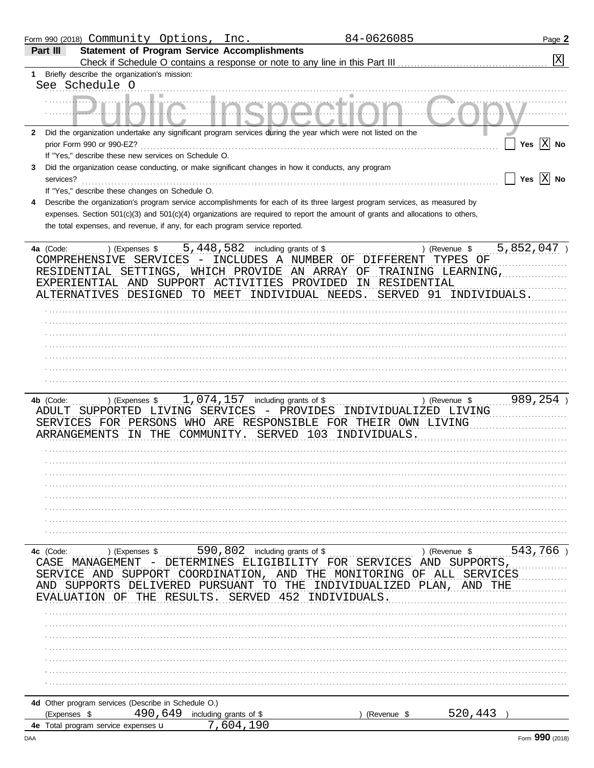Form 990 (2018) Community Options, Inc. 84-0626085

## Part III Statement of Program Service Accomplishments

Check if Schedule O contains a response or note to any line in this Part III [X]

**1** Briefly describe the organization's mission:

See Schedule O

**2** Did the organization undertake any significant program services during the year which were not listed on the prior Form 990 or 990-EZ? [ ] Yes [X] No

If "Yes," describe these new services on Schedule O.

**3** Did the organization cease conducting, or make significant changes in how it conducts, any program services? [ ] Yes [X] No

If "Yes," describe these changes on Schedule O.

**4** Describe the organization's program service accomplishments for each of its three largest program services, as measured by expenses. Section 501(c)(3) and 501(c)(4) organizations are required to report the amount of grants and allocations to others, the total expenses, and revenue, if any, for each program service reported.

**4a** (Code: ) (Expenses $ 5,448,582 including grants of $ ) (Revenue $ 5,852,047 )

COMPREHENSIVE SERVICES - INCLUDES A NUMBER OF DIFFERENT TYPES OF RESIDENTIAL SETTINGS, WHICH PROVIDE AN ARRAY OF TRAINING LEARNING, EXPERIENTIAL AND SUPPORT ACTIVITIES PROVIDED IN RESIDENTIAL ALTERNATIVES DESIGNED TO MEET INDIVIDUAL NEEDS. SERVED 91 INDIVIDUALS.

**4b** (Code: ) (Expenses $ 1,074,157 including grants of $ ) (Revenue $ 989,254 )

ADULT SUPPORTED LIVING SERVICES - PROVIDES INDIVIDUALIZED LIVING SERVICES FOR PERSONS WHO ARE RESPONSIBLE FOR THEIR OWN LIVING ARRANGEMENTS IN THE COMMUNITY. SERVED 103 INDIVIDUALS.

**4c** (Code: ) (Expenses $ 590,802 including grants of $ ) (Revenue $ 543,766 )

CASE MANAGEMENT - DETERMINES ELIGIBILITY FOR SERVICES AND SUPPORTS, SERVICE AND SUPPORT COORDINATION, AND THE MONITORING OF ALL SERVICES AND SUPPORTS DELIVERED PURSUANT TO THE INDIVIDUALIZED PLAN, AND THE EVALUATION OF THE RESULTS. SERVED 452 INDIVIDUALS.

**4d** Other program services (Describe in Schedule O.)

(Expenses $ 490,649 including grants of $ ) (Revenue $ 520,443 )

**4e** Total program service expenses 7,604,190

Form **990** (2018)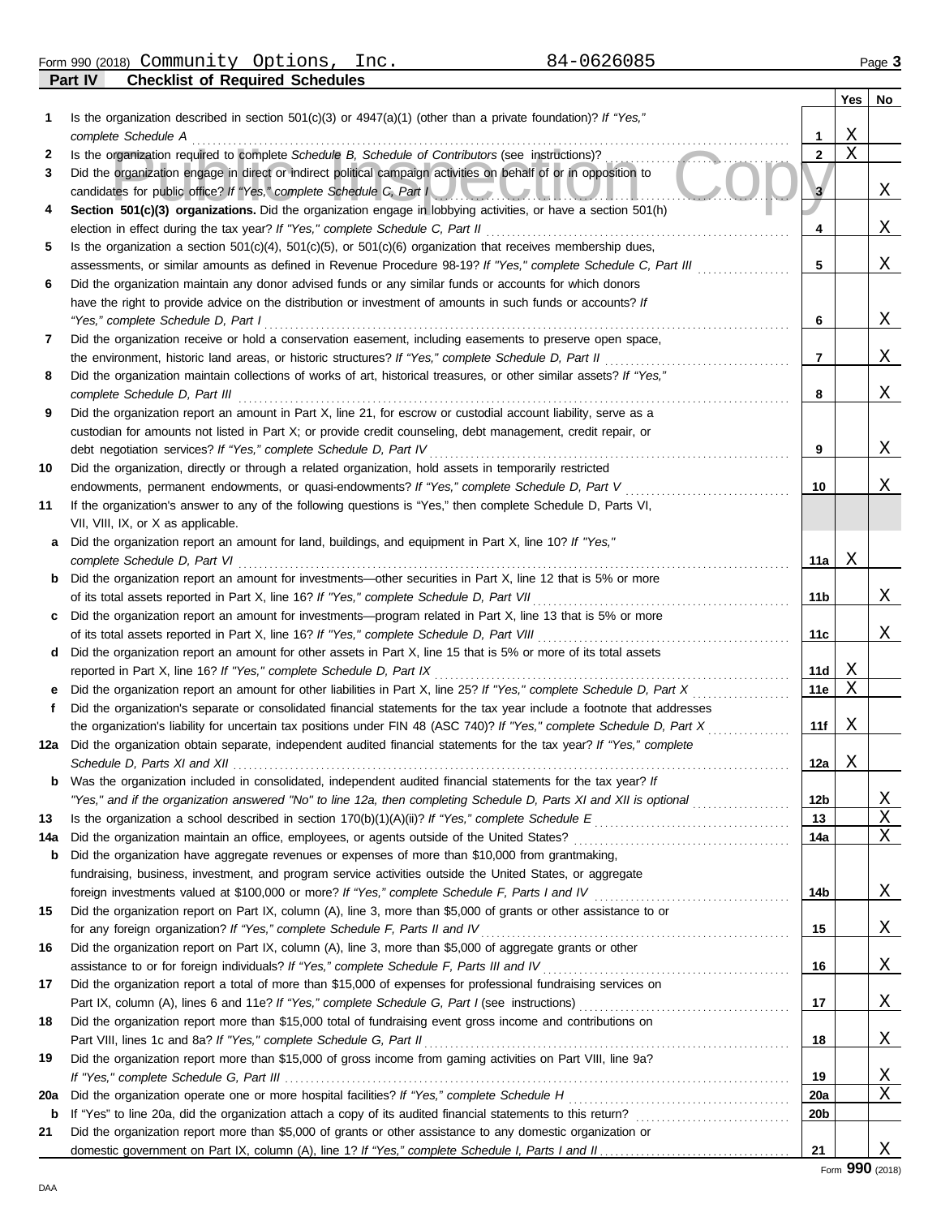Form 990 (2018) Community Options, Inc. 84-0626085

## Part IV Checklist of Required Schedules

| | | | Yes | No |
|---|---|---|---|---|
| 1 | Is the organization described in section 501(c)(3) or 4947(a)(1) (other than a private foundation)? *If "Yes," complete Schedule A* | 1 | X | |
| 2 | Is the organization required to complete *Schedule B, Schedule of Contributors* (see instructions)? | 2 | X | |
| 3 | Did the organization engage in direct or indirect political campaign activities on behalf of or in opposition to candidates for public office? *If "Yes," complete Schedule C, Part I* | 3 | | X |
| 4 | **Section 501(c)(3) organizations.** Did the organization engage in lobbying activities, or have a section 501(h) election in effect during the tax year? *If "Yes," complete Schedule C, Part II* | 4 | | X |
| 5 | Is the organization a section 501(c)(4), 501(c)(5), or 501(c)(6) organization that receives membership dues, assessments, or similar amounts as defined in Revenue Procedure 98-19? *If "Yes," complete Schedule C, Part III* | 5 | | X |
| 6 | Did the organization maintain any donor advised funds or any similar funds or accounts for which donors have the right to provide advice on the distribution or investment of amounts in such funds or accounts? *If "Yes," complete Schedule D, Part I* | 6 | | X |
| 7 | Did the organization receive or hold a conservation easement, including easements to preserve open space, the environment, historic land areas, or historic structures? *If "Yes," complete Schedule D, Part II* | 7 | | X |
| 8 | Did the organization maintain collections of works of art, historical treasures, or other similar assets? *If "Yes," complete Schedule D, Part III* | 8 | | X |
| 9 | Did the organization report an amount in Part X, line 21, for escrow or custodial account liability, serve as a custodian for amounts not listed in Part X; or provide credit counseling, debt management, credit repair, or debt negotiation services? *If "Yes," complete Schedule D, Part IV* | 9 | | X |
| 10 | Did the organization, directly or through a related organization, hold assets in temporarily restricted endowments, permanent endowments, or quasi-endowments? *If "Yes," complete Schedule D, Part V* | 10 | | X |
| 11 | If the organization's answer to any of the following questions is "Yes," then complete Schedule D, Parts VI, VII, VIII, IX, or X as applicable. | | | |
| a | Did the organization report an amount for land, buildings, and equipment in Part X, line 10? *If "Yes," complete Schedule D, Part VI* | 11a | X | |
| b | Did the organization report an amount for investments—other securities in Part X, line 12 that is 5% or more of its total assets reported in Part X, line 16? *If "Yes," complete Schedule D, Part VII* | 11b | | X |
| c | Did the organization report an amount for investments—program related in Part X, line 13 that is 5% or more of its total assets reported in Part X, line 16? *If "Yes," complete Schedule D, Part VIII* | 11c | | X |
| d | Did the organization report an amount for other assets in Part X, line 15 that is 5% or more of its total assets reported in Part X, line 16? *If "Yes," complete Schedule D, Part IX* | 11d | X | |
| e | Did the organization report an amount for other liabilities in Part X, line 25? *If "Yes," complete Schedule D, Part X* | 11e | X | |
| f | Did the organization's separate or consolidated financial statements for the tax year include a footnote that addresses the organization's liability for uncertain tax positions under FIN 48 (ASC 740)? *If "Yes," complete Schedule D, Part X* | 11f | X | |
| 12a | Did the organization obtain separate, independent audited financial statements for the tax year? *If "Yes," complete Schedule D, Parts XI and XII* | 12a | X | |
| b | Was the organization included in consolidated, independent audited financial statements for the tax year? *If "Yes," and if the organization answered "No" to line 12a, then completing Schedule D, Parts XI and XII is optional* | 12b | | X |
| 13 | Is the organization a school described in section 170(b)(1)(A)(ii)? *If "Yes," complete Schedule E* | 13 | | X |
| 14a | Did the organization maintain an office, employees, or agents outside of the United States? | 14a | | X |
| b | Did the organization have aggregate revenues or expenses of more than $10,000 from grantmaking, fundraising, business, investment, and program service activities outside the United States, or aggregate foreign investments valued at $100,000 or more? *If "Yes," complete Schedule F, Parts I and IV* | 14b | | X |
| 15 | Did the organization report on Part IX, column (A), line 3, more than $5,000 of grants or other assistance to or for any foreign organization? *If "Yes," complete Schedule F, Parts II and IV* | 15 | | X |
| 16 | Did the organization report on Part IX, column (A), line 3, more than $5,000 of aggregate grants or other assistance to or for foreign individuals? *If "Yes," complete Schedule F, Parts III and IV* | 16 | | X |
| 17 | Did the organization report a total of more than $15,000 of expenses for professional fundraising services on Part IX, column (A), lines 6 and 11e? *If "Yes," complete Schedule G, Part I* (see instructions) | 17 | | X |
| 18 | Did the organization report more than $15,000 total of fundraising event gross income and contributions on Part VIII, lines 1c and 8a? *If "Yes," complete Schedule G, Part II* | 18 | | X |
| 19 | Did the organization report more than $15,000 of gross income from gaming activities on Part VIII, line 9a? *If "Yes," complete Schedule G, Part III* | 19 | | X |
| 20a | Did the organization operate one or more hospital facilities? *If "Yes," complete Schedule H* | 20a | | X |
| b | If "Yes" to line 20a, did the organization attach a copy of its audited financial statements to this return? | 20b | | |
| 21 | Did the organization report more than $5,000 of grants or other assistance to any domestic organization or domestic government on Part IX, column (A), line 1? *If "Yes," complete Schedule I, Parts I and II* | 21 | | X |

Form **990** (2018)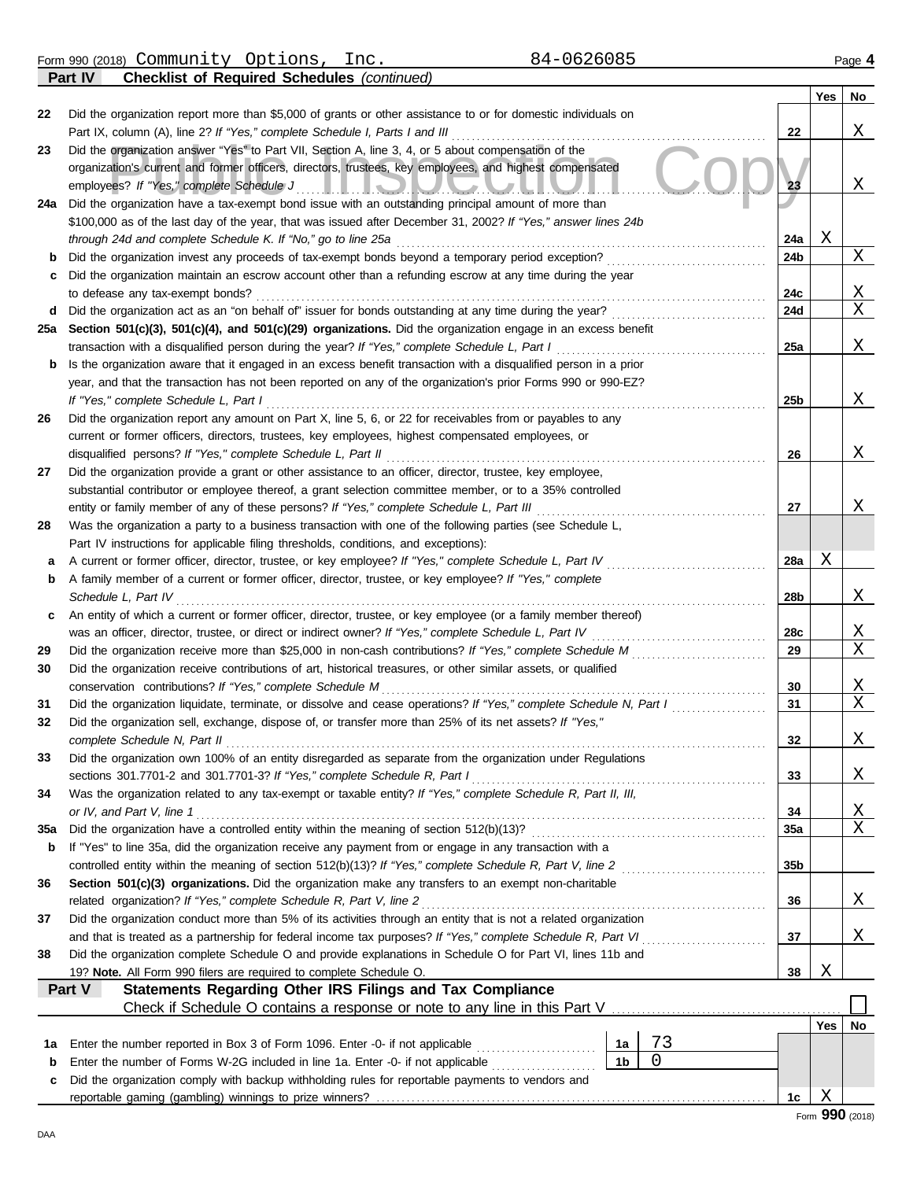Form 990 (2018) Community Options, Inc. 84-0626085

**Part IV — Checklist of Required Schedules** *(continued)*

| | | Line | Yes | No |
|---|---|---|---|---|
| 22 | Did the organization report more than $5,000 of grants or other assistance to or for domestic individuals on Part IX, column (A), line 2? *If "Yes," complete Schedule I, Parts I and III* | 22 | | X |
| 23 | Did the organization answer "Yes" to Part VII, Section A, line 3, 4, or 5 about compensation of the organization's current and former officers, directors, trustees, key employees, and highest compensated employees? *If "Yes," complete Schedule J* | 23 | | X |
| 24a | Did the organization have a tax-exempt bond issue with an outstanding principal amount of more than $100,000 as of the last day of the year, that was issued after December 31, 2002? *If "Yes," answer lines 24b through 24d and complete Schedule K. If "No," go to line 25a* | 24a | X | |
| b | Did the organization invest any proceeds of tax-exempt bonds beyond a temporary period exception? | 24b | | X |
| c | Did the organization maintain an escrow account other than a refunding escrow at any time during the year to defease any tax-exempt bonds? | 24c | | X |
| d | Did the organization act as an "on behalf of" issuer for bonds outstanding at any time during the year? | 24d | | X |
| 25a | **Section 501(c)(3), 501(c)(4), and 501(c)(29) organizations.** Did the organization engage in an excess benefit transaction with a disqualified person during the year? *If "Yes," complete Schedule L, Part I* | 25a | | X |
| b | Is the organization aware that it engaged in an excess benefit transaction with a disqualified person in a prior year, and that the transaction has not been reported on any of the organization's prior Forms 990 or 990-EZ? *If "Yes," complete Schedule L, Part I* | 25b | | X |
| 26 | Did the organization report any amount on Part X, line 5, 6, or 22 for receivables from or payables to any current or former officers, directors, trustees, key employees, highest compensated employees, or disqualified persons? *If "Yes," complete Schedule L, Part II* | 26 | | X |
| 27 | Did the organization provide a grant or other assistance to an officer, director, trustee, key employee, substantial contributor or employee thereof, a grant selection committee member, or to a 35% controlled entity or family member of any of these persons? *If "Yes," complete Schedule L, Part III* | 27 | | X |
| 28 | Was the organization a party to a business transaction with one of the following parties (see Schedule L, Part IV instructions for applicable filing thresholds, conditions, and exceptions): | | | |
| a | A current or former officer, director, trustee, or key employee? *If "Yes," complete Schedule L, Part IV* | 28a | X | |
| b | A family member of a current or former officer, director, trustee, or key employee? *If "Yes," complete Schedule L, Part IV* | 28b | | X |
| c | An entity of which a current or former officer, director, trustee, or key employee (or a family member thereof) was an officer, director, trustee, or direct or indirect owner? *If "Yes," complete Schedule L, Part IV* | 28c | | X |
| 29 | Did the organization receive more than $25,000 in non-cash contributions? *If "Yes," complete Schedule M* | 29 | | X |
| 30 | Did the organization receive contributions of art, historical treasures, or other similar assets, or qualified conservation contributions? *If "Yes," complete Schedule M* | 30 | | X |
| 31 | Did the organization liquidate, terminate, or dissolve and cease operations? *If "Yes," complete Schedule N, Part I* | 31 | | X |
| 32 | Did the organization sell, exchange, dispose of, or transfer more than 25% of its net assets? *If "Yes," complete Schedule N, Part II* | 32 | | X |
| 33 | Did the organization own 100% of an entity disregarded as separate from the organization under Regulations sections 301.7701-2 and 301.7701-3? *If "Yes," complete Schedule R, Part I* | 33 | | X |
| 34 | Was the organization related to any tax-exempt or taxable entity? *If "Yes," complete Schedule R, Part II, III, or IV, and Part V, line 1* | 34 | | X |
| 35a | Did the organization have a controlled entity within the meaning of section 512(b)(13)? | 35a | | X |
| b | If "Yes" to line 35a, did the organization receive any payment from or engage in any transaction with a controlled entity within the meaning of section 512(b)(13)? *If "Yes," complete Schedule R, Part V, line 2* | 35b | | |
| 36 | **Section 501(c)(3) organizations.** Did the organization make any transfers to an exempt non-charitable related organization? *If "Yes," complete Schedule R, Part V, line 2* | 36 | | X |
| 37 | Did the organization conduct more than 5% of its activities through an entity that is not a related organization and that is treated as a partnership for federal income tax purposes? *If "Yes," complete Schedule R, Part VI* | 37 | | X |
| 38 | Did the organization complete Schedule O and provide explanations in Schedule O for Part VI, lines 11b and 19? **Note.** All Form 990 filers are required to complete Schedule O. | 38 | X | |

**Part V — Statements Regarding Other IRS Filings and Tax Compliance**

Check if Schedule O contains a response or note to any line in this Part V ☐

| | | | | Line | Yes | No |
|---|---|---|---|---|---|---|
| 1a | Enter the number reported in Box 3 of Form 1096. Enter -0- if not applicable | 1a | 73 | | | |
| b | Enter the number of Forms W-2G included in line 1a. Enter -0- if not applicable | 1b | 0 | | | |
| c | Did the organization comply with backup withholding rules for reportable payments to vendors and reportable gaming (gambling) winnings to prize winners? | | | 1c | X | |

Form **990** (2018)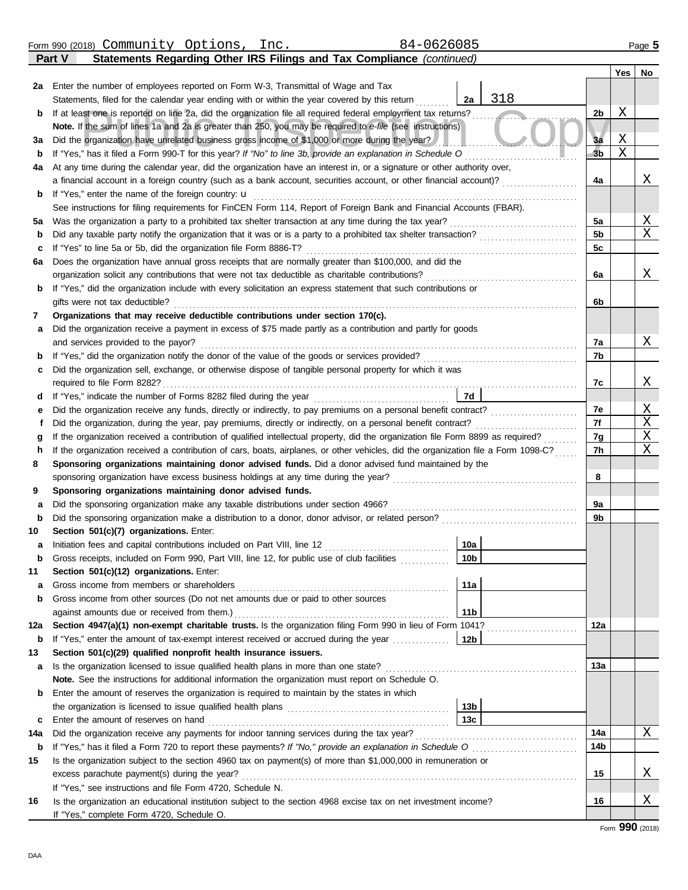Form 990 (2018) Community Options, Inc. 84-0626085 Page 5

**Part V Statements Regarding Other IRS Filings and Tax Compliance** *(continued)*

| | | | | Yes | No |
|---|---|---|---|---|---|
| 2a | Enter the number of employees reported on Form W-3, Transmittal of Wage and Tax Statements, filed for the calendar year ending with or within the year covered by this return | 2a 318 | | | |
| b | If at least one is reported on line 2a, did the organization file all required federal employment tax returns? | | 2b | X | |
| | **Note.** If the sum of lines 1a and 2a is greater than 250, you may be required to *e-file* (see instructions) | | | | |
| 3a | Did the organization have unrelated business gross income of $1,000 or more during the year? | | 3a | X | |
| b | If "Yes," has it filed a Form 990-T for this year? *If "No" to line 3b, provide an explanation in Schedule O* | | 3b | X | |
| 4a | At any time during the calendar year, did the organization have an interest in, or a signature or other authority over, a financial account in a foreign country (such as a bank account, securities account, or other financial account)? | | 4a | | X |
| b | If "Yes," enter the name of the foreign country: u | | | | |
| | See instructions for filing requirements for FinCEN Form 114, Report of Foreign Bank and Financial Accounts (FBAR). | | | | |
| 5a | Was the organization a party to a prohibited tax shelter transaction at any time during the tax year? | | 5a | | X |
| b | Did any taxable party notify the organization that it was or is a party to a prohibited tax shelter transaction? | | 5b | | X |
| c | If "Yes" to line 5a or 5b, did the organization file Form 8886-T? | | 5c | | |
| 6a | Does the organization have annual gross receipts that are normally greater than $100,000, and did the organization solicit any contributions that were not tax deductible as charitable contributions? | | 6a | | X |
| b | If "Yes," did the organization include with every solicitation an express statement that such contributions or gifts were not tax deductible? | | 6b | | |
| 7 | **Organizations that may receive deductible contributions under section 170(c).** | | | | |
| a | Did the organization receive a payment in excess of $75 made partly as a contribution and partly for goods and services provided to the payor? | | 7a | | X |
| b | If "Yes," did the organization notify the donor of the value of the goods or services provided? | | 7b | | |
| c | Did the organization sell, exchange, or otherwise dispose of tangible personal property for which it was required to file Form 8282? | | 7c | | X |
| d | If "Yes," indicate the number of Forms 8282 filed during the year | 7d | | | |
| e | Did the organization receive any funds, directly or indirectly, to pay premiums on a personal benefit contract? | | 7e | | X |
| f | Did the organization, during the year, pay premiums, directly or indirectly, on a personal benefit contract? | | 7f | | X |
| g | If the organization received a contribution of qualified intellectual property, did the organization file Form 8899 as required? | | 7g | | X |
| h | If the organization received a contribution of cars, boats, airplanes, or other vehicles, did the organization file a Form 1098-C? | | 7h | | X |
| 8 | **Sponsoring organizations maintaining donor advised funds.** Did a donor advised fund maintained by the sponsoring organization have excess business holdings at any time during the year? | | 8 | | |
| 9 | **Sponsoring organizations maintaining donor advised funds.** | | | | |
| a | Did the sponsoring organization make any taxable distributions under section 4966? | | 9a | | |
| b | Did the sponsoring organization make a distribution to a donor, donor advisor, or related person? | | 9b | | |
| 10 | **Section 501(c)(7) organizations.** Enter: | | | | |
| a | Initiation fees and capital contributions included on Part VIII, line 12 | 10a | | | |
| b | Gross receipts, included on Form 990, Part VIII, line 12, for public use of club facilities | 10b | | | |
| 11 | **Section 501(c)(12) organizations.** Enter: | | | | |
| a | Gross income from members or shareholders | 11a | | | |
| b | Gross income from other sources (Do not net amounts due or paid to other sources against amounts due or received from them.) | 11b | | | |
| 12a | **Section 4947(a)(1) non-exempt charitable trusts.** Is the organization filing Form 990 in lieu of Form 1041? | | 12a | | |
| b | If "Yes," enter the amount of tax-exempt interest received or accrued during the year | 12b | | | |
| 13 | **Section 501(c)(29) qualified nonprofit health insurance issuers.** | | | | |
| a | Is the organization licensed to issue qualified health plans in more than one state? | | 13a | | |
| | **Note.** See the instructions for additional information the organization must report on Schedule O. | | | | |
| b | Enter the amount of reserves the organization is required to maintain by the states in which the organization is licensed to issue qualified health plans | 13b | | | |
| c | Enter the amount of reserves on hand | 13c | | | |
| 14a | Did the organization receive any payments for indoor tanning services during the tax year? | | 14a | | X |
| b | If "Yes," has it filed a Form 720 to report these payments? *If "No," provide an explanation in Schedule O* | | 14b | | |
| 15 | Is the organization subject to the section 4960 tax on payment(s) of more than $1,000,000 in remuneration or excess parachute payment(s) during the year? | | 15 | | X |
| | If "Yes," see instructions and file Form 4720, Schedule N. | | | | |
| 16 | Is the organization an educational institution subject to the section 4968 excise tax on net investment income? | | 16 | | X |
| | If "Yes," complete Form 4720, Schedule O. | | | | |

Form **990** (2018)

DAA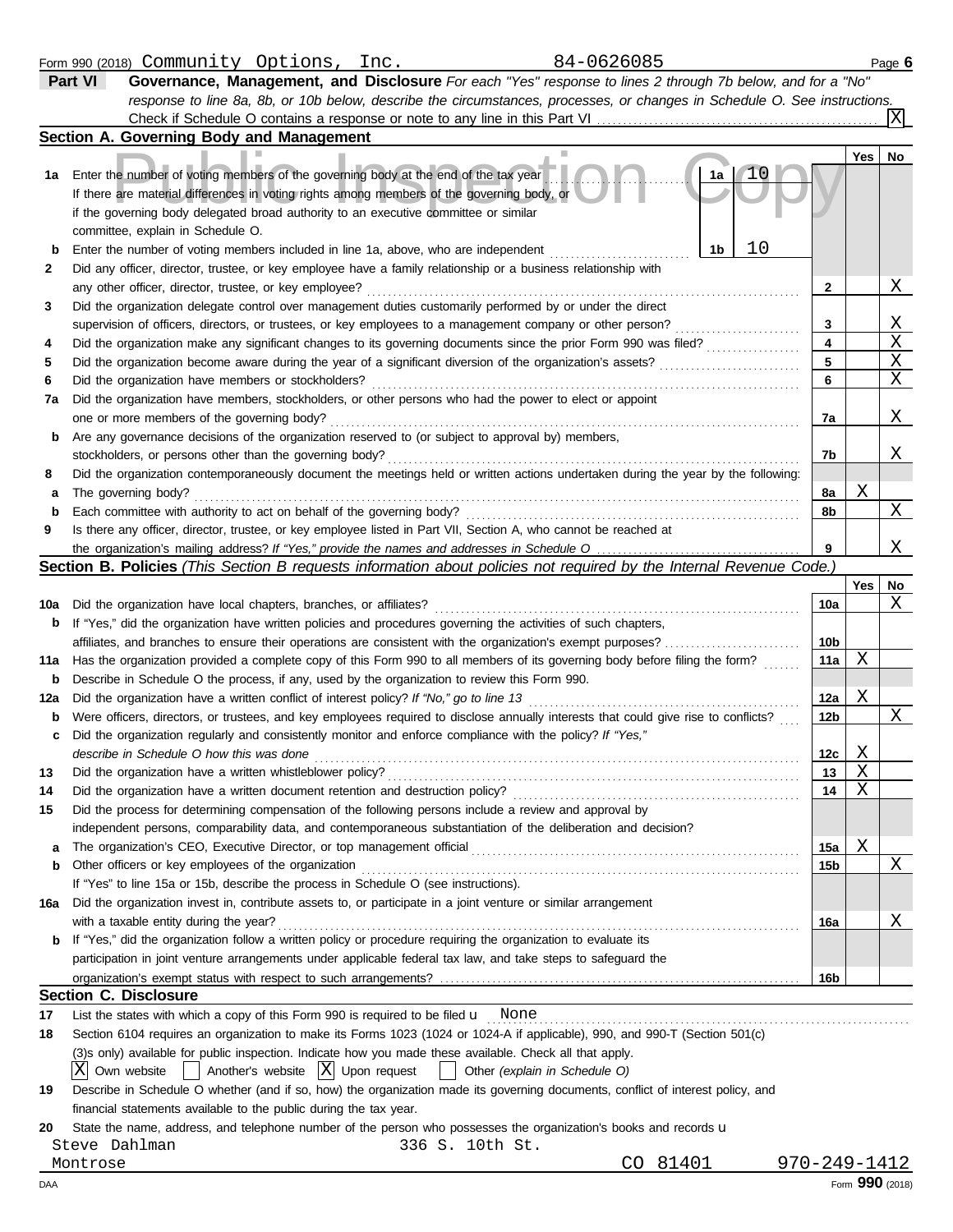Form 990 (2018) Community Options, Inc. 84-0626085 Page 6

**Part VI** **Governance, Management, and Disclosure** *For each "Yes" response to lines 2 through 7b below, and for a "No" response to line 8a, 8b, or 10b below, describe the circumstances, processes, or changes in Schedule O. See instructions.*

Check if Schedule O contains a response or note to any line in this Part VI . . . [X]

## Section A. Governing Body and Management

| | | | | Yes | No |
|---|---|---|---|---|---|
| 1a | Enter the number of voting members of the governing body at the end of the tax year. If there are material differences in voting rights among members of the governing body, or if the governing body delegated broad authority to an executive committee or similar committee, explain in Schedule O. | 1a: 10 | | | |
| b | Enter the number of voting members included in line 1a, above, who are independent | 1b: 10 | | | |
| 2 | Did any officer, director, trustee, or key employee have a family relationship or a business relationship with any other officer, director, trustee, or key employee? | | 2 | | X |
| 3 | Did the organization delegate control over management duties customarily performed by or under the direct supervision of officers, directors, or trustees, or key employees to a management company or other person? | | 3 | | X |
| 4 | Did the organization make any significant changes to its governing documents since the prior Form 990 was filed? | | 4 | | X |
| 5 | Did the organization become aware during the year of a significant diversion of the organization's assets? | | 5 | | X |
| 6 | Did the organization have members or stockholders? | | 6 | | X |
| 7a | Did the organization have members, stockholders, or other persons who had the power to elect or appoint one or more members of the governing body? | | 7a | | X |
| b | Are any governance decisions of the organization reserved to (or subject to approval by) members, stockholders, or persons other than the governing body? | | 7b | | X |
| 8 | Did the organization contemporaneously document the meetings held or written actions undertaken during the year by the following: | | | | |
| a | The governing body? | | 8a | X | |
| b | Each committee with authority to act on behalf of the governing body? | | 8b | | X |
| 9 | Is there any officer, director, trustee, or key employee listed in Part VII, Section A, who cannot be reached at the organization's mailing address? *If "Yes," provide the names and addresses in Schedule O* | | 9 | | X |

## Section B. Policies *(This Section B requests information about policies not required by the Internal Revenue Code.)*

| | | | Yes | No |
|---|---|---|---|---|
| 10a | Did the organization have local chapters, branches, or affiliates? | 10a | | X |
| b | If "Yes," did the organization have written policies and procedures governing the activities of such chapters, affiliates, and branches to ensure their operations are consistent with the organization's exempt purposes? | 10b | | |
| 11a | Has the organization provided a complete copy of this Form 990 to all members of its governing body before filing the form? | 11a | X | |
| b | Describe in Schedule O the process, if any, used by the organization to review this Form 990. | | | |
| 12a | Did the organization have a written conflict of interest policy? *If "No," go to line 13* | 12a | X | |
| b | Were officers, directors, or trustees, and key employees required to disclose annually interests that could give rise to conflicts? | 12b | | X |
| c | Did the organization regularly and consistently monitor and enforce compliance with the policy? *If "Yes," describe in Schedule O how this was done* | 12c | X | |
| 13 | Did the organization have a written whistleblower policy? | 13 | X | |
| 14 | Did the organization have a written document retention and destruction policy? | 14 | X | |
| 15 | Did the process for determining compensation of the following persons include a review and approval by independent persons, comparability data, and contemporaneous substantiation of the deliberation and decision? | | | |
| a | The organization's CEO, Executive Director, or top management official | 15a | X | |
| b | Other officers or key employees of the organization | 15b | | X |
| | If "Yes" to line 15a or 15b, describe the process in Schedule O (see instructions). | | | |
| 16a | Did the organization invest in, contribute assets to, or participate in a joint venture or similar arrangement with a taxable entity during the year? | 16a | | X |
| b | If "Yes," did the organization follow a written policy or procedure requiring the organization to evaluate its participation in joint venture arrangements under applicable federal tax law, and take steps to safeguard the organization's exempt status with respect to such arrangements? | 16b | | |

## Section C. Disclosure

17 List the states with which a copy of this Form 990 is required to be filed u None

18 Section 6104 requires an organization to make its Forms 1023 (1024 or 1024-A if applicable), 990, and 990-T (Section 501(c)(3)s only) available for public inspection. Indicate how you made these available. Check all that apply.

[X] Own website [ ] Another's website [X] Upon request [ ] Other *(explain in Schedule O)*

19 Describe in Schedule O whether (and if so, how) the organization made its governing documents, conflict of interest policy, and financial statements available to the public during the tax year.

20 State the name, address, and telephone number of the person who possesses the organization's books and records u

Steve Dahlman 336 S. 10th St.
Montrose CO 81401 970-249-1412

DAA Form **990** (2018)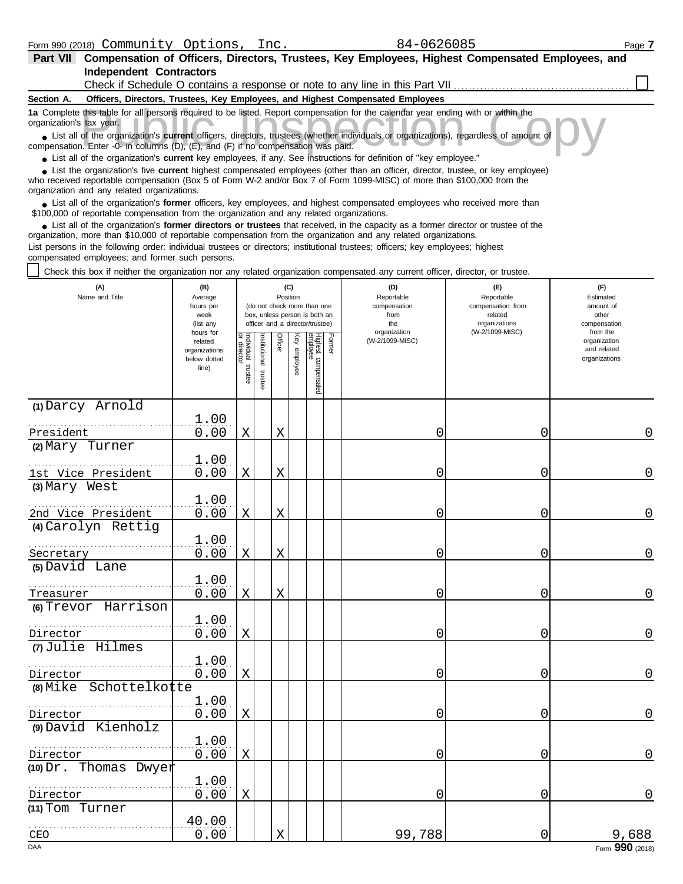Form 990 (2018) Community Options, Inc. 84-0626085

**Part VII Compensation of Officers, Directors, Trustees, Key Employees, Highest Compensated Employees, and Independent Contractors**

Check if Schedule O contains a response or note to any line in this Part VII ☐

**Section A. Officers, Directors, Trustees, Key Employees, and Highest Compensated Employees**

**1a** Complete this table for all persons required to be listed. Report compensation for the calendar year ending with or within the organization's tax year.

- List all of the organization's **current** officers, directors, trustees (whether individuals or organizations), regardless of amount of compensation. Enter -0- in columns (D), (E), and (F) if no compensation was paid.
- List all of the organization's **current** key employees, if any. See instructions for definition of "key employee."
- List the organization's five **current** highest compensated employees (other than an officer, director, trustee, or key employee) who received reportable compensation (Box 5 of Form W-2 and/or Box 7 of Form 1099-MISC) of more than $100,000 from the organization and any related organizations.
- List all of the organization's **former** officers, key employees, and highest compensated employees who received more than $100,000 of reportable compensation from the organization and any related organizations.
- List all of the organization's **former directors or trustees** that received, in the capacity as a former director or trustee of the organization, more than $10,000 of reportable compensation from the organization and any related organizations.

List persons in the following order: individual trustees or directors; institutional trustees; officers; key employees; highest compensated employees; and former such persons.

☐ Check this box if neither the organization nor any related organization compensated any current officer, director, or trustee.

| (A) Name and Title | (B) Average hours per week (list any hours for related organizations below dotted line) | (C) Position (do not check more than one box, unless person is both an officer and a director/trustee) | | | | | | (D) Reportable compensation from the organization (W-2/1099-MISC) | (E) Reportable compensation from related organizations (W-2/1099-MISC) | (F) Estimated amount of other compensation from the organization and related organizations |
|---|---|---|---|---|---|---|---|---|---|---|
| | | Individual trustee or director | Institutional trustee | Officer | Key employee | Highest compensated employee | Former | | | |
| (1) Darcy Arnold<br>President | 1.00<br>0.00 | X | | X | | | | 0 | 0 | 0 |
| (2) Mary Turner<br>1st Vice President | 1.00<br>0.00 | X | | X | | | | 0 | 0 | 0 |
| (3) Mary West<br>2nd Vice President | 1.00<br>0.00 | X | | X | | | | 0 | 0 | 0 |
| (4) Carolyn Rettig<br>Secretary | 1.00<br>0.00 | X | | X | | | | 0 | 0 | 0 |
| (5) David Lane<br>Treasurer | 1.00<br>0.00 | X | | X | | | | 0 | 0 | 0 |
| (6) Trevor Harrison<br>Director | 1.00<br>0.00 | X | | | | | | 0 | 0 | 0 |
| (7) Julie Hilmes<br>Director | 1.00<br>0.00 | X | | | | | | 0 | 0 | 0 |
| (8) Mike Schottelkotte<br>Director | 1.00<br>0.00 | X | | | | | | 0 | 0 | 0 |
| (9) David Kienholz<br>Director | 1.00<br>0.00 | X | | | | | | 0 | 0 | 0 |
| (10) Dr. Thomas Dwyer<br>Director | 1.00<br>0.00 | X | | | | | | 0 | 0 | 0 |
| (11) Tom Turner<br>CEO | 40.00<br>0.00 | | | X | | | | 99,788 | 0 | 9,688 |

Form 990 (2018)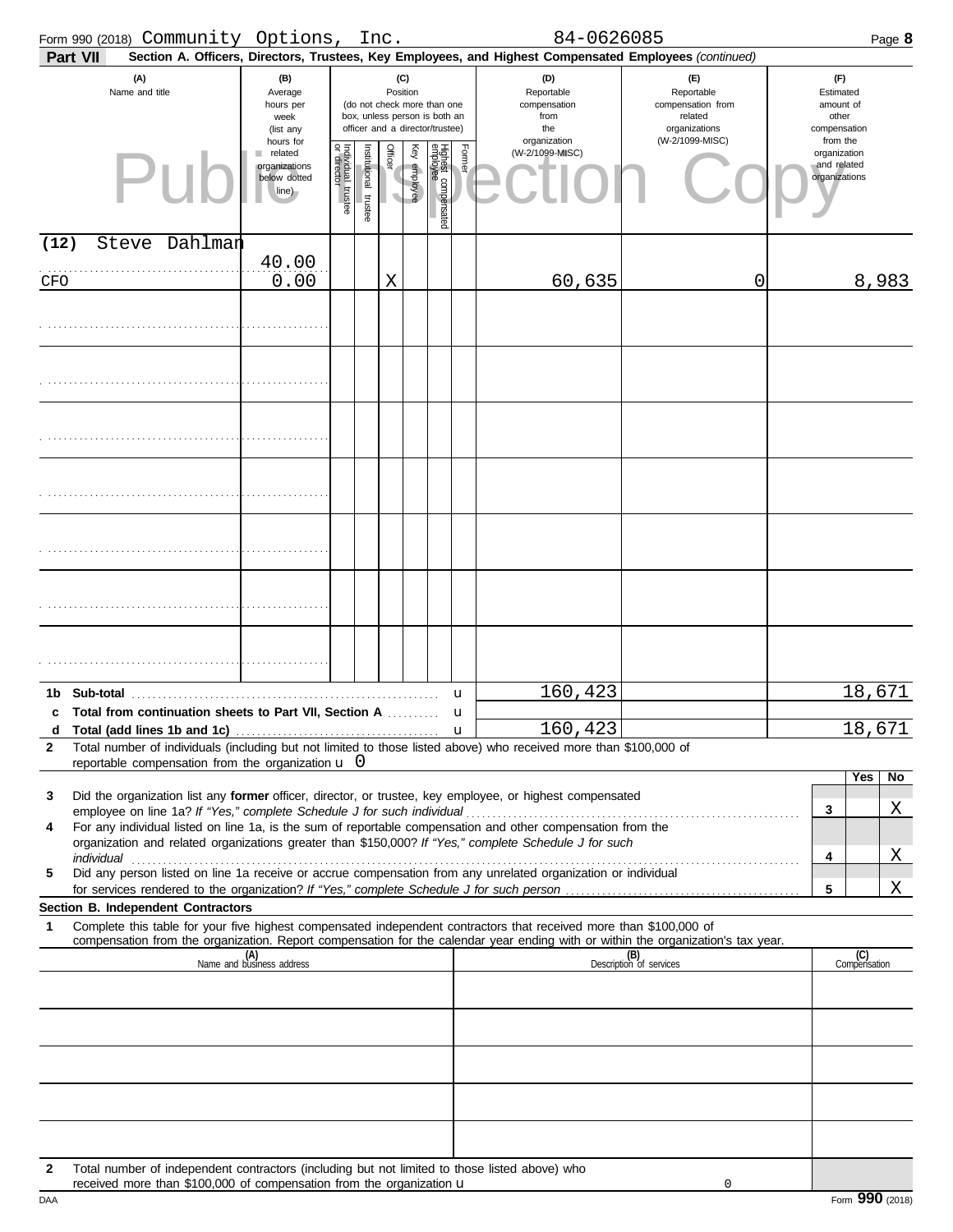Form 990 (2018) Community Options, Inc. 84-0626085

**Part VII Section A. Officers, Directors, Trustees, Key Employees, and Highest Compensated Employees** *(continued)*

| (A) Name and title | (B) Average hours per week (list any hours for related organizations below dotted line) | (C) Position: Individual trustee or director | Institutional trustee | Officer | Key employee | Highest compensated employee | Former | (D) Reportable compensation from the organization (W-2/1099-MISC) | (E) Reportable compensation from related organizations (W-2/1099-MISC) | (F) Estimated amount of other compensation from the organization and related organizations |
|---|---|---|---|---|---|---|---|---|---|---|
| (12) Steve Dahlman<br>CFO | 40.00<br>0.00 | | | X | | | | 60,635 | 0 | 8,983 |
| | | | | | | | | | | |
| | | | | | | | | | | |
| | | | | | | | | | | |
| | | | | | | | | | | |
| | | | | | | | | | | |
| | | | | | | | | | | |
| | | | | | | | | | | |

| | | (D) | (E) | (F) |
|---|---|---|---|---|
| **1b** | **Sub-total** | 160,423 | | 18,671 |
| **c** | **Total from continuation sheets to Part VII, Section A** | | | |
| **d** | **Total (add lines 1b and 1c)** | 160,423 | | 18,671 |

**2** Total number of individuals (including but not limited to those listed above) who received more than $100,000 of reportable compensation from the organization u 0

| | | | Yes | No |
|---|---|---|---|---|
| **3** | Did the organization list any **former** officer, director, or trustee, key employee, or highest compensated employee on line 1a? *If "Yes," complete Schedule J for such individual* | 3 | | X |
| **4** | For any individual listed on line 1a, is the sum of reportable compensation and other compensation from the organization and related organizations greater than $150,000? *If "Yes," complete Schedule J for such individual* | 4 | | X |
| **5** | Did any person listed on line 1a receive or accrue compensation from any unrelated organization or individual for services rendered to the organization? *If "Yes," complete Schedule J for such person* | 5 | | X |

**Section B. Independent Contractors**

**1** Complete this table for your five highest compensated independent contractors that received more than $100,000 of compensation from the organization. Report compensation for the calendar year ending with or within the organization's tax year.

| (A) Name and business address | (B) Description of services | (C) Compensation |
|---|---|---|
| | | |
| | | |
| | | |
| | | |
| | | |

**2** Total number of independent contractors (including but not limited to those listed above) who received more than $100,000 of compensation from the organization u 0

Form **990** (2018)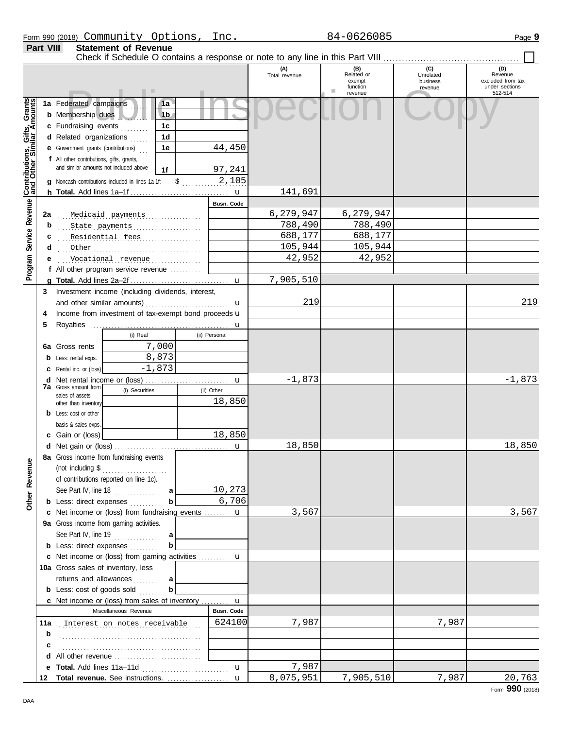Form 990 (2018) Community Options, Inc. 84-0626085

## Part VIII Statement of Revenue

Check if Schedule O contains a response or note to any line in this Part VIII ☐

| | | | (A) Total revenue | (B) Related or exempt function revenue | (C) Unrelated business revenue | (D) Revenue excluded from tax under sections 512-514 |
|---|---|---|---|---|---|---|
| **Contributions, Gifts, Grants and Other Similar Amounts** | | | | | | |
| 1a | Federated campaigns | 1a | | | | |
| b | Membership dues | 1b | | | | |
| c | Fundraising events | 1c | | | | |
| d | Related organizations | 1d | | | | |
| e | Government grants (contributions) | 1e 44,450 | | | | |
| f | All other contributions, gifts, grants, and similar amounts not included above | 1f 97,241 | | | | |
| g | Noncash contributions included in lines 1a-1f: $ 2,105 | | | | | |
| h | **Total.** Add lines 1a–1f | | 141,691 | | | |
| **Program Service Revenue** | | Busn. Code | | | | |
| 2a | Medicaid payments | | 6,279,947 | 6,279,947 | | |
| b | State payments | | 788,490 | 788,490 | | |
| c | Residential fees | | 688,177 | 688,177 | | |
| d | Other | | 105,944 | 105,944 | | |
| e | Vocational revenue | | 42,952 | 42,952 | | |
| f | All other program service revenue | | | | | |
| g | **Total.** Add lines 2a–2f | | 7,905,510 | | | |
| **Other Revenue** | | | | | | |
| 3 | Investment income (including dividends, interest, and other similar amounts) | | 219 | | | 219 |
| 4 | Income from investment of tax-exempt bond proceeds | | | | | |
| 5 | Royalties | | | | | |
| | | (i) Real / (ii) Personal | | | | |
| 6a | Gross rents | 7,000 / | | | | |
| b | Less: rental exps. | 8,873 / | | | | |
| c | Rental inc. or (loss) | -1,873 / | | | | |
| d | Net rental income or (loss) | | -1,873 | | | -1,873 |
| 7a | Gross amount from sales of assets other than inventory | (i) Securities: / (ii) Other: 18,850 | | | | |
| b | Less: cost or other basis & sales exps. | | | | | |
| c | Gain or (loss) | (i) / (ii) 18,850 | | | | |
| d | Net gain or (loss) | | 18,850 | | | 18,850 |
| 8a | Gross income from fundraising events (not including $ of contributions reported on line 1c). See Part IV, line 18 | a 10,273 | | | | |
| b | Less: direct expenses | b 6,706 | | | | |
| c | Net income or (loss) from fundraising events | | 3,567 | | | 3,567 |
| 9a | Gross income from gaming activities. See Part IV, line 19 | a | | | | |
| b | Less: direct expenses | b | | | | |
| c | Net income or (loss) from gaming activities | | | | | |
| 10a | Gross sales of inventory, less returns and allowances | a | | | | |
| b | Less: cost of goods sold | b | | | | |
| c | Net income or (loss) from sales of inventory | | | | | |
| | Miscellaneous Revenue | Busn. Code | | | | |
| 11a | Interest on notes receivable | 624100 | 7,987 | | 7,987 | |
| b | | | | | | |
| c | | | | | | |
| d | All other revenue | | | | | |
| e | **Total.** Add lines 11a–11d | | 7,987 | | | |
| 12 | **Total revenue.** See instructions. | | 8,075,951 | 7,905,510 | 7,987 | 20,763 |

Form **990** (2018)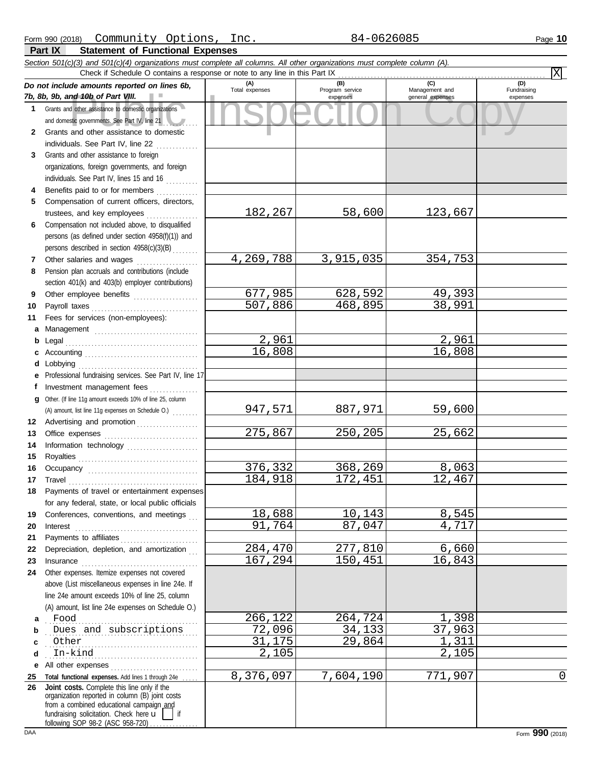Form 990 (2018) Community Options, Inc. 84-0626085

## Part IX Statement of Functional Expenses

*Section 501(c)(3) and 501(c)(4) organizations must complete all columns. All other organizations must complete column (A).*

Check if Schedule O contains a response or note to any line in this Part IX . . . . . . . . . . [X]

| *Do not include amounts reported on lines 6b, 7b, 8b, 9b, and 10b of Part VIII.* | (A) Total expenses | (B) Program service expenses | (C) Management and general expenses | (D) Fundraising expenses |
|---|---|---|---|---|
| 1 Grants and other assistance to domestic organizations and domestic governments. See Part IV, line 21 | | | | |
| 2 Grants and other assistance to domestic individuals. See Part IV, line 22 | | | | |
| 3 Grants and other assistance to foreign organizations, foreign governments, and foreign individuals. See Part IV, lines 15 and 16 | | | | |
| 4 Benefits paid to or for members | | | | |
| 5 Compensation of current officers, directors, trustees, and key employees | 182,267 | 58,600 | 123,667 | |
| 6 Compensation not included above, to disqualified persons (as defined under section 4958(f)(1)) and persons described in section 4958(c)(3)(B) | | | | |
| 7 Other salaries and wages | 4,269,788 | 3,915,035 | 354,753 | |
| 8 Pension plan accruals and contributions (include section 401(k) and 403(b) employer contributions) | | | | |
| 9 Other employee benefits | 677,985 | 628,592 | 49,393 | |
| 10 Payroll taxes | 507,886 | 468,895 | 38,991 | |
| 11 Fees for services (non-employees): | | | | |
| a Management | | | | |
| b Legal | 2,961 | | 2,961 | |
| c Accounting | 16,808 | | 16,808 | |
| d Lobbying | | | | |
| e Professional fundraising services. See Part IV, line 17 | | | | |
| f Investment management fees | | | | |
| g Other. (If line 11g amount exceeds 10% of line 25, column (A) amount, list line 11g expenses on Schedule O.) | 947,571 | 887,971 | 59,600 | |
| 12 Advertising and promotion | | | | |
| 13 Office expenses | 275,867 | 250,205 | 25,662 | |
| 14 Information technology | | | | |
| 15 Royalties | | | | |
| 16 Occupancy | 376,332 | 368,269 | 8,063 | |
| 17 Travel | 184,918 | 172,451 | 12,467 | |
| 18 Payments of travel or entertainment expenses for any federal, state, or local public officials | | | | |
| 19 Conferences, conventions, and meetings | 18,688 | 10,143 | 8,545 | |
| 20 Interest | 91,764 | 87,047 | 4,717 | |
| 21 Payments to affiliates | | | | |
| 22 Depreciation, depletion, and amortization | 284,470 | 277,810 | 6,660 | |
| 23 Insurance | 167,294 | 150,451 | 16,843 | |
| 24 Other expenses. Itemize expenses not covered above (List miscellaneous expenses in line 24e. If line 24e amount exceeds 10% of line 25, column (A) amount, list line 24e expenses on Schedule O.) | | | | |
| a Food | 266,122 | 264,724 | 1,398 | |
| b Dues and subscriptions | 72,096 | 34,133 | 37,963 | |
| c Other | 31,175 | 29,864 | 1,311 | |
| d In-kind | 2,105 | | 2,105 | |
| e All other expenses | | | | |
| 25 **Total functional expenses.** Add lines 1 through 24e | 8,376,097 | 7,604,190 | 771,907 | 0 |
| 26 **Joint costs.** Complete this line only if the organization reported in column (B) joint costs from a combined educational campaign and fundraising solicitation. Check here [ ] if following SOP 98-2 (ASC 958-720) | | | | |

Form **990** (2018)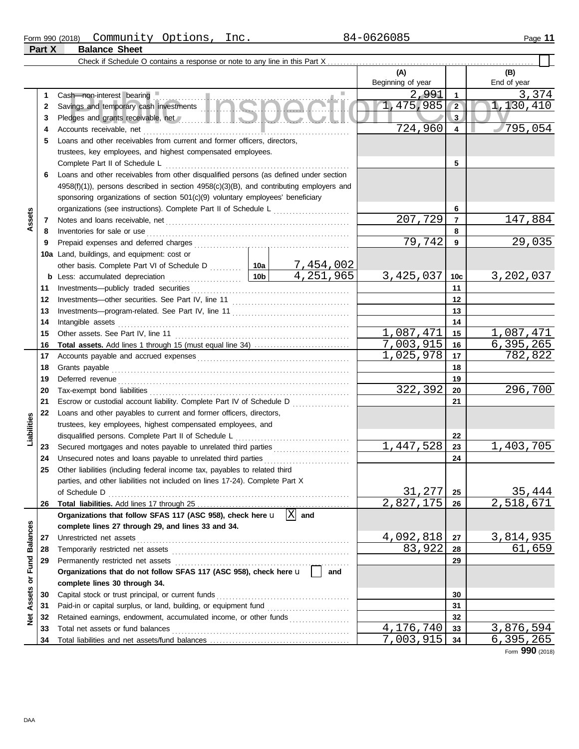Form 990 (2018) Community Options, Inc. 84-0626085 Page 11

## Part X Balance Sheet

Check if Schedule O contains a response or note to any line in this Part X ☐

| | | | | (A) Beginning of year | | (B) End of year |
|---|---|---|---|---|---|---|
| **Assets** | 1 | Cash—non-interest bearing | | 2,991 | 1 | 3,374 |
| | 2 | Savings and temporary cash investments | | 1,475,985 | 2 | 1,130,410 |
| | 3 | Pledges and grants receivable, net | | | 3 | |
| | 4 | Accounts receivable, net | | 724,960 | 4 | 795,054 |
| | 5 | Loans and other receivables from current and former officers, directors, trustees, key employees, and highest compensated employees. Complete Part II of Schedule L | | | 5 | |
| | 6 | Loans and other receivables from other disqualified persons (as defined under section 4958(f)(1)), persons described in section 4958(c)(3)(B), and contributing employers and sponsoring organizations of section 501(c)(9) voluntary employees' beneficiary organizations (see instructions). Complete Part II of Schedule L | | | 6 | |
| | 7 | Notes and loans receivable, net | | 207,729 | 7 | 147,884 |
| | 8 | Inventories for sale or use | | | 8 | |
| | 9 | Prepaid expenses and deferred charges | | 79,742 | 9 | 29,035 |
| | 10a | Land, buildings, and equipment: cost or other basis. Complete Part VI of Schedule D | 10a 7,454,002 | | | |
| | b | Less: accumulated depreciation | 10b 4,251,965 | 3,425,037 | 10c | 3,202,037 |
| | 11 | Investments—publicly traded securities | | | 11 | |
| | 12 | Investments—other securities. See Part IV, line 11 | | | 12 | |
| | 13 | Investments—program-related. See Part IV, line 11 | | | 13 | |
| | 14 | Intangible assets | | | 14 | |
| | 15 | Other assets. See Part IV, line 11 | | 1,087,471 | 15 | 1,087,471 |
| | 16 | **Total assets.** Add lines 1 through 15 (must equal line 34) | | 7,003,915 | 16 | 6,395,265 |
| **Liabilities** | 17 | Accounts payable and accrued expenses | | 1,025,978 | 17 | 782,822 |
| | 18 | Grants payable | | | 18 | |
| | 19 | Deferred revenue | | | 19 | |
| | 20 | Tax-exempt bond liabilities | | 322,392 | 20 | 296,700 |
| | 21 | Escrow or custodial account liability. Complete Part IV of Schedule D | | | 21 | |
| | 22 | Loans and other payables to current and former officers, directors, trustees, key employees, highest compensated employees, and disqualified persons. Complete Part II of Schedule L | | | 22 | |
| | 23 | Secured mortgages and notes payable to unrelated third parties | | 1,447,528 | 23 | 1,403,705 |
| | 24 | Unsecured notes and loans payable to unrelated third parties | | | 24 | |
| | 25 | Other liabilities (including federal income tax, payables to related third parties, and other liabilities not included on lines 17-24). Complete Part X of Schedule D | | 31,277 | 25 | 35,444 |
| | 26 | **Total liabilities.** Add lines 17 through 25 | | 2,827,175 | 26 | 2,518,671 |
| **Net Assets or Fund Balances** | | **Organizations that follow SFAS 117 (ASC 958), check here** ☒ **and complete lines 27 through 29, and lines 33 and 34.** | | | | |
| | 27 | Unrestricted net assets | | 4,092,818 | 27 | 3,814,935 |
| | 28 | Temporarily restricted net assets | | 83,922 | 28 | 61,659 |
| | 29 | Permanently restricted net assets | | | 29 | |
| | | **Organizations that do not follow SFAS 117 (ASC 958), check here** ☐ **and complete lines 30 through 34.** | | | | |
| | 30 | Capital stock or trust principal, or current funds | | | 30 | |
| | 31 | Paid-in or capital surplus, or land, building, or equipment fund | | | 31 | |
| | 32 | Retained earnings, endowment, accumulated income, or other funds | | | 32 | |
| | 33 | Total net assets or fund balances | | 4,176,740 | 33 | 3,876,594 |
| | 34 | Total liabilities and net assets/fund balances | | 7,003,915 | 34 | 6,395,265 |

Form **990** (2018)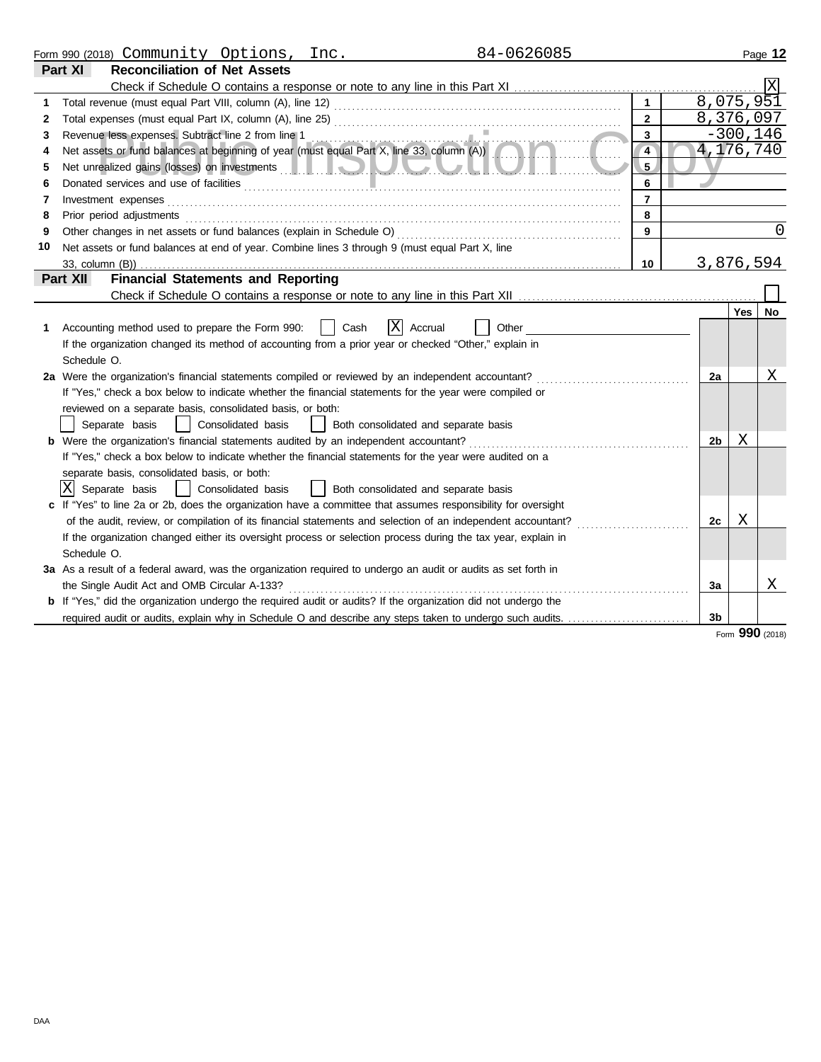Form 990 (2018) Community Options, Inc. 84-0626085

## Part XI Reconciliation of Net Assets

Check if Schedule O contains a response or note to any line in this Part XI . . . . . . . . [X]

| | | | |
|---|---|---|---|
| 1 | Total revenue (must equal Part VIII, column (A), line 12) | 1 | 8,075,951 |
| 2 | Total expenses (must equal Part IX, column (A), line 25) | 2 | 8,376,097 |
| 3 | Revenue less expenses. Subtract line 2 from line 1 | 3 | -300,146 |
| 4 | Net assets or fund balances at beginning of year (must equal Part X, line 33, column (A)) | 4 | 4,176,740 |
| 5 | Net unrealized gains (losses) on investments | 5 | |
| 6 | Donated services and use of facilities | 6 | |
| 7 | Investment expenses | 7 | |
| 8 | Prior period adjustments | 8 | |
| 9 | Other changes in net assets or fund balances (explain in Schedule O) | 9 | 0 |
| 10 | Net assets or fund balances at end of year. Combine lines 3 through 9 (must equal Part X, line 33, column (B)) | 10 | 3,876,594 |

## Part XII Financial Statements and Reporting

Check if Schedule O contains a response or note to any line in this Part XII . . . . . . . . [ ]

| | | | Yes | No |
|---|---|---|---|---|
| 1 | Accounting method used to prepare the Form 990: [ ] Cash [X] Accrual [ ] Other<br>If the organization changed its method of accounting from a prior year or checked "Other," explain in Schedule O. | | | |
| 2a | Were the organization's financial statements compiled or reviewed by an independent accountant?<br>If "Yes," check a box below to indicate whether the financial statements for the year were compiled or reviewed on a separate basis, consolidated basis, or both:<br>[ ] Separate basis [ ] Consolidated basis [ ] Both consolidated and separate basis | 2a | | X |
| b | Were the organization's financial statements audited by an independent accountant?<br>If "Yes," check a box below to indicate whether the financial statements for the year were audited on a separate basis, consolidated basis, or both:<br>[X] Separate basis [ ] Consolidated basis [ ] Both consolidated and separate basis | 2b | X | |
| c | If "Yes" to line 2a or 2b, does the organization have a committee that assumes responsibility for oversight of the audit, review, or compilation of its financial statements and selection of an independent accountant?<br>If the organization changed either its oversight process or selection process during the tax year, explain in Schedule O. | 2c | X | |
| 3a | As a result of a federal award, was the organization required to undergo an audit or audits as set forth in the Single Audit Act and OMB Circular A-133? | 3a | | X |
| b | If "Yes," did the organization undergo the required audit or audits? If the organization did not undergo the required audit or audits, explain why in Schedule O and describe any steps taken to undergo such audits. | 3b | | |

Form **990** (2018)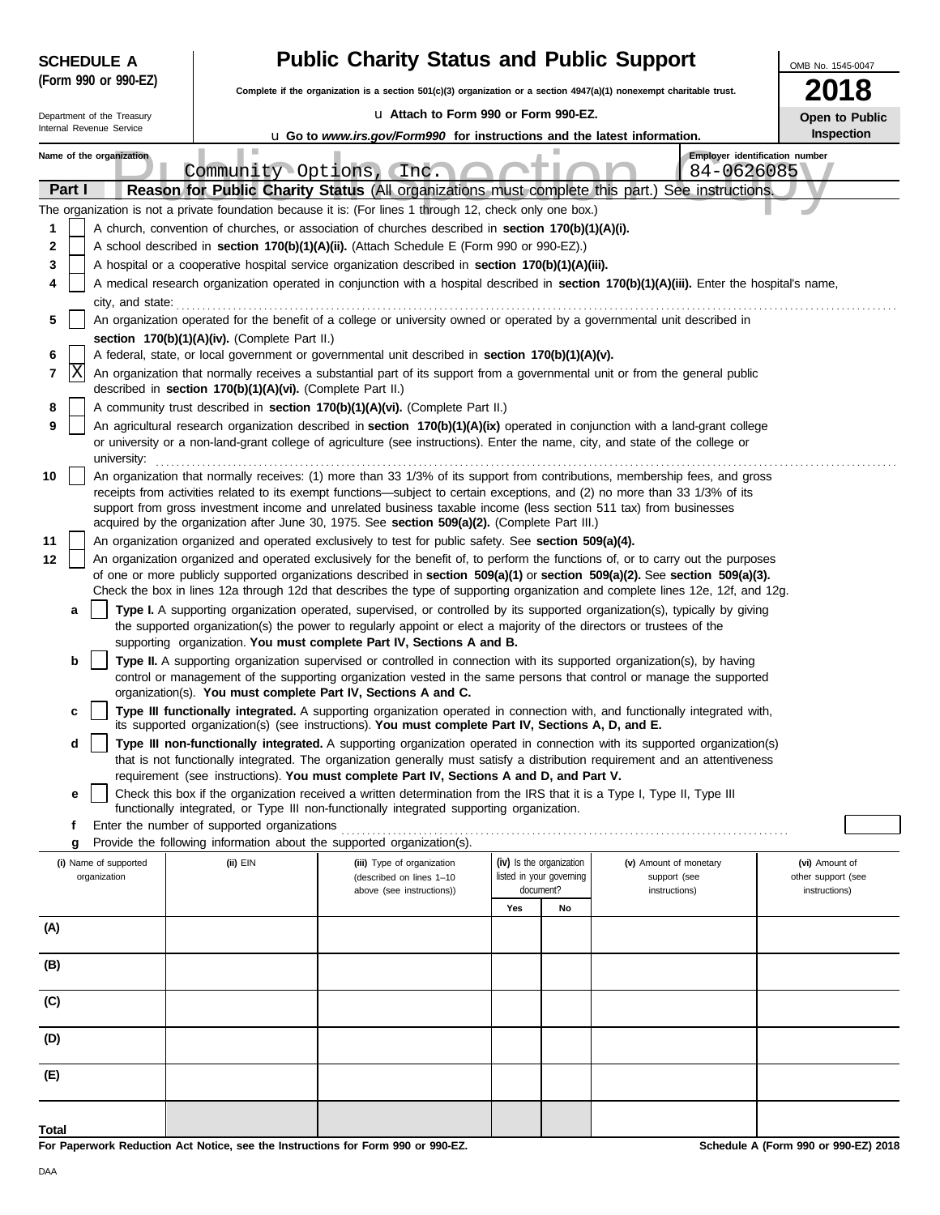**SCHEDULE A**
**(Form 990 or 990-EZ)**

Department of the Treasury
Internal Revenue Service

# Public Charity Status and Public Support

**Complete if the organization is a section 501(c)(3) organization or a section 4947(a)(1) nonexempt charitable trust.**

u **Attach to Form 990 or Form 990-EZ.**

u **Go to *www.irs.gov/Form990* for instructions and the latest information.**

OMB No. 1545-0047

**2018**

**Open to Public Inspection**

**Name of the organization**
Community Options, Inc.

**Employer identification number**
84-0626085

## Part I — Reason for Public Charity Status (All organizations must complete this part.) See instructions.

The organization is not a private foundation because it is: (For lines 1 through 12, check only one box.)

1. [ ] A church, convention of churches, or association of churches described in **section 170(b)(1)(A)(i).**
2. [ ] A school described in **section 170(b)(1)(A)(ii).** (Attach Schedule E (Form 990 or 990-EZ).)
3. [ ] A hospital or a cooperative hospital service organization described in **section 170(b)(1)(A)(iii).**
4. [ ] A medical research organization operated in conjunction with a hospital described in **section 170(b)(1)(A)(iii).** Enter the hospital's name, city, and state:
5. [ ] An organization operated for the benefit of a college or university owned or operated by a governmental unit described in **section 170(b)(1)(A)(iv).** (Complete Part II.)
6. [ ] A federal, state, or local government or governmental unit described in **section 170(b)(1)(A)(v).**
7. [X] An organization that normally receives a substantial part of its support from a governmental unit or from the general public described in **section 170(b)(1)(A)(vi).** (Complete Part II.)
8. [ ] A community trust described in **section 170(b)(1)(A)(vi).** (Complete Part II.)
9. [ ] An agricultural research organization described in **section 170(b)(1)(A)(ix)** operated in conjunction with a land-grant college or university or a non-land-grant college of agriculture (see instructions). Enter the name, city, and state of the college or university:
10. [ ] An organization that normally receives: (1) more than 33 1/3% of its support from contributions, membership fees, and gross receipts from activities related to its exempt functions—subject to certain exceptions, and (2) no more than 33 1/3% of its support from gross investment income and unrelated business taxable income (less section 511 tax) from businesses acquired by the organization after June 30, 1975. See **section 509(a)(2).** (Complete Part III.)
11. [ ] An organization organized and operated exclusively to test for public safety. See **section 509(a)(4).**
12. [ ] An organization organized and operated exclusively for the benefit of, to perform the functions of, or to carry out the purposes of one or more publicly supported organizations described in **section 509(a)(1)** or **section 509(a)(2).** See **section 509(a)(3).** Check the box in lines 12a through 12d that describes the type of supporting organization and complete lines 12e, 12f, and 12g.
   - **a** [ ] **Type I.** A supporting organization operated, supervised, or controlled by its supported organization(s), typically by giving the supported organization(s) the power to regularly appoint or elect a majority of the directors or trustees of the supporting organization. **You must complete Part IV, Sections A and B.**
   - **b** [ ] **Type II.** A supporting organization supervised or controlled in connection with its supported organization(s), by having control or management of the supporting organization vested in the same persons that control or manage the supported organization(s). **You must complete Part IV, Sections A and C.**
   - **c** [ ] **Type III functionally integrated.** A supporting organization operated in connection with, and functionally integrated with, its supported organization(s) (see instructions). **You must complete Part IV, Sections A, D, and E.**
   - **d** [ ] **Type III non-functionally integrated.** A supporting organization operated in connection with its supported organization(s) that is not functionally integrated. The organization generally must satisfy a distribution requirement and an attentiveness requirement (see instructions). **You must complete Part IV, Sections A and D, and Part V.**
   - **e** [ ] Check this box if the organization received a written determination from the IRS that it is a Type I, Type II, Type III functionally integrated, or Type III non-functionally integrated supporting organization.
   - **f** Enter the number of supported organizations
   - **g** Provide the following information about the supported organization(s).

| (i) Name of supported organization | (ii) EIN | (iii) Type of organization (described on lines 1–10 above (see instructions)) | (iv) Is the organization listed in your governing document? | | (v) Amount of monetary support (see instructions) | (vi) Amount of other support (see instructions) |
|---|---|---|---|---|---|---|
| | | | Yes | No | | |
| (A) | | | | | | |
| (B) | | | | | | |
| (C) | | | | | | |
| (D) | | | | | | |
| (E) | | | | | | |
| Total | | | | | | |

**For Paperwork Reduction Act Notice, see the Instructions for Form 990 or 990-EZ.**

**Schedule A (Form 990 or 990-EZ) 2018**

DAA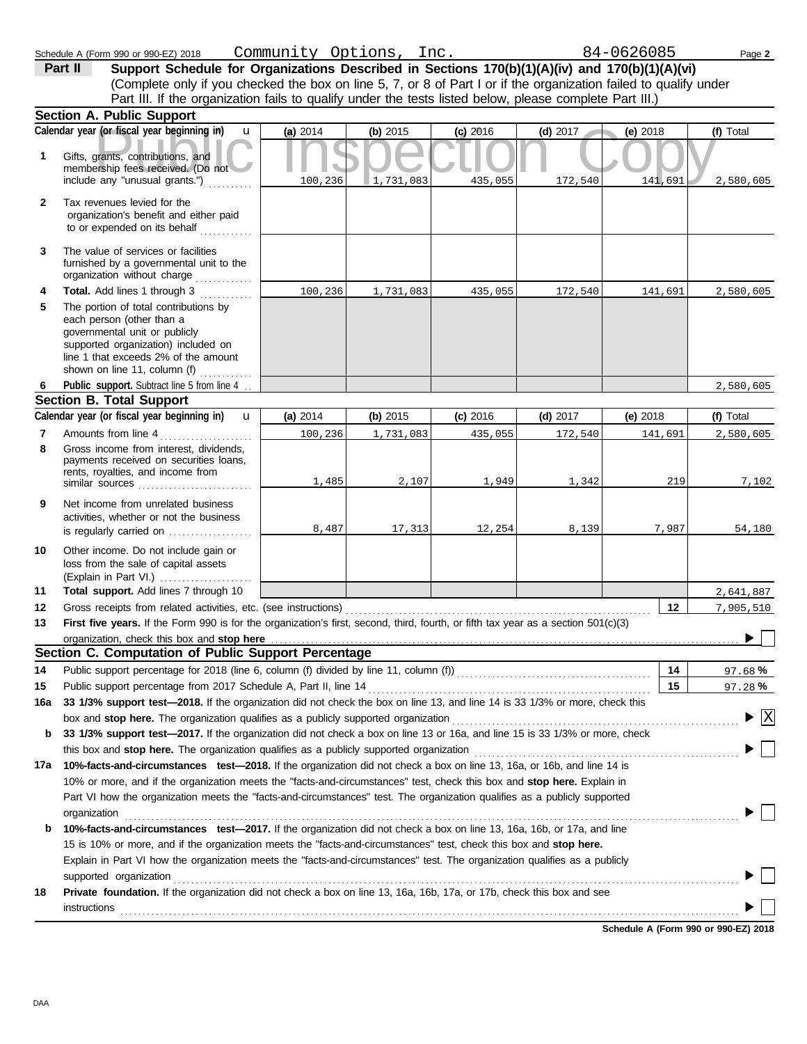Schedule A (Form 990 or 990-EZ) 2018 Community Options, Inc. 84-0626085

## Part II Support Schedule for Organizations Described in Sections 170(b)(1)(A)(iv) and 170(b)(1)(A)(vi)

(Complete only if you checked the box on line 5, 7, or 8 of Part I or if the organization failed to qualify under Part III. If the organization fails to qualify under the tests listed below, please complete Part III.)

### Section A. Public Support

| | Calendar year (or fiscal year beginning in) | (a) 2014 | (b) 2015 | (c) 2016 | (d) 2017 | (e) 2018 | (f) Total |
|---|---|---|---|---|---|---|---|
| 1 | Gifts, grants, contributions, and membership fees received. (Do not include any "unusual grants.") | 100,236 | 1,731,083 | 435,055 | 172,540 | 141,691 | 2,580,605 |
| 2 | Tax revenues levied for the organization's benefit and either paid to or expended on its behalf | | | | | | |
| 3 | The value of services or facilities furnished by a governmental unit to the organization without charge | | | | | | |
| 4 | **Total.** Add lines 1 through 3 | 100,236 | 1,731,083 | 435,055 | 172,540 | 141,691 | 2,580,605 |
| 5 | The portion of total contributions by each person (other than a governmental unit or publicly supported organization) included on line 1 that exceeds 2% of the amount shown on line 11, column (f) | | | | | | |
| 6 | **Public support.** Subtract line 5 from line 4 | | | | | | 2,580,605 |

### Section B. Total Support

| | Calendar year (or fiscal year beginning in) | (a) 2014 | (b) 2015 | (c) 2016 | (d) 2017 | (e) 2018 | (f) Total |
|---|---|---|---|---|---|---|---|
| 7 | Amounts from line 4 | 100,236 | 1,731,083 | 435,055 | 172,540 | 141,691 | 2,580,605 |
| 8 | Gross income from interest, dividends, payments received on securities loans, rents, royalties, and income from similar sources | 1,485 | 2,107 | 1,949 | 1,342 | 219 | 7,102 |
| 9 | Net income from unrelated business activities, whether or not the business is regularly carried on | 8,487 | 17,313 | 12,254 | 8,139 | 7,987 | 54,180 |
| 10 | Other income. Do not include gain or loss from the sale of capital assets (Explain in Part VI.) | | | | | | |
| 11 | **Total support.** Add lines 7 through 10 | | | | | | 2,641,887 |
| 12 | Gross receipts from related activities, etc. (see instructions) | | | | | 12 | 7,905,510 |

13 **First five years.** If the Form 990 is for the organization's first, second, third, fourth, or fifth tax year as a section 501(c)(3) organization, check this box and **stop here** ☐

### Section C. Computation of Public Support Percentage

| | | | |
|---|---|---|---|
| 14 | Public support percentage for 2018 (line 6, column (f) divided by line 11, column (f)) | 14 | 97.68 % |
| 15 | Public support percentage from 2017 Schedule A, Part II, line 14 | 15 | 97.28 % |

16a **33 1/3% support test—2018.** If the organization did not check the box on line 13, and line 14 is 33 1/3% or more, check this box and **stop here.** The organization qualifies as a publicly supported organization ☒

b **33 1/3% support test—2017.** If the organization did not check a box on line 13 or 16a, and line 15 is 33 1/3% or more, check this box and **stop here.** The organization qualifies as a publicly supported organization ☐

17a **10%-facts-and-circumstances test—2018.** If the organization did not check a box on line 13, 16a, or 16b, and line 14 is 10% or more, and if the organization meets the "facts-and-circumstances" test, check this box and **stop here.** Explain in Part VI how the organization meets the "facts-and-circumstances" test. The organization qualifies as a publicly supported organization ☐

b **10%-facts-and-circumstances test—2017.** If the organization did not check a box on line 13, 16a, 16b, or 17a, and line 15 is 10% or more, and if the organization meets the "facts-and-circumstances" test, check this box and **stop here.** Explain in Part VI how the organization meets the "facts-and-circumstances" test. The organization qualifies as a publicly supported organization ☐

18 **Private foundation.** If the organization did not check a box on line 13, 16a, 16b, 17a, or 17b, check this box and see instructions ☐

**Schedule A (Form 990 or 990-EZ) 2018**

DAA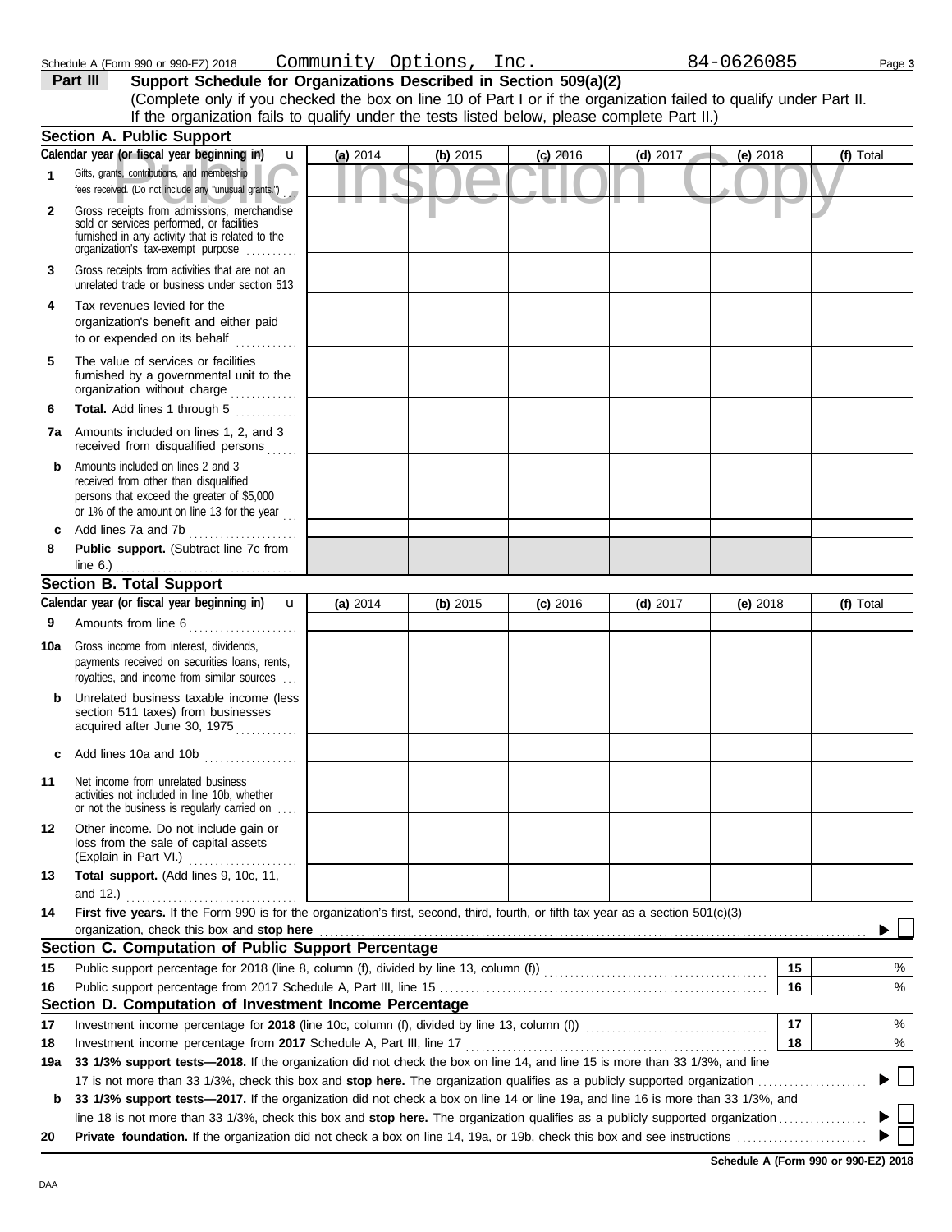Schedule A (Form 990 or 990-EZ) 2018 Community Options, Inc. 84-0626085

## Part III Support Schedule for Organizations Described in Section 509(a)(2)

(Complete only if you checked the box on line 10 of Part I or if the organization failed to qualify under Part II. If the organization fails to qualify under the tests listed below, please complete Part II.)

Public Inspection Copy

### Section A. Public Support

| Calendar year (or fiscal year beginning in) | (a) 2014 | (b) 2015 | (c) 2016 | (d) 2017 | (e) 2018 | (f) Total |
|---|---|---|---|---|---|---|
| 1 Gifts, grants, contributions, and membership fees received. (Do not include any "unusual grants.") | | | | | | |
| 2 Gross receipts from admissions, merchandise sold or services performed, or facilities furnished in any activity that is related to the organization's tax-exempt purpose | | | | | | |
| 3 Gross receipts from activities that are not an unrelated trade or business under section 513 | | | | | | |
| 4 Tax revenues levied for the organization's benefit and either paid to or expended on its behalf | | | | | | |
| 5 The value of services or facilities furnished by a governmental unit to the organization without charge | | | | | | |
| 6 **Total.** Add lines 1 through 5 | | | | | | |
| 7a Amounts included on lines 1, 2, and 3 received from disqualified persons | | | | | | |
| b Amounts included on lines 2 and 3 received from other than disqualified persons that exceed the greater of $5,000 or 1% of the amount on line 13 for the year | | | | | | |
| c Add lines 7a and 7b | | | | | | |
| 8 **Public support.** (Subtract line 7c from line 6.) | | | | | | |

### Section B. Total Support

| Calendar year (or fiscal year beginning in) | (a) 2014 | (b) 2015 | (c) 2016 | (d) 2017 | (e) 2018 | (f) Total |
|---|---|---|---|---|---|---|
| 9 Amounts from line 6 | | | | | | |
| 10a Gross income from interest, dividends, payments received on securities loans, rents, royalties, and income from similar sources | | | | | | |
| b Unrelated business taxable income (less section 511 taxes) from businesses acquired after June 30, 1975 | | | | | | |
| c Add lines 10a and 10b | | | | | | |
| 11 Net income from unrelated business activities not included in line 10b, whether or not the business is regularly carried on | | | | | | |
| 12 Other income. Do not include gain or loss from the sale of capital assets (Explain in Part VI.) | | | | | | |
| 13 **Total support.** (Add lines 9, 10c, 11, and 12.) | | | | | | |

14 **First five years.** If the Form 990 is for the organization's first, second, third, fourth, or fifth tax year as a section 501(c)(3) organization, check this box and **stop here** ☐

### Section C. Computation of Public Support Percentage

| | | | |
|---|---|---|---|
| 15 | Public support percentage for 2018 (line 8, column (f), divided by line 13, column (f)) | 15 | % |
| 16 | Public support percentage from 2017 Schedule A, Part III, line 15 | 16 | % |

### Section D. Computation of Investment Income Percentage

| | | | |
|---|---|---|---|
| 17 | Investment income percentage for **2018** (line 10c, column (f), divided by line 13, column (f)) | 17 | % |
| 18 | Investment income percentage from **2017** Schedule A, Part III, line 17 | 18 | % |

19a **33 1/3% support tests—2018.** If the organization did not check the box on line 14, and line 15 is more than 33 1/3%, and line 17 is not more than 33 1/3%, check this box and **stop here.** The organization qualifies as a publicly supported organization ☐

b **33 1/3% support tests—2017.** If the organization did not check a box on line 14 or line 19a, and line 16 is more than 33 1/3%, and line 18 is not more than 33 1/3%, check this box and **stop here.** The organization qualifies as a publicly supported organization ☐

20 **Private foundation.** If the organization did not check a box on line 14, 19a, or 19b, check this box and see instructions ☐

**Schedule A (Form 990 or 990-EZ) 2018**

DAA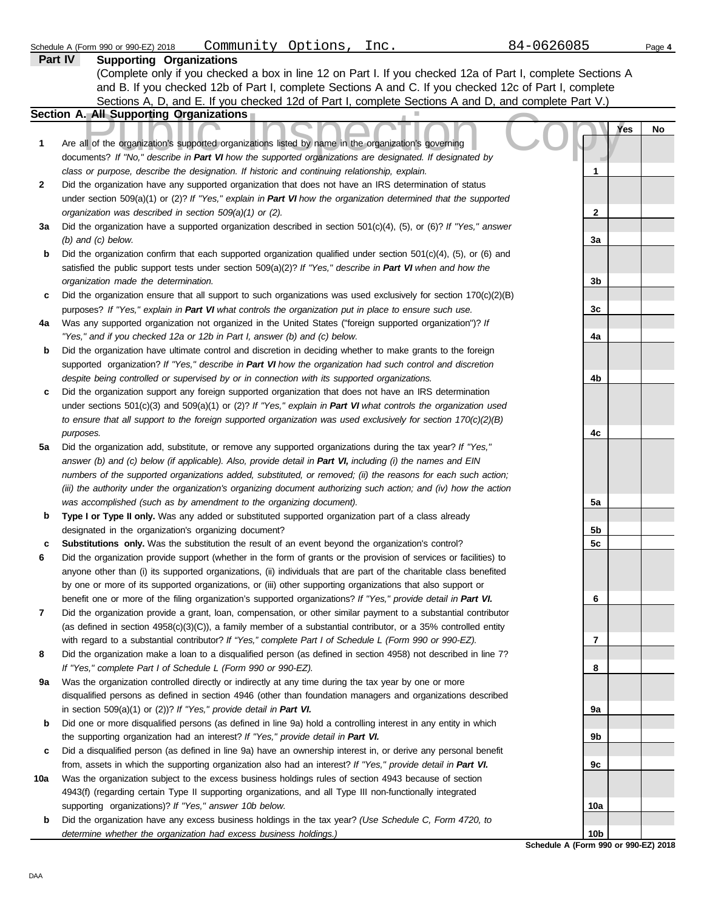Schedule A (Form 990 or 990-EZ) 2018 Community Options, Inc. 84-0626085

## Part IV Supporting Organizations

(Complete only if you checked a box in line 12 on Part I. If you checked 12a of Part I, complete Sections A and B. If you checked 12b of Part I, complete Sections A and C. If you checked 12c of Part I, complete Sections A, D, and E. If you checked 12d of Part I, complete Sections A and D, and complete Part V.)

### Section A. All Supporting Organizations

| | | | Yes | No |
|---|---|---|---|---|
| 1 | Are all of the organization's supported organizations listed by name in the organization's governing documents? *If "No," describe in **Part VI** how the supported organizations are designated. If designated by class or purpose, describe the designation. If historic and continuing relationship, explain.* | 1 | | |
| 2 | Did the organization have any supported organization that does not have an IRS determination of status under section 509(a)(1) or (2)? *If "Yes," explain in **Part VI** how the organization determined that the supported organization was described in section 509(a)(1) or (2).* | 2 | | |
| 3a | Did the organization have a supported organization described in section 501(c)(4), (5), or (6)? *If "Yes," answer (b) and (c) below.* | 3a | | |
| b | Did the organization confirm that each supported organization qualified under section 501(c)(4), (5), or (6) and satisfied the public support tests under section 509(a)(2)? *If "Yes," describe in **Part VI** when and how the organization made the determination.* | 3b | | |
| c | Did the organization ensure that all support to such organizations was used exclusively for section 170(c)(2)(B) purposes? *If "Yes," explain in **Part VI** what controls the organization put in place to ensure such use.* | 3c | | |
| 4a | Was any supported organization not organized in the United States ("foreign supported organization")? *If "Yes," and if you checked 12a or 12b in Part I, answer (b) and (c) below.* | 4a | | |
| b | Did the organization have ultimate control and discretion in deciding whether to make grants to the foreign supported organization? *If "Yes," describe in **Part VI** how the organization had such control and discretion despite being controlled or supervised by or in connection with its supported organizations.* | 4b | | |
| c | Did the organization support any foreign supported organization that does not have an IRS determination under sections 501(c)(3) and 509(a)(1) or (2)? *If "Yes," explain in **Part VI** what controls the organization used to ensure that all support to the foreign supported organization was used exclusively for section 170(c)(2)(B) purposes.* | 4c | | |
| 5a | Did the organization add, substitute, or remove any supported organizations during the tax year? *If "Yes," answer (b) and (c) below (if applicable). Also, provide detail in **Part VI,** including (i) the names and EIN numbers of the supported organizations added, substituted, or removed; (ii) the reasons for each such action; (iii) the authority under the organization's organizing document authorizing such action; and (iv) how the action was accomplished (such as by amendment to the organizing document).* | 5a | | |
| b | **Type I or Type II only.** Was any added or substituted supported organization part of a class already designated in the organization's organizing document? | 5b | | |
| c | **Substitutions only.** Was the substitution the result of an event beyond the organization's control? | 5c | | |
| 6 | Did the organization provide support (whether in the form of grants or the provision of services or facilities) to anyone other than (i) its supported organizations, (ii) individuals that are part of the charitable class benefited by one or more of its supported organizations, or (iii) other supporting organizations that also support or benefit one or more of the filing organization's supported organizations? *If "Yes," provide detail in **Part VI.*** | 6 | | |
| 7 | Did the organization provide a grant, loan, compensation, or other similar payment to a substantial contributor (as defined in section 4958(c)(3)(C)), a family member of a substantial contributor, or a 35% controlled entity with regard to a substantial contributor? *If "Yes," complete Part I of Schedule L (Form 990 or 990-EZ).* | 7 | | |
| 8 | Did the organization make a loan to a disqualified person (as defined in section 4958) not described in line 7? *If "Yes," complete Part I of Schedule L (Form 990 or 990-EZ).* | 8 | | |
| 9a | Was the organization controlled directly or indirectly at any time during the tax year by one or more disqualified persons as defined in section 4946 (other than foundation managers and organizations described in section 509(a)(1) or (2))? *If "Yes," provide detail in **Part VI.*** | 9a | | |
| b | Did one or more disqualified persons (as defined in line 9a) hold a controlling interest in any entity in which the supporting organization had an interest? *If "Yes," provide detail in **Part VI.*** | 9b | | |
| c | Did a disqualified person (as defined in line 9a) have an ownership interest in, or derive any personal benefit from, assets in which the supporting organization also had an interest? *If "Yes," provide detail in **Part VI.*** | 9c | | |
| 10a | Was the organization subject to the excess business holdings rules of section 4943 because of section 4943(f) (regarding certain Type II supporting organizations, and all Type III non-functionally integrated supporting organizations)? *If "Yes," answer 10b below.* | 10a | | |
| b | Did the organization have any excess business holdings in the tax year? *(Use Schedule C, Form 4720, to determine whether the organization had excess business holdings.)* | 10b | | |

Schedule A (Form 990 or 990-EZ) 2018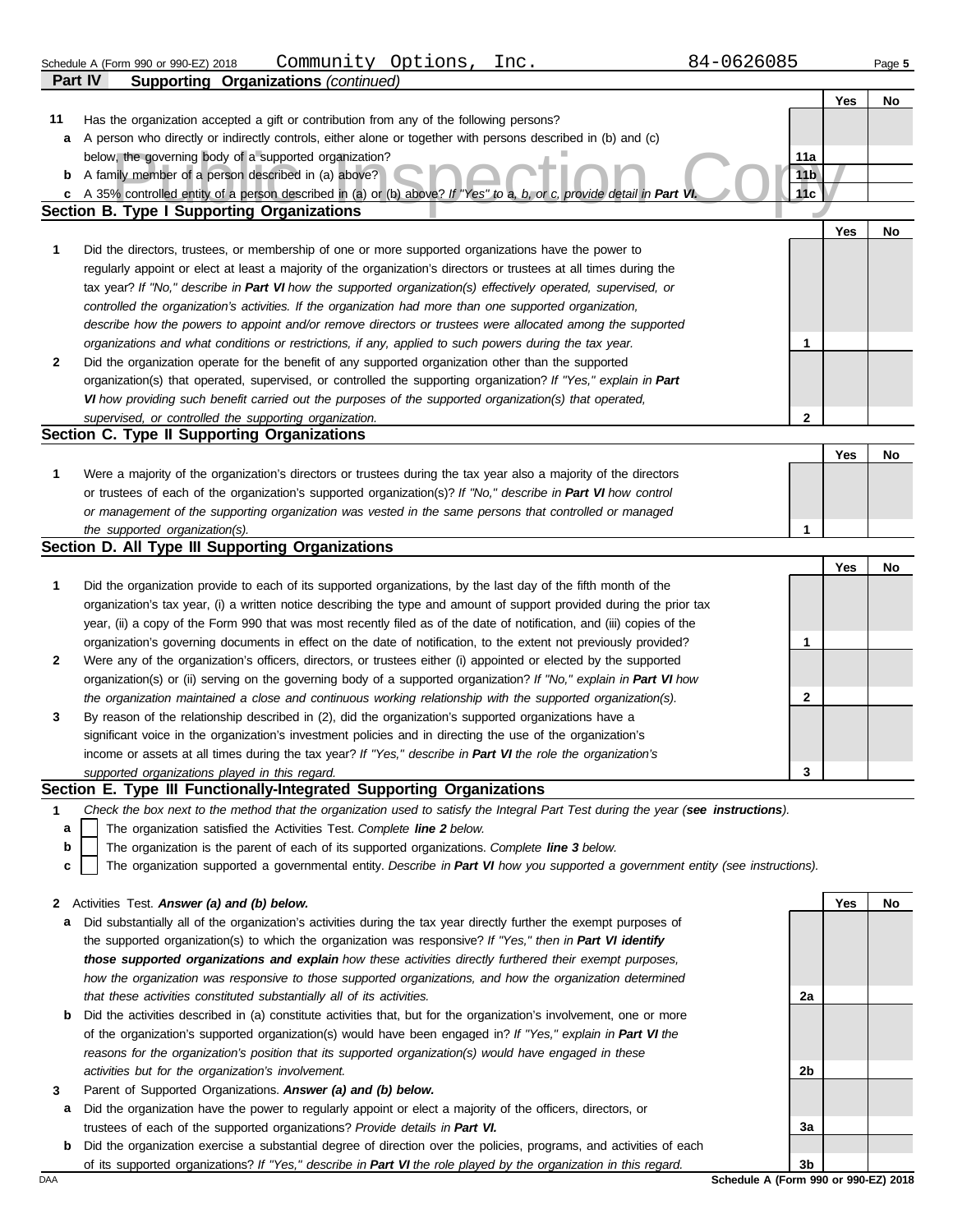Schedule A (Form 990 or 990-EZ) 2018 Community Options, Inc. 84-0626085

**Part IV Supporting Organizations** *(continued)*

| | | | Yes | No |
|---|---|---|---|---|
| **11** | Has the organization accepted a gift or contribution from any of the following persons? | | | |
| **a** | A person who directly or indirectly controls, either alone or together with persons described in (b) and (c) below, the governing body of a supported organization? | **11a** | | |
| **b** | A family member of a person described in (a) above? | **11b** | | |
| **c** | A 35% controlled entity of a person described in (a) or (b) above? *If "Yes" to a, b, or c, provide detail in* ***Part VI.*** | **11c** | | |

## Section B. Type I Supporting Organizations

| | | | Yes | No |
|---|---|---|---|---|
| **1** | Did the directors, trustees, or membership of one or more supported organizations have the power to regularly appoint or elect at least a majority of the organization's directors or trustees at all times during the tax year? *If "No," describe in* ***Part VI*** *how the supported organization(s) effectively operated, supervised, or controlled the organization's activities. If the organization had more than one supported organization, describe how the powers to appoint and/or remove directors or trustees were allocated among the supported organizations and what conditions or restrictions, if any, applied to such powers during the tax year.* | **1** | | |
| **2** | Did the organization operate for the benefit of any supported organization other than the supported organization(s) that operated, supervised, or controlled the supporting organization? *If "Yes," explain in* ***Part VI*** *how providing such benefit carried out the purposes of the supported organization(s) that operated, supervised, or controlled the supporting organization.* | **2** | | |

## Section C. Type II Supporting Organizations

| | | | Yes | No |
|---|---|---|---|---|
| **1** | Were a majority of the organization's directors or trustees during the tax year also a majority of the directors or trustees of each of the organization's supported organization(s)? *If "No," describe in* ***Part VI*** *how control or management of the supporting organization was vested in the same persons that controlled or managed the supported organization(s).* | **1** | | |

## Section D. All Type III Supporting Organizations

| | | | Yes | No |
|---|---|---|---|---|
| **1** | Did the organization provide to each of its supported organizations, by the last day of the fifth month of the organization's tax year, (i) a written notice describing the type and amount of support provided during the prior tax year, (ii) a copy of the Form 990 that was most recently filed as of the date of notification, and (iii) copies of the organization's governing documents in effect on the date of notification, to the extent not previously provided? | **1** | | |
| **2** | Were any of the organization's officers, directors, or trustees either (i) appointed or elected by the supported organization(s) or (ii) serving on the governing body of a supported organization? *If "No," explain in* ***Part VI*** *how the organization maintained a close and continuous working relationship with the supported organization(s).* | **2** | | |
| **3** | By reason of the relationship described in (2), did the organization's supported organizations have a significant voice in the organization's investment policies and in directing the use of the organization's income or assets at all times during the tax year? *If "Yes," describe in* ***Part VI*** *the role the organization's supported organizations played in this regard.* | **3** | | |

## Section E. Type III Functionally-Integrated Supporting Organizations

**1** *Check the box next to the method that the organization used to satisfy the Integral Part Test during the year (****see instructions****).*

- **a** ☐ The organization satisfied the Activities Test. *Complete* ***line 2*** *below.*
- **b** ☐ The organization is the parent of each of its supported organizations. *Complete* ***line 3*** *below.*
- **c** ☐ The organization supported a governmental entity. *Describe in* ***Part VI*** *how you supported a government entity (see instructions).*

| | | | Yes | No |
|---|---|---|---|---|
| **2** | Activities Test. ***Answer (a) and (b) below.*** | | | |
| **a** | Did substantially all of the organization's activities during the tax year directly further the exempt purposes of the supported organization(s) to which the organization was responsive? *If "Yes," then in* ***Part VI identify those supported organizations and explain*** *how these activities directly furthered their exempt purposes, how the organization was responsive to those supported organizations, and how the organization determined that these activities constituted substantially all of its activities.* | **2a** | | |
| **b** | Did the activities described in (a) constitute activities that, but for the organization's involvement, one or more of the organization's supported organization(s) would have been engaged in? *If "Yes," explain in* ***Part VI*** *the reasons for the organization's position that its supported organization(s) would have engaged in these activities but for the organization's involvement.* | **2b** | | |
| **3** | Parent of Supported Organizations. ***Answer (a) and (b) below.*** | | | |
| **a** | Did the organization have the power to regularly appoint or elect a majority of the officers, directors, or trustees of each of the supported organizations? *Provide details in* ***Part VI.*** | **3a** | | |
| **b** | Did the organization exercise a substantial degree of direction over the policies, programs, and activities of each of its supported organizations? *If "Yes," describe in* ***Part VI*** *the role played by the organization in this regard.* | **3b** | | |

DAA **Schedule A (Form 990 or 990-EZ) 2018**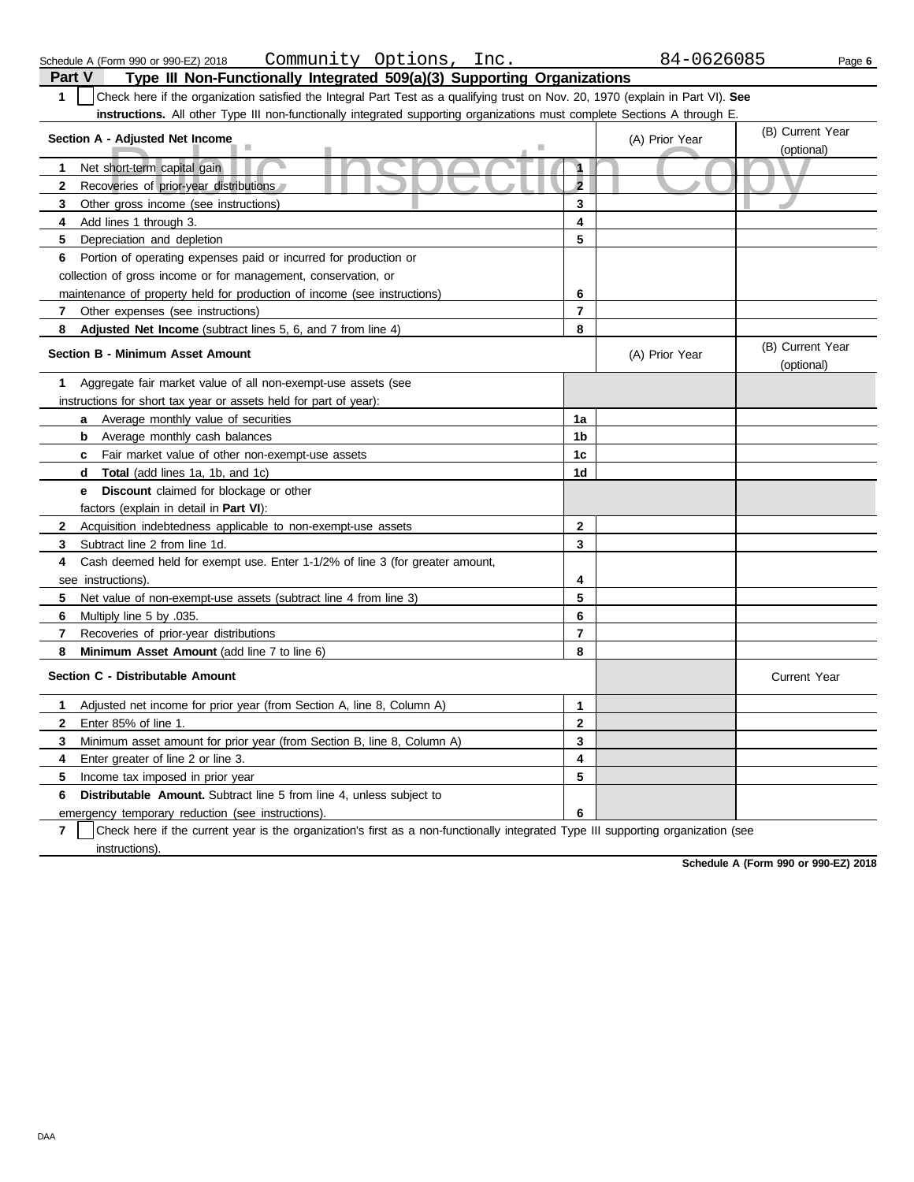Schedule A (Form 990 or 990-EZ) 2018 Community Options, Inc. 84-0626085

## Part V Type III Non-Functionally Integrated 509(a)(3) Supporting Organizations

**1** ☐ Check here if the organization satisfied the Integral Part Test as a qualifying trust on Nov. 20, 1970 (explain in Part VI). **See instructions.** All other Type III non-functionally integrated supporting organizations must complete Sections A through E.

| Section A - Adjusted Net Income | | (A) Prior Year | (B) Current Year (optional) |
|---|---|---|---|
| 1 Net short-term capital gain | 1 | | |
| 2 Recoveries of prior-year distributions | 2 | | |
| 3 Other gross income (see instructions) | 3 | | |
| 4 Add lines 1 through 3. | 4 | | |
| 5 Depreciation and depletion | 5 | | |
| 6 Portion of operating expenses paid or incurred for production or collection of gross income or for management, conservation, or maintenance of property held for production of income (see instructions) | 6 | | |
| 7 Other expenses (see instructions) | 7 | | |
| 8 **Adjusted Net Income** (subtract lines 5, 6, and 7 from line 4) | 8 | | |

| Section B - Minimum Asset Amount | | (A) Prior Year | (B) Current Year (optional) |
|---|---|---|---|
| 1 Aggregate fair market value of all non-exempt-use assets (see instructions for short tax year or assets held for part of year): | | | |
| a Average monthly value of securities | 1a | | |
| b Average monthly cash balances | 1b | | |
| c Fair market value of other non-exempt-use assets | 1c | | |
| d **Total** (add lines 1a, 1b, and 1c) | 1d | | |
| e **Discount** claimed for blockage or other factors (explain in detail in **Part VI**): | | | |
| 2 Acquisition indebtedness applicable to non-exempt-use assets | 2 | | |
| 3 Subtract line 2 from line 1d. | 3 | | |
| 4 Cash deemed held for exempt use. Enter 1-1/2% of line 3 (for greater amount, see instructions). | 4 | | |
| 5 Net value of non-exempt-use assets (subtract line 4 from line 3) | 5 | | |
| 6 Multiply line 5 by .035. | 6 | | |
| 7 Recoveries of prior-year distributions | 7 | | |
| 8 **Minimum Asset Amount** (add line 7 to line 6) | 8 | | |

| Section C - Distributable Amount | | | Current Year |
|---|---|---|---|
| 1 Adjusted net income for prior year (from Section A, line 8, Column A) | 1 | | |
| 2 Enter 85% of line 1. | 2 | | |
| 3 Minimum asset amount for prior year (from Section B, line 8, Column A) | 3 | | |
| 4 Enter greater of line 2 or line 3. | 4 | | |
| 5 Income tax imposed in prior year | 5 | | |
| 6 **Distributable Amount.** Subtract line 5 from line 4, unless subject to emergency temporary reduction (see instructions). | 6 | | |

**7** ☐ Check here if the current year is the organization's first as a non-functionally integrated Type III supporting organization (see instructions).

**Schedule A (Form 990 or 990-EZ) 2018**

DAA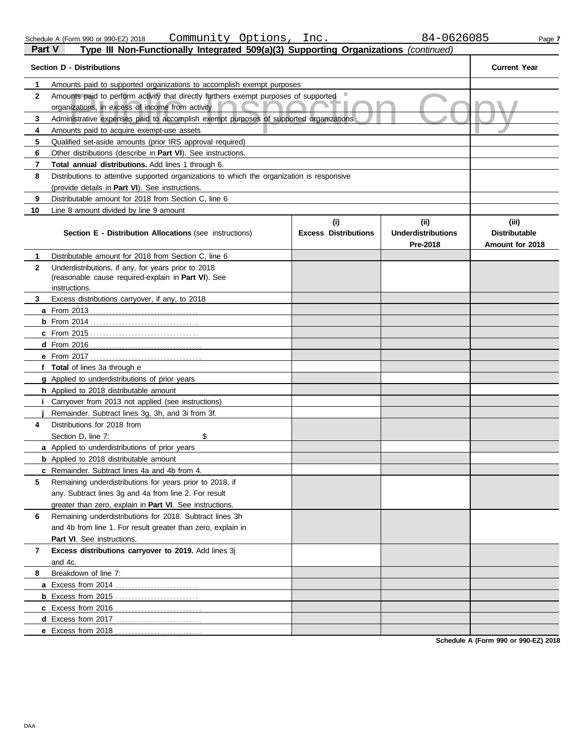Schedule A (Form 990 or 990-EZ) 2018 Community Options, Inc. 84-0626085

## Part V Type III Non-Functionally Integrated 509(a)(3) Supporting Organizations *(continued)*

| Section D - Distributions | | Current Year |
|---|---|---|
| 1 | Amounts paid to supported organizations to accomplish exempt purposes | |
| 2 | Amounts paid to perform activity that directly furthers exempt purposes of supported organizations, in excess of income from activity | |
| 3 | Administrative expenses paid to accomplish exempt purposes of supported organizations | |
| 4 | Amounts paid to acquire exempt-use assets | |
| 5 | Qualified set-aside amounts (prior IRS approval required) | |
| 6 | Other distributions (describe in **Part VI**). See instructions. | |
| 7 | **Total annual distributions.** Add lines 1 through 6. | |
| 8 | Distributions to attentive supported organizations to which the organization is responsive (provide details in **Part VI**). See instructions. | |
| 9 | Distributable amount for 2018 from Section C, line 6 | |
| 10 | Line 8 amount divided by line 9 amount | |

| | **Section E - Distribution Allocations** (see instructions) | (i) Excess Distributions | (ii) Underdistributions Pre-2018 | (iii) Distributable Amount for 2018 |
|---|---|---|---|---|
| 1 | Distributable amount for 2018 from Section C, line 6 | | | |
| 2 | Underdistributions, if any, for years prior to 2018 (reasonable cause required-explain in **Part VI**). See instructions. | | | |
| 3 | Excess distributions carryover, if any, to 2018 | | | |
| a | From 2013 | | | |
| b | From 2014 | | | |
| c | From 2015 | | | |
| d | From 2016 | | | |
| e | From 2017 | | | |
| f | **Total** of lines 3a through e | | | |
| g | Applied to underdistributions of prior years | | | |
| h | Applied to 2018 distributable amount | | | |
| i | Carryover from 2013 not applied (see instructions) | | | |
| j | Remainder. Subtract lines 3g, 3h, and 3i from 3f. | | | |
| 4 | Distributions for 2018 from Section D, line 7: $ | | | |
| a | Applied to underdistributions of prior years | | | |
| b | Applied to 2018 distributable amount | | | |
| c | Remainder. Subtract lines 4a and 4b from 4. | | | |
| 5 | Remaining underdistributions for years prior to 2018, if any. Subtract lines 3g and 4a from line 2. For result greater than zero, explain in **Part VI**. See instructions. | | | |
| 6 | Remaining underdistributions for 2018. Subtract lines 3h and 4b from line 1. For result greater than zero, explain in **Part VI**. See instructions. | | | |
| 7 | **Excess distributions carryover to 2019.** Add lines 3j and 4c. | | | |
| 8 | Breakdown of line 7: | | | |
| a | Excess from 2014 | | | |
| b | Excess from 2015 | | | |
| c | Excess from 2016 | | | |
| d | Excess from 2017 | | | |
| e | Excess from 2018 | | | |

Schedule A (Form 990 or 990-EZ) 2018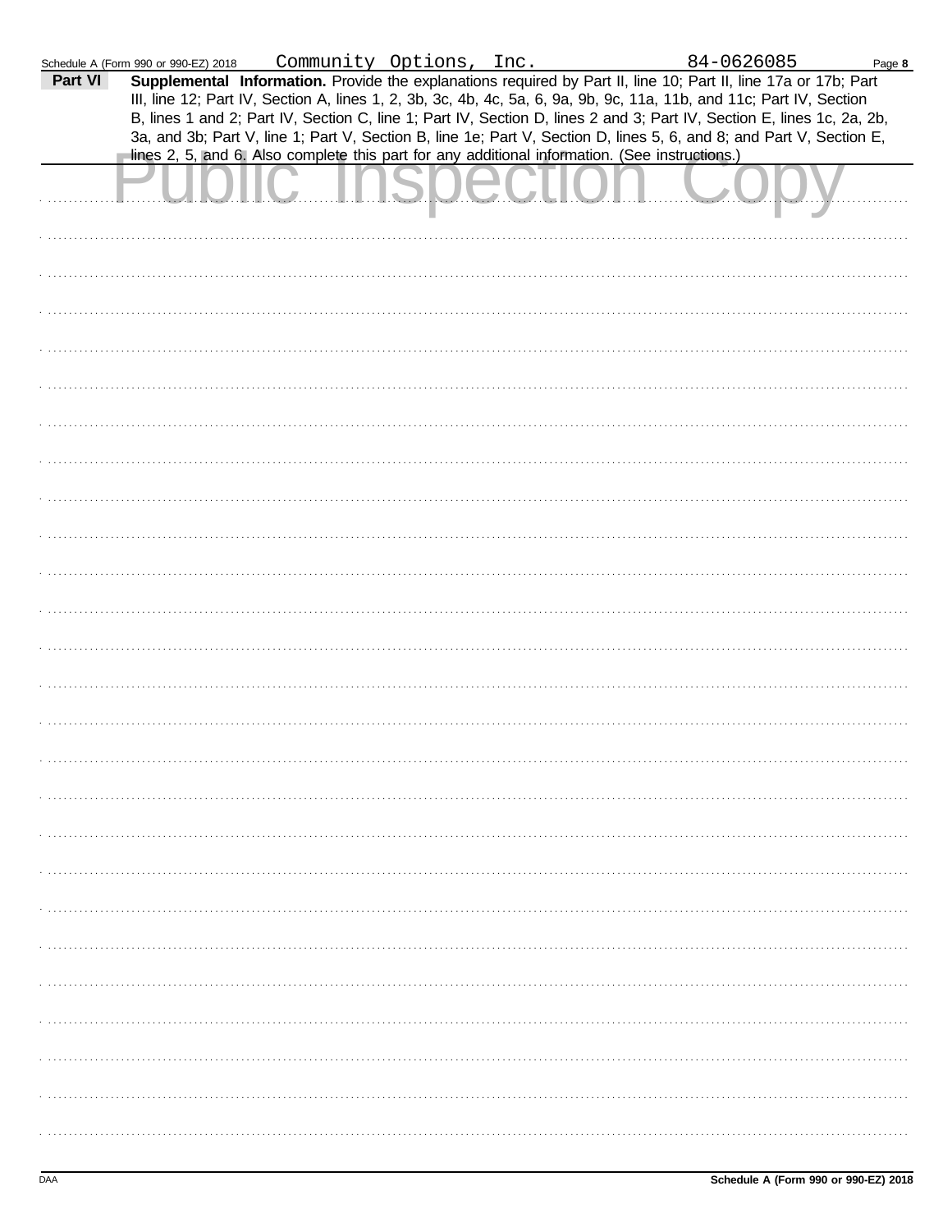Schedule A (Form 990 or 990-EZ) 2018 Community Options, Inc. 84-0626085

**Part VI** **Supplemental Information.** Provide the explanations required by Part II, line 10; Part II, line 17a or 17b; Part III, line 12; Part IV, Section A, lines 1, 2, 3b, 3c, 4b, 4c, 5a, 6, 9a, 9b, 9c, 11a, 11b, and 11c; Part IV, Section B, lines 1 and 2; Part IV, Section C, line 1; Part IV, Section D, lines 2 and 3; Part IV, Section E, lines 1c, 2a, 2b, 3a, and 3b; Part V, line 1; Part V, Section B, line 1e; Part V, Section D, lines 5, 6, and 8; and Part V, Section E, lines 2, 5, and 6. Also complete this part for any additional information. (See instructions.)

Public Inspection Copy

DAA Schedule A (Form 990 or 990-EZ) 2018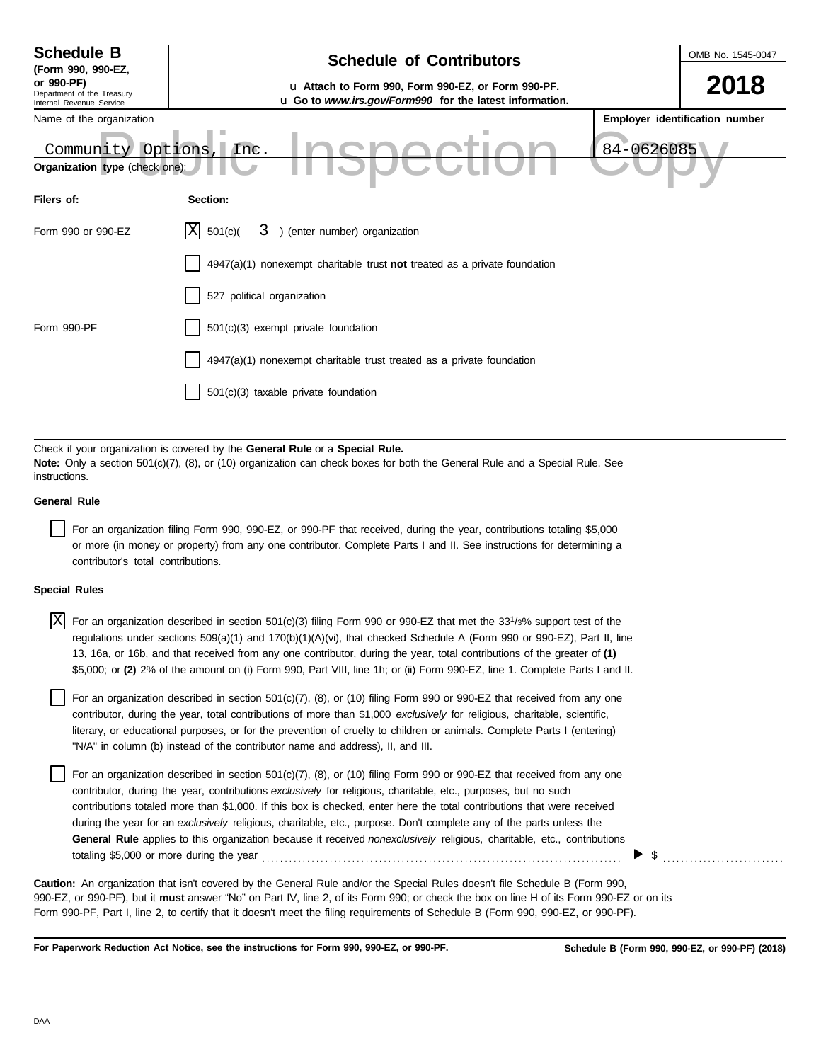**Schedule B**
**(Form 990, 990-EZ, or 990-PF)**
Department of the Treasury
Internal Revenue Service

# Schedule of Contributors

u **Attach to Form 990, Form 990-EZ, or Form 990-PF.**
u **Go to *www.irs.gov/Form990* for the latest information.**

OMB No. 1545-0047

**2018**

Name of the organization: Community Options, Inc.

**Employer identification number**: 84-0626085

Public Inspection Copy

**Organization type** (check one):

| **Filers of:** | **Section:** |
|---|---|
| Form 990 or 990-EZ | [X] 501(c)( 3 ) (enter number) organization |
| | [ ] 4947(a)(1) nonexempt charitable trust **not** treated as a private foundation |
| | [ ] 527 political organization |
| Form 990-PF | [ ] 501(c)(3) exempt private foundation |
| | [ ] 4947(a)(1) nonexempt charitable trust treated as a private foundation |
| | [ ] 501(c)(3) taxable private foundation |

Check if your organization is covered by the **General Rule** or a **Special Rule.**
**Note:** Only a section 501(c)(7), (8), or (10) organization can check boxes for both the General Rule and a Special Rule. See instructions.

**General Rule**

[ ] For an organization filing Form 990, 990-EZ, or 990-PF that received, during the year, contributions totaling $5,000 or more (in money or property) from any one contributor. Complete Parts I and II. See instructions for determining a contributor's total contributions.

**Special Rules**

[X] For an organization described in section 501(c)(3) filing Form 990 or 990-EZ that met the 33 1/3% support test of the regulations under sections 509(a)(1) and 170(b)(1)(A)(vi), that checked Schedule A (Form 990 or 990-EZ), Part II, line 13, 16a, or 16b, and that received from any one contributor, during the year, total contributions of the greater of **(1)** $5,000; or **(2)** 2% of the amount on (i) Form 990, Part VIII, line 1h; or (ii) Form 990-EZ, line 1. Complete Parts I and II.

[ ] For an organization described in section 501(c)(7), (8), or (10) filing Form 990 or 990-EZ that received from any one contributor, during the year, total contributions of more than $1,000 *exclusively* for religious, charitable, scientific, literary, or educational purposes, or for the prevention of cruelty to children or animals. Complete Parts I (entering) "N/A" in column (b) instead of the contributor name and address), II, and III.

[ ] For an organization described in section 501(c)(7), (8), or (10) filing Form 990 or 990-EZ that received from any one contributor, during the year, contributions *exclusively* for religious, charitable, etc., purposes, but no such contributions totaled more than $1,000. If this box is checked, enter here the total contributions that were received during the year for an *exclusively* religious, charitable, etc., purpose. Don't complete any of the parts unless the **General Rule** applies to this organization because it received *nonexclusively* religious, charitable, etc., contributions totaling $5,000 or more during the year ........ ▶ $ ..........

**Caution:** An organization that isn't covered by the General Rule and/or the Special Rules doesn't file Schedule B (Form 990, 990-EZ, or 990-PF), but it **must** answer "No" on Part IV, line 2, of its Form 990; or check the box on line H of its Form 990-EZ or on its Form 990-PF, Part I, line 2, to certify that it doesn't meet the filing requirements of Schedule B (Form 990, 990-EZ, or 990-PF).

**For Paperwork Reduction Act Notice, see the instructions for Form 990, 990-EZ, or 990-PF.** **Schedule B (Form 990, 990-EZ, or 990-PF) (2018)**

DAA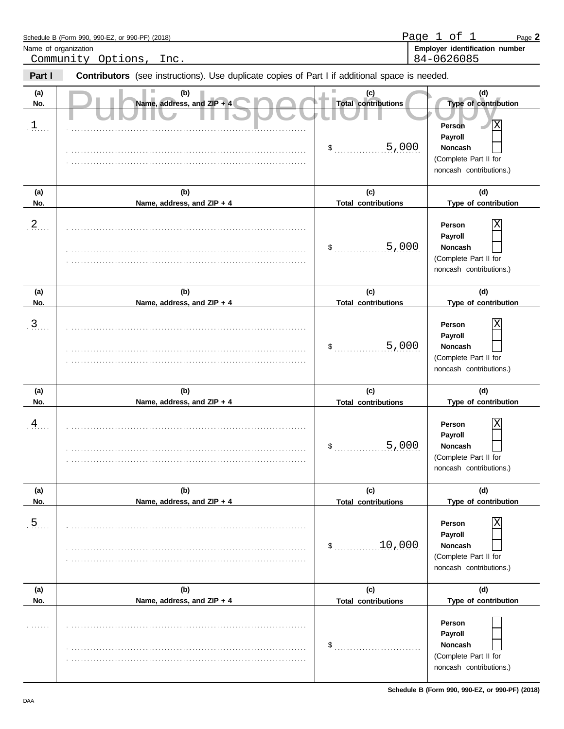Schedule B (Form 990, 990-EZ, or 990-PF) (2018) Page **2**

Name of organization: Community Options, Inc.

Employer identification number: 84-0626085

**Part I** **Contributors** (see instructions). Use duplicate copies of Part I if additional space is needed.

Public Inspection Copy

| (a) No. | (b) Name, address, and ZIP + 4 | (c) Total contributions | (d) Type of contribution |
|---|---|---|---|
| 1 | | $ 5,000 | Person [X] Payroll [ ] Noncash [ ] (Complete Part II for noncash contributions.) |
| 2 | | $ 5,000 | Person [X] Payroll [ ] Noncash [ ] (Complete Part II for noncash contributions.) |
| 3 | | $ 5,000 | Person [X] Payroll [ ] Noncash [ ] (Complete Part II for noncash contributions.) |
| 4 | | $ 5,000 | Person [X] Payroll [ ] Noncash [ ] (Complete Part II for noncash contributions.) |
| 5 | | $ 10,000 | Person [X] Payroll [ ] Noncash [ ] (Complete Part II for noncash contributions.) |
| | | $ | Person [ ] Payroll [ ] Noncash [ ] (Complete Part II for noncash contributions.) |

**Schedule B (Form 990, 990-EZ, or 990-PF) (2018)**

DAA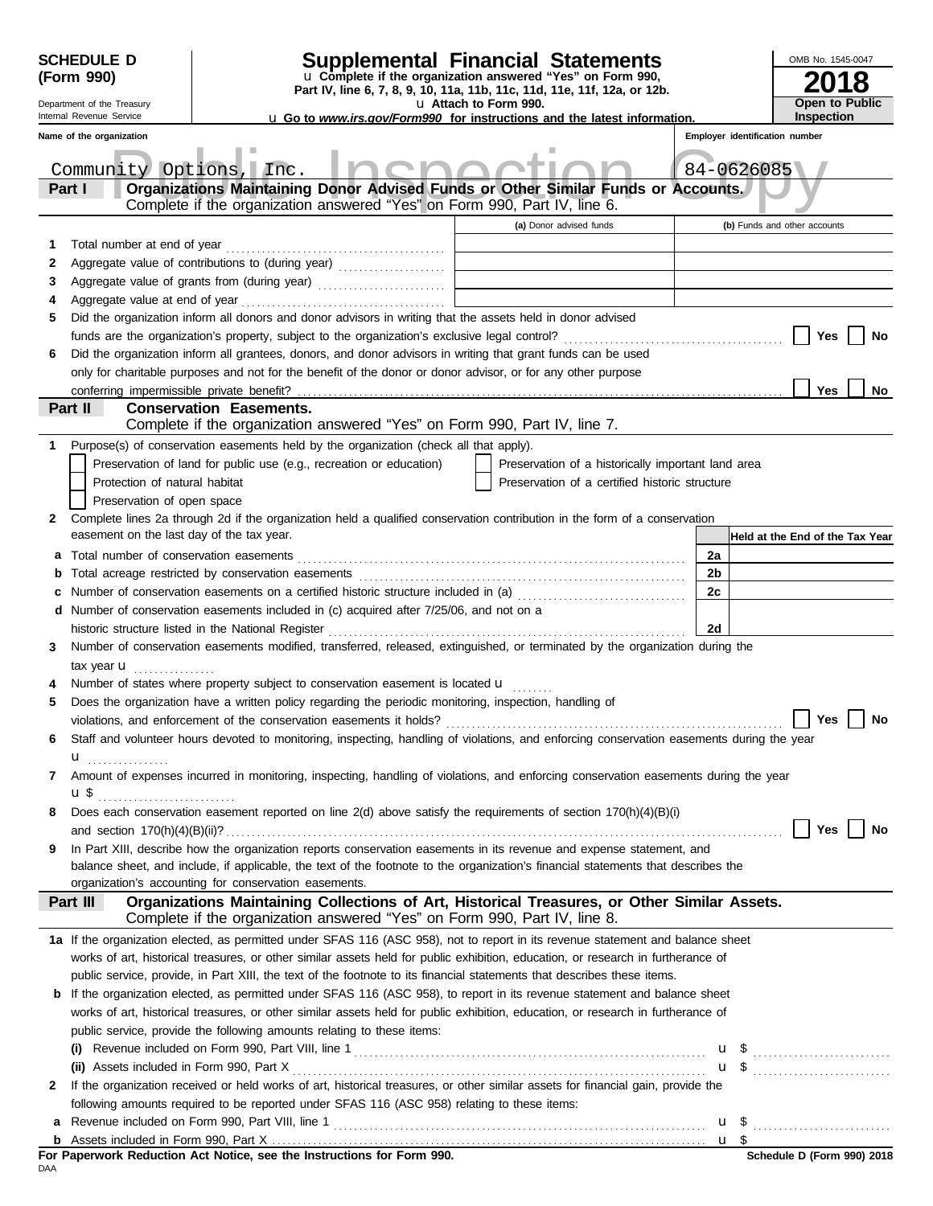**SCHEDULE D (Form 990)**

Department of the Treasury
Internal Revenue Service

# Supplemental Financial Statements

u Complete if the organization answered "Yes" on Form 990, Part IV, line 6, 7, 8, 9, 10, 11a, 11b, 11c, 11d, 11e, 11f, 12a, or 12b.

u Attach to Form 990.

u Go to *www.irs.gov/Form990* for instructions and the latest information.

OMB No. 1545-0047

**2018**

**Open to Public Inspection**

Public Inspection Copy

| Name of the organization | Employer identification number |
|---|---|
| Community Options, Inc. | 84-0626085 |

## Part I — Organizations Maintaining Donor Advised Funds or Other Similar Funds or Accounts.

Complete if the organization answered "Yes" on Form 990, Part IV, line 6.

| | | (a) Donor advised funds | (b) Funds and other accounts |
|---|---|---|---|
| 1 | Total number at end of year | | |
| 2 | Aggregate value of contributions to (during year) | | |
| 3 | Aggregate value of grants from (during year) | | |
| 4 | Aggregate value at end of year | | |

5 Did the organization inform all donors and donor advisors in writing that the assets held in donor advised funds are the organization's property, subject to the organization's exclusive legal control? ☐ Yes ☐ No

6 Did the organization inform all grantees, donors, and donor advisors in writing that grant funds can be used only for charitable purposes and not for the benefit of the donor or donor advisor, or for any other purpose conferring impermissible private benefit? ☐ Yes ☐ No

## Part II — Conservation Easements.

Complete if the organization answered "Yes" on Form 990, Part IV, line 7.

1 Purpose(s) of conservation easements held by the organization (check all that apply).

- ☐ Preservation of land for public use (e.g., recreation or education)
- ☐ Preservation of a historically important land area
- ☐ Protection of natural habitat
- ☐ Preservation of a certified historic structure
- ☐ Preservation of open space

2 Complete lines 2a through 2d if the organization held a qualified conservation contribution in the form of a conservation easement on the last day of the tax year.

| | | | Held at the End of the Tax Year |
|---|---|---|---|
| a | Total number of conservation easements | 2a | |
| b | Total acreage restricted by conservation easements | 2b | |
| c | Number of conservation easements on a certified historic structure included in (a) | 2c | |
| d | Number of conservation easements included in (c) acquired after 7/25/06, and not on a historic structure listed in the National Register | 2d | |

3 Number of conservation easements modified, transferred, released, extinguished, or terminated by the organization during the tax year u

4 Number of states where property subject to conservation easement is located u

5 Does the organization have a written policy regarding the periodic monitoring, inspection, handling of violations, and enforcement of the conservation easements it holds? ☐ Yes ☐ No

6 Staff and volunteer hours devoted to monitoring, inspecting, handling of violations, and enforcing conservation easements during the year u

7 Amount of expenses incurred in monitoring, inspecting, handling of violations, and enforcing conservation easements during the year u $

8 Does each conservation easement reported on line 2(d) above satisfy the requirements of section 170(h)(4)(B)(i) and section 170(h)(4)(B)(ii)? ☐ Yes ☐ No

9 In Part XIII, describe how the organization reports conservation easements in its revenue and expense statement, and balance sheet, and include, if applicable, the text of the footnote to the organization's financial statements that describes the organization's accounting for conservation easements.

## Part III — Organizations Maintaining Collections of Art, Historical Treasures, or Other Similar Assets.

Complete if the organization answered "Yes" on Form 990, Part IV, line 8.

1a If the organization elected, as permitted under SFAS 116 (ASC 958), not to report in its revenue statement and balance sheet works of art, historical treasures, or other similar assets held for public exhibition, education, or research in furtherance of public service, provide, in Part XIII, the text of the footnote to its financial statements that describes these items.

b If the organization elected, as permitted under SFAS 116 (ASC 958), to report in its revenue statement and balance sheet works of art, historical treasures, or other similar assets held for public exhibition, education, or research in furtherance of public service, provide the following amounts relating to these items:

(i) Revenue included on Form 990, Part VIII, line 1 u $

(ii) Assets included in Form 990, Part X u $

2 If the organization received or held works of art, historical treasures, or other similar assets for financial gain, provide the following amounts required to be reported under SFAS 116 (ASC 958) relating to these items:

a Revenue included on Form 990, Part VIII, line 1 u $

b Assets included in Form 990, Part X u $

**For Paperwork Reduction Act Notice, see the Instructions for Form 990.**

DAA

**Schedule D (Form 990) 2018**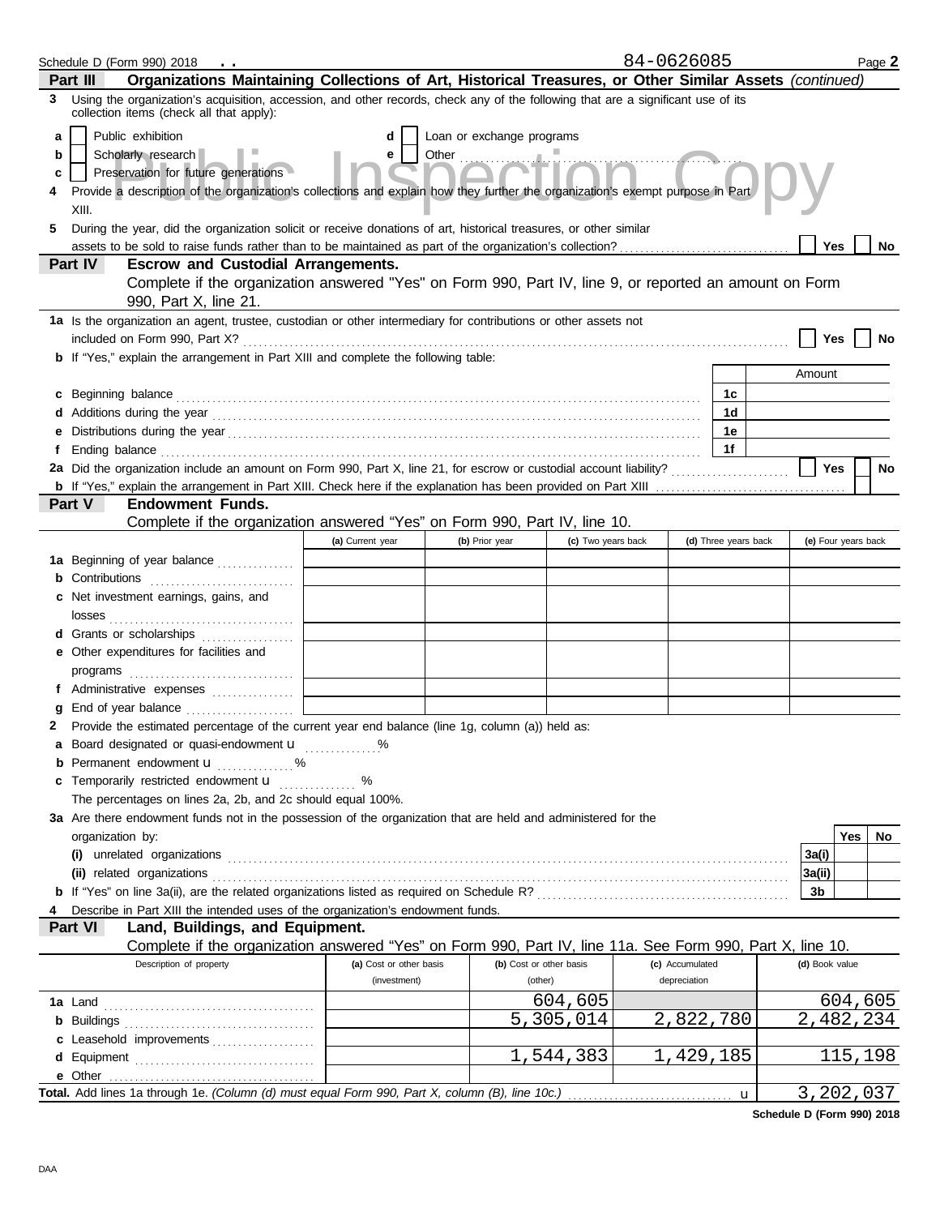Schedule D (Form 990) 2018 . . 84-0626085 Page **2**

**Part III** **Organizations Maintaining Collections of Art, Historical Treasures, or Other Similar Assets** *(continued)*

**3** Using the organization's acquisition, accession, and other records, check any of the following that are a significant use of its collection items (check all that apply):

- **a** ☐ Public exhibition
- **b** ☐ Scholarly research
- **c** ☐ Preservation for future generations
- **d** ☐ Loan or exchange programs
- **e** ☐ Other ..........................................................

**4** Provide a description of the organization's collections and explain how they further the organization's exempt purpose in Part XIII.

**5** During the year, did the organization solicit or receive donations of art, historical treasures, or other similar assets to be sold to raise funds rather than to be maintained as part of the organization's collection? ☐ **Yes** ☐ **No**

**Part IV** **Escrow and Custodial Arrangements.**
Complete if the organization answered "Yes" on Form 990, Part IV, line 9, or reported an amount on Form 990, Part X, line 21.

**1a** Is the organization an agent, trustee, custodian or other intermediary for contributions or other assets not included on Form 990, Part X? ☐ **Yes** ☐ **No**

**b** If "Yes," explain the arrangement in Part XIII and complete the following table:

| | | Amount |
|---|---|---|
| **c** Beginning balance | **1c** | |
| **d** Additions during the year | **1d** | |
| **e** Distributions during the year | **1e** | |
| **f** Ending balance | **1f** | |

**2a** Did the organization include an amount on Form 990, Part X, line 21, for escrow or custodial account liability? ☐ **Yes** ☐ **No**

**b** If "Yes," explain the arrangement in Part XIII. Check here if the explanation has been provided on Part XIII ☐

**Part V** **Endowment Funds.**
Complete if the organization answered "Yes" on Form 990, Part IV, line 10.

| | (a) Current year | (b) Prior year | (c) Two years back | (d) Three years back | (e) Four years back |
|---|---|---|---|---|---|
| **1a** Beginning of year balance | | | | | |
| **b** Contributions | | | | | |
| **c** Net investment earnings, gains, and losses | | | | | |
| **d** Grants or scholarships | | | | | |
| **e** Other expenditures for facilities and programs | | | | | |
| **f** Administrative expenses | | | | | |
| **g** End of year balance | | | | | |

**2** Provide the estimated percentage of the current year end balance (line 1g, column (a)) held as:

- **a** Board designated or quasi-endowment u ..............%
- **b** Permanent endowment u ..............%
- **c** Temporarily restricted endowment u .............. %

The percentages on lines 2a, 2b, and 2c should equal 100%.

**3a** Are there endowment funds not in the possession of the organization that are held and administered for the organization by:

| | | Yes | No |
|---|---|---|---|
| **(i)** unrelated organizations | **3a(i)** | | |
| **(ii)** related organizations | **3a(ii)** | | |
| **b** If "Yes" on line 3a(ii), are the related organizations listed as required on Schedule R? | **3b** | | |

**4** Describe in Part XIII the intended uses of the organization's endowment funds.

**Part VI** **Land, Buildings, and Equipment.**
Complete if the organization answered "Yes" on Form 990, Part IV, line 11a. See Form 990, Part X, line 10.

| Description of property | (a) Cost or other basis (investment) | (b) Cost or other basis (other) | (c) Accumulated depreciation | (d) Book value |
|---|---|---|---|---|
| **1a** Land | | 604,605 | | 604,605 |
| **b** Buildings | | 5,305,014 | 2,822,780 | 2,482,234 |
| **c** Leasehold improvements | | | | |
| **d** Equipment | | 1,544,383 | 1,429,185 | 115,198 |
| **e** Other | | | | |
| **Total.** Add lines 1a through 1e. *(Column (d) must equal Form 990, Part X, column (B), line 10c.)* u | | | | 3,202,037 |

**Schedule D (Form 990) 2018**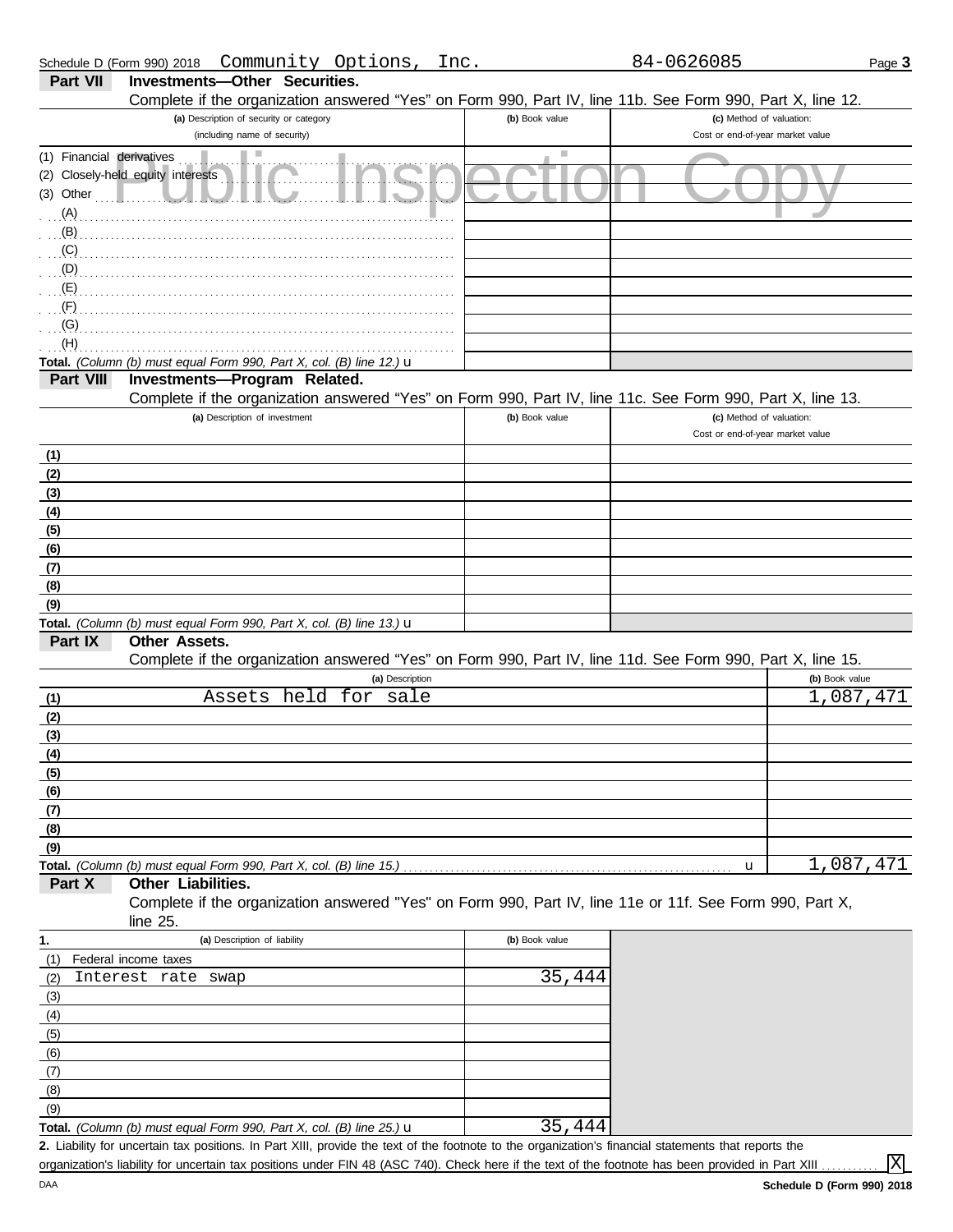Schedule D (Form 990) 2018 Community Options, Inc. 84-0626085

## Part VII Investments—Other Securities.

Complete if the organization answered "Yes" on Form 990, Part IV, line 11b. See Form 990, Part X, line 12.

| (a) Description of security or category (including name of security) | (b) Book value | (c) Method of valuation: Cost or end-of-year market value |
|---|---|---|
| (1) Financial derivatives | | |
| (2) Closely-held equity interests | | |
| (3) Other | | |
| (A) | | |
| (B) | | |
| (C) | | |
| (D) | | |
| (E) | | |
| (F) | | |
| (G) | | |
| (H) | | |
| **Total.** *(Column (b) must equal Form 990, Part X, col. (B) line 12.)* u | | |

## Part VIII Investments—Program Related.

Complete if the organization answered "Yes" on Form 990, Part IV, line 11c. See Form 990, Part X, line 13.

| (a) Description of investment | (b) Book value | (c) Method of valuation: Cost or end-of-year market value |
|---|---|---|
| (1) | | |
| (2) | | |
| (3) | | |
| (4) | | |
| (5) | | |
| (6) | | |
| (7) | | |
| (8) | | |
| (9) | | |
| **Total.** *(Column (b) must equal Form 990, Part X, col. (B) line 13.)* u | | |

## Part IX Other Assets.

Complete if the organization answered "Yes" on Form 990, Part IV, line 11d. See Form 990, Part X, line 15.

| | (a) Description | (b) Book value |
|---|---|---|
| (1) | Assets held for sale | 1,087,471 |
| (2) | | |
| (3) | | |
| (4) | | |
| (5) | | |
| (6) | | |
| (7) | | |
| (8) | | |
| (9) | | |
| **Total.** | *(Column (b) must equal Form 990, Part X, col. (B) line 15.)* u | 1,087,471 |

## Part X Other Liabilities.

Complete if the organization answered "Yes" on Form 990, Part IV, line 11e or 11f. See Form 990, Part X, line 25.

| 1. (a) Description of liability | (b) Book value |
|---|---|
| (1) Federal income taxes | |
| (2) Interest rate swap | 35,444 |
| (3) | |
| (4) | |
| (5) | |
| (6) | |
| (7) | |
| (8) | |
| (9) | |
| **Total.** *(Column (b) must equal Form 990, Part X, col. (B) line 25.)* u | 35,444 |

**2.** Liability for uncertain tax positions. In Part XIII, provide the text of the footnote to the organization's financial statements that reports the organization's liability for uncertain tax positions under FIN 48 (ASC 740). Check here if the text of the footnote has been provided in Part XIII ........... [X]

DAA **Schedule D (Form 990) 2018**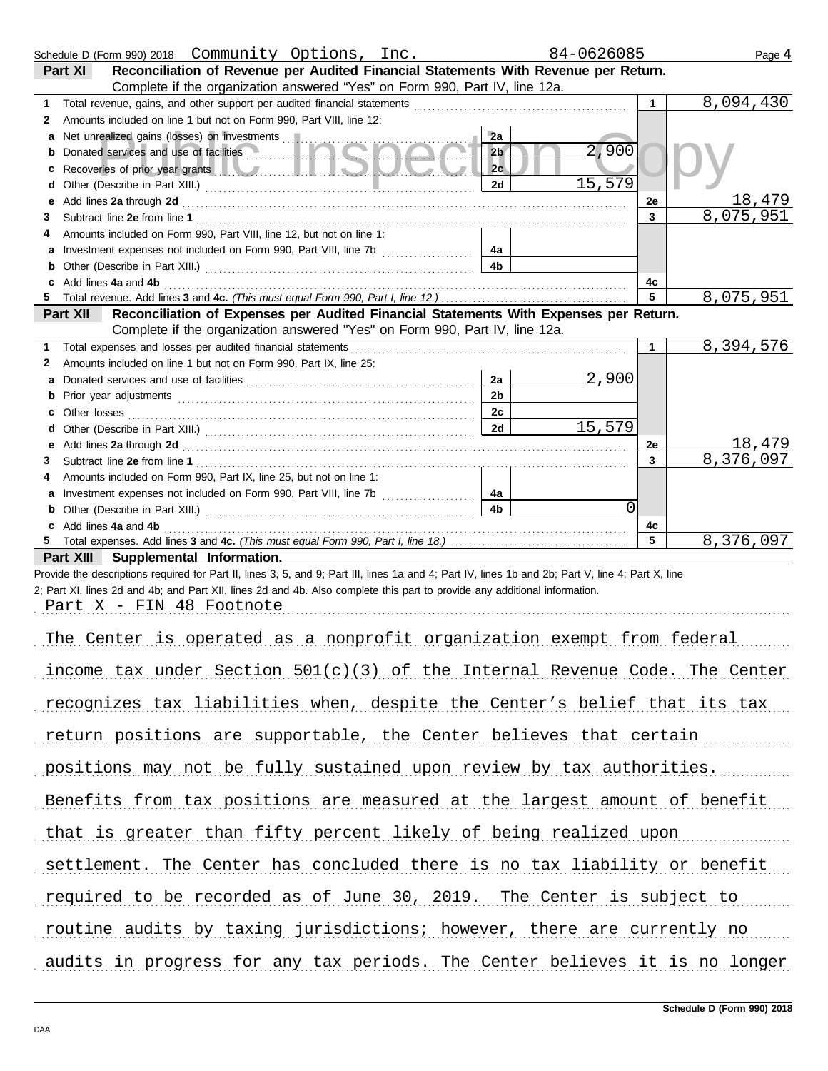Schedule D (Form 990) 2018 Community Options, Inc. 84-0626085 Page **4**

## Part XI Reconciliation of Revenue per Audited Financial Statements With Revenue per Return.

Complete if the organization answered "Yes" on Form 990, Part IV, line 12a.

| | | | | | |
|---|---|---|---|---|---|
| **1** | Total revenue, gains, and other support per audited financial statements | | | 1 | 8,094,430 |
| **2** | Amounts included on line 1 but not on Form 990, Part VIII, line 12: | | | | |
| **a** | Net unrealized gains (losses) on investments | 2a | | | |
| **b** | Donated services and use of facilities | 2b | 2,900 | | |
| **c** | Recoveries of prior year grants | 2c | | | |
| **d** | Other (Describe in Part XIII.) | 2d | 15,579 | | |
| **e** | Add lines **2a** through **2d** | | | 2e | 18,479 |
| **3** | Subtract line **2e** from line **1** | | | 3 | 8,075,951 |
| **4** | Amounts included on Form 990, Part VIII, line 12, but not on line 1: | | | | |
| **a** | Investment expenses not included on Form 990, Part VIII, line 7b | 4a | | | |
| **b** | Other (Describe in Part XIII.) | 4b | | | |
| **c** | Add lines **4a** and **4b** | | | 4c | |
| **5** | Total revenue. Add lines **3** and **4c.** *(This must equal Form 990, Part I, line 12.)* | | | 5 | 8,075,951 |

## Part XII Reconciliation of Expenses per Audited Financial Statements With Expenses per Return.

Complete if the organization answered "Yes" on Form 990, Part IV, line 12a.

| | | | | | |
|---|---|---|---|---|---|
| **1** | Total expenses and losses per audited financial statements | | | 1 | 8,394,576 |
| **2** | Amounts included on line 1 but not on Form 990, Part IX, line 25: | | | | |
| **a** | Donated services and use of facilities | 2a | 2,900 | | |
| **b** | Prior year adjustments | 2b | | | |
| **c** | Other losses | 2c | | | |
| **d** | Other (Describe in Part XIII.) | 2d | 15,579 | | |
| **e** | Add lines **2a** through **2d** | | | 2e | 18,479 |
| **3** | Subtract line **2e** from line **1** | | | 3 | 8,376,097 |
| **4** | Amounts included on Form 990, Part IX, line 25, but not on line 1: | | | | |
| **a** | Investment expenses not included on Form 990, Part VIII, line 7b | 4a | | | |
| **b** | Other (Describe in Part XIII.) | 4b | 0 | | |
| **c** | Add lines **4a** and **4b** | | | 4c | |
| **5** | Total expenses. Add lines **3** and **4c.** *(This must equal Form 990, Part I, line 18.)* | | | 5 | 8,376,097 |

## Part XIII Supplemental Information.

Provide the descriptions required for Part II, lines 3, 5, and 9; Part III, lines 1a and 4; Part IV, lines 1b and 2b; Part V, line 4; Part X, line 2; Part XI, lines 2d and 4b; and Part XII, lines 2d and 4b. Also complete this part to provide any additional information.

Part X - FIN 48 Footnote

The Center is operated as a nonprofit organization exempt from federal income tax under Section 501(c)(3) of the Internal Revenue Code. The Center recognizes tax liabilities when, despite the Center's belief that its tax return positions are supportable, the Center believes that certain positions may not be fully sustained upon review by tax authorities. Benefits from tax positions are measured at the largest amount of benefit that is greater than fifty percent likely of being realized upon settlement. The Center has concluded there is no tax liability or benefit required to be recorded as of June 30, 2019. The Center is subject to routine audits by taxing jurisdictions; however, there are currently no audits in progress for any tax periods. The Center believes it is no longer

Schedule D (Form 990) 2018

DAA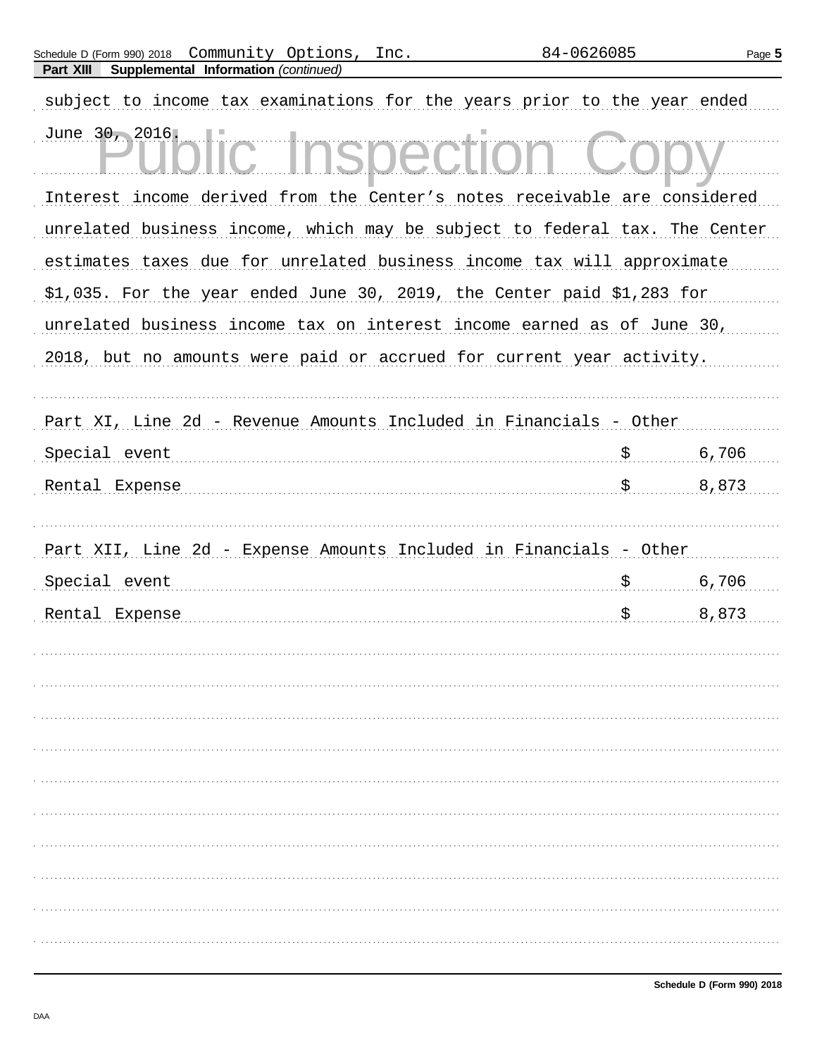**Part XIII Supplemental Information** *(continued)*

subject to income tax examinations for the years prior to the year ended June 30, 2016.

Interest income derived from the Center's notes receivable are considered unrelated business income, which may be subject to federal tax. The Center estimates taxes due for unrelated business income tax will approximate $1,035. For the year ended June 30, 2019, the Center paid $1,283 for unrelated business income tax on interest income earned as of June 30, 2018, but no amounts were paid or accrued for current year activity.

Part XI, Line 2d - Revenue Amounts Included in Financials - Other

| | | |
|---|---|---|
| Special event | $ | 6,706 |
| Rental Expense | $ | 8,873 |

Part XII, Line 2d - Expense Amounts Included in Financials - Other

| | | |
|---|---|---|
| Special event | $ | 6,706 |
| Rental Expense | $ | 8,873 |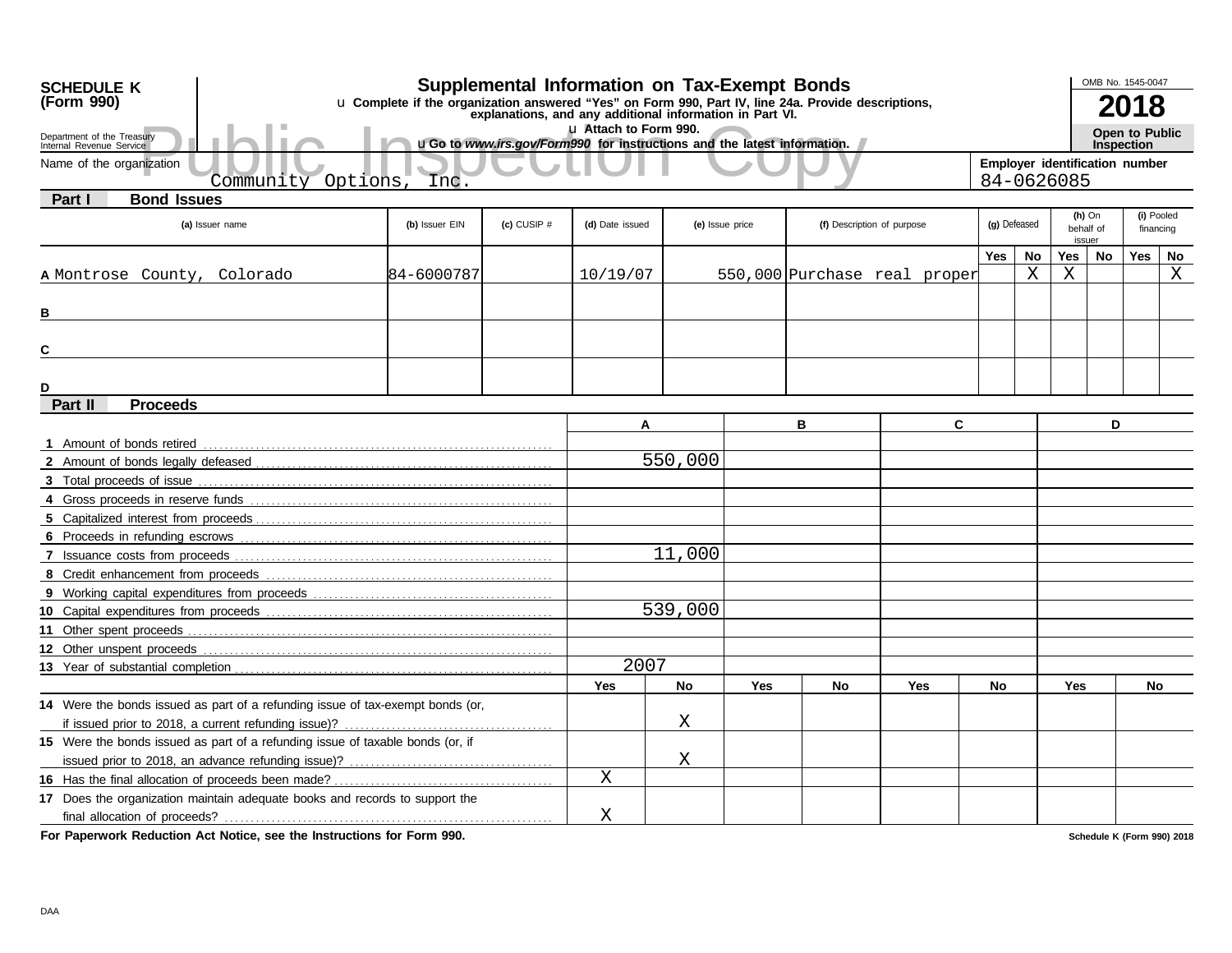**SCHEDULE K (Form 990)**

Department of the Treasury
Internal Revenue Service

# Supplemental Information on Tax-Exempt Bonds

u Complete if the organization answered "Yes" on Form 990, Part IV, line 24a. Provide descriptions, explanations, and any additional information in Part VI.

u Attach to Form 990.

u Go to *www.irs.gov/Form990* for instructions and the latest information.

OMB No. 1545-0047

**2018**

**Open to Public Inspection**

Public Inspection Copy

Name of the organization: Community Options, Inc.

Employer identification number: 84-0626085

## Part I Bond Issues

| | (a) Issuer name | (b) Issuer EIN | (c) CUSIP # | (d) Date issued | (e) Issue price | (f) Description of purpose | (g) Defeased Yes | (g) Defeased No | (h) On behalf of issuer Yes | (h) On behalf of issuer No | (i) Pooled financing Yes | (i) Pooled financing No |
|---|---|---|---|---|---|---|---|---|---|---|---|---|
| A | Montrose County, Colorado | 84-6000787 | | 10/19/07 | 550,000 | Purchase real proper | | X | X | | | X |
| B | | | | | | | | | | | | |
| C | | | | | | | | | | | | |
| D | | | | | | | | | | | | |

## Part II Proceeds

| | A | B | C | D |
|---|---|---|---|---|
| 1 Amount of bonds retired | | | | |
| 2 Amount of bonds legally defeased | 550,000 | | | |
| 3 Total proceeds of issue | | | | |
| 4 Gross proceeds in reserve funds | | | | |
| 5 Capitalized interest from proceeds | | | | |
| 6 Proceeds in refunding escrows | | | | |
| 7 Issuance costs from proceeds | 11,000 | | | |
| 8 Credit enhancement from proceeds | | | | |
| 9 Working capital expenditures from proceeds | | | | |
| 10 Capital expenditures from proceeds | 539,000 | | | |
| 11 Other spent proceeds | | | | |
| 12 Other unspent proceeds | | | | |
| 13 Year of substantial completion | 2007 | | | |

| | A Yes | A No | B Yes | B No | C Yes | C No | D Yes | D No |
|---|---|---|---|---|---|---|---|---|
| 14 Were the bonds issued as part of a refunding issue of tax-exempt bonds (or, if issued prior to 2018, a current refunding issue)? | | X | | | | | | |
| 15 Were the bonds issued as part of a refunding issue of taxable bonds (or, if issued prior to 2018, an advance refunding issue)? | | X | | | | | | |
| 16 Has the final allocation of proceeds been made? | X | | | | | | | |
| 17 Does the organization maintain adequate books and records to support the final allocation of proceeds? | X | | | | | | | |

**For Paperwork Reduction Act Notice, see the Instructions for Form 990.**

**Schedule K (Form 990) 2018**

DAA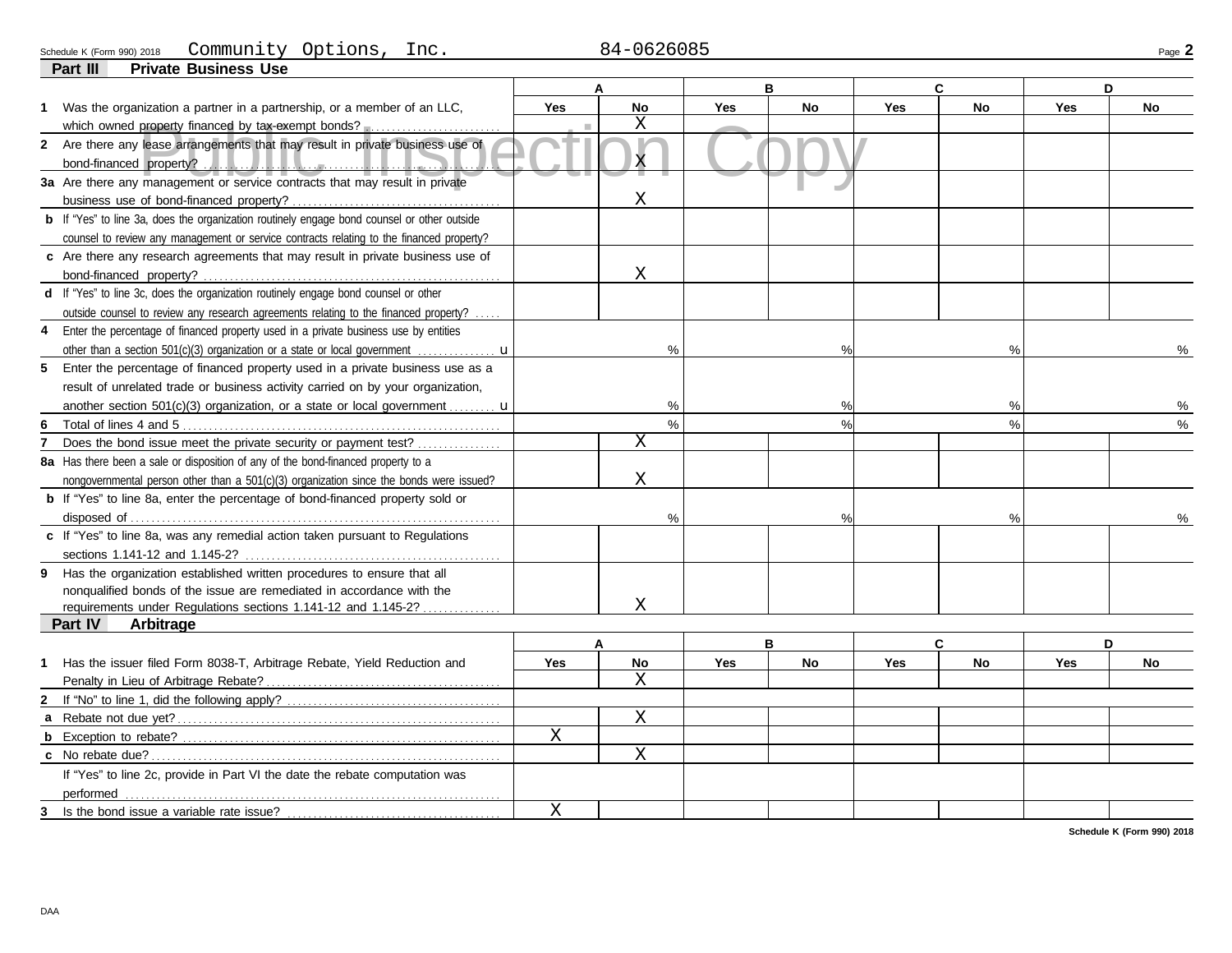Schedule K (Form 990) 2018 Community Options, Inc. 84-0626085

## Part III Private Business Use

| | A | | B | | C | | D | |
|---|---|---|---|---|---|---|---|---|
| | Yes | No | Yes | No | Yes | No | Yes | No |
| **1** Was the organization a partner in a partnership, or a member of an LLC, which owned property financed by tax-exempt bonds? | | X | | | | | | |
| **2** Are there any lease arrangements that may result in private business use of bond-financed property? | | X | | | | | | |
| **3a** Are there any management or service contracts that may result in private business use of bond-financed property? | | X | | | | | | |
| **b** If "Yes" to line 3a, does the organization routinely engage bond counsel or other outside counsel to review any management or service contracts relating to the financed property? | | | | | | | | |
| **c** Are there any research agreements that may result in private business use of bond-financed property? | | X | | | | | | |
| **d** If "Yes" to line 3c, does the organization routinely engage bond counsel or other outside counsel to review any research agreements relating to the financed property? | | | | | | | | |
| **4** Enter the percentage of financed property used in a private business use by entities other than a section 501(c)(3) organization or a state or local government | % | | % | | % | | % | |
| **5** Enter the percentage of financed property used in a private business use as a result of unrelated trade or business activity carried on by your organization, another section 501(c)(3) organization, or a state or local government | % | | % | | % | | % | |
| **6** Total of lines 4 and 5 | % | | % | | % | | % | |
| **7** Does the bond issue meet the private security or payment test? | | X | | | | | | |
| **8a** Has there been a sale or disposition of any of the bond-financed property to a nongovernmental person other than a 501(c)(3) organization since the bonds were issued? | | X | | | | | | |
| **b** If "Yes" to line 8a, enter the percentage of bond-financed property sold or disposed of | % | | % | | % | | % | |
| **c** If "Yes" to line 8a, was any remedial action taken pursuant to Regulations sections 1.141-12 and 1.145-2? | | | | | | | | |
| **9** Has the organization established written procedures to ensure that all nonqualified bonds of the issue are remediated in accordance with the requirements under Regulations sections 1.141-12 and 1.145-2? | | X | | | | | | |

## Part IV Arbitrage

| | A | | B | | C | | D | |
|---|---|---|---|---|---|---|---|---|
| | Yes | No | Yes | No | Yes | No | Yes | No |
| **1** Has the issuer filed Form 8038-T, Arbitrage Rebate, Yield Reduction and Penalty in Lieu of Arbitrage Rebate? | | X | | | | | | |
| **2** If "No" to line 1, did the following apply? | | | | | | | | |
| **a** Rebate not due yet? | | X | | | | | | |
| **b** Exception to rebate? | X | | | | | | | |
| **c** No rebate due? | | X | | | | | | |
| If "Yes" to line 2c, provide in Part VI the date the rebate computation was performed | | | | | | | | |
| **3** Is the bond issue a variable rate issue? | X | | | | | | | |

Schedule K (Form 990) 2018

DAA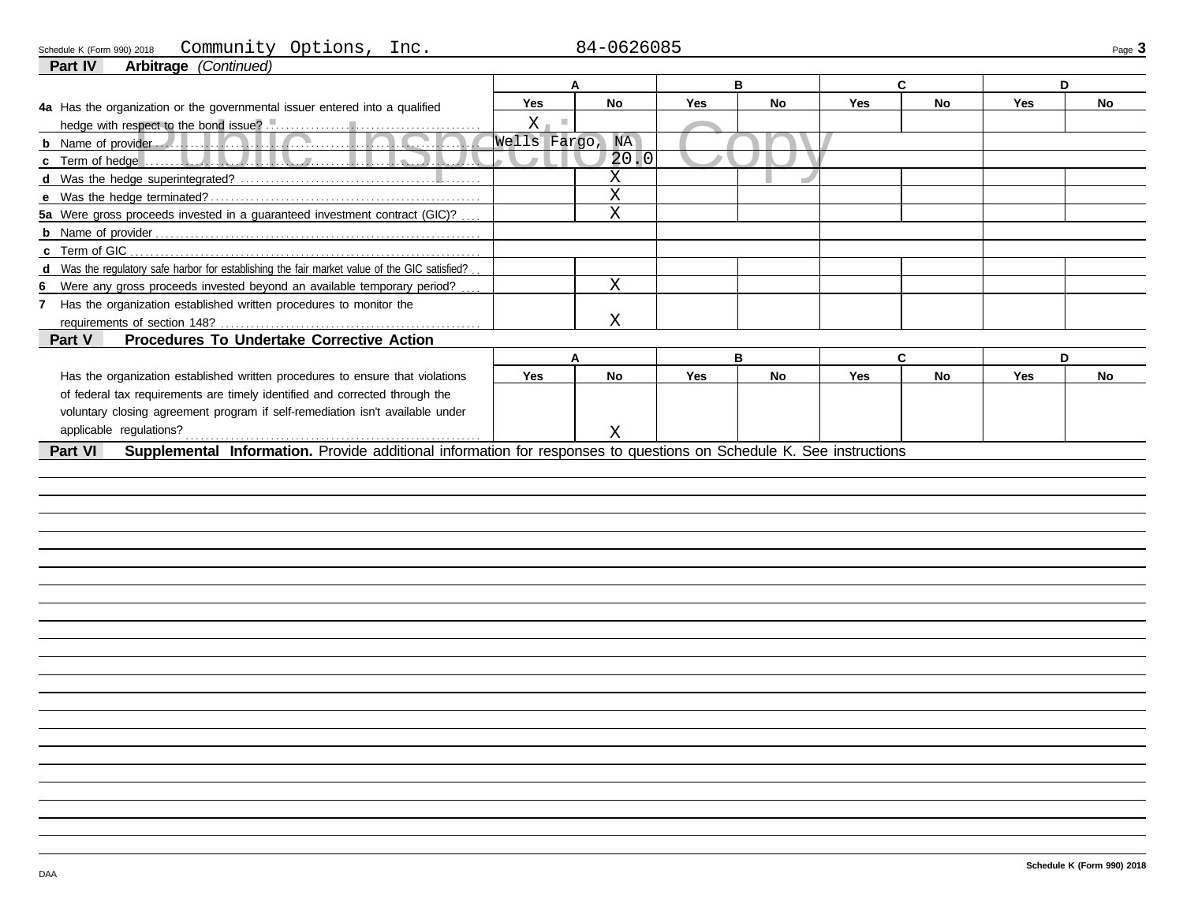Schedule K (Form 990) 2018 Community Options, Inc. 84-0626085

**Part IV Arbitrage** *(Continued)*

| | A | | B | | C | | D | |
|---|---|---|---|---|---|---|---|---|
| | Yes | No | Yes | No | Yes | No | Yes | No |
| **4a** Has the organization or the governmental issuer entered into a qualified hedge with respect to the bond issue? | X | | | | | | | |
| **b** Name of provider | Wells Fargo, NA | | | | | | | |
| **c** Term of hedge | | 20.0 | | | | | | |
| **d** Was the hedge superintegrated? | | X | | | | | | |
| **e** Was the hedge terminated? | | X | | | | | | |
| **5a** Were gross proceeds invested in a guaranteed investment contract (GIC)? | | X | | | | | | |
| **b** Name of provider | | | | | | | | |
| **c** Term of GIC | | | | | | | | |
| **d** Was the regulatory safe harbor for establishing the fair market value of the GIC satisfied? | | | | | | | | |
| **6** Were any gross proceeds invested beyond an available temporary period? | | X | | | | | | |
| **7** Has the organization established written procedures to monitor the requirements of section 148? | | X | | | | | | |

**Part V Procedures To Undertake Corrective Action**

| | A | | B | | C | | D | |
|---|---|---|---|---|---|---|---|---|
| | Yes | No | Yes | No | Yes | No | Yes | No |
| Has the organization established written procedures to ensure that violations of federal tax requirements are timely identified and corrected through the voluntary closing agreement program if self-remediation isn't available under applicable regulations? | | X | | | | | | |

**Part VI Supplemental Information.** Provide additional information for responses to questions on Schedule K. See instructions

DAA

Schedule K (Form 990) 2018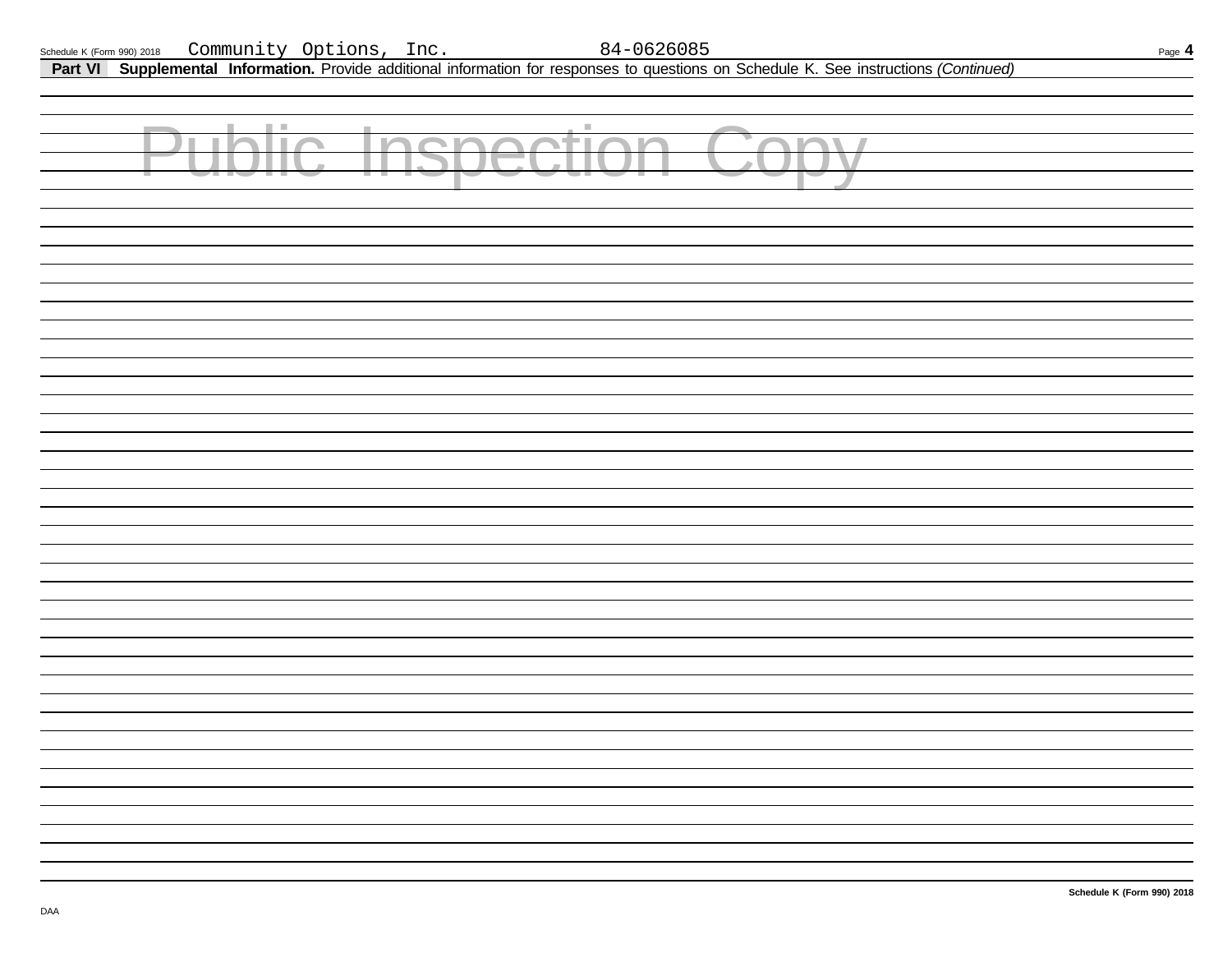Community Options, Inc. 84-0626085

**Part VI** **Supplemental Information.** Provide additional information for responses to questions on Schedule K. See instructions *(Continued)*

Public Inspection Copy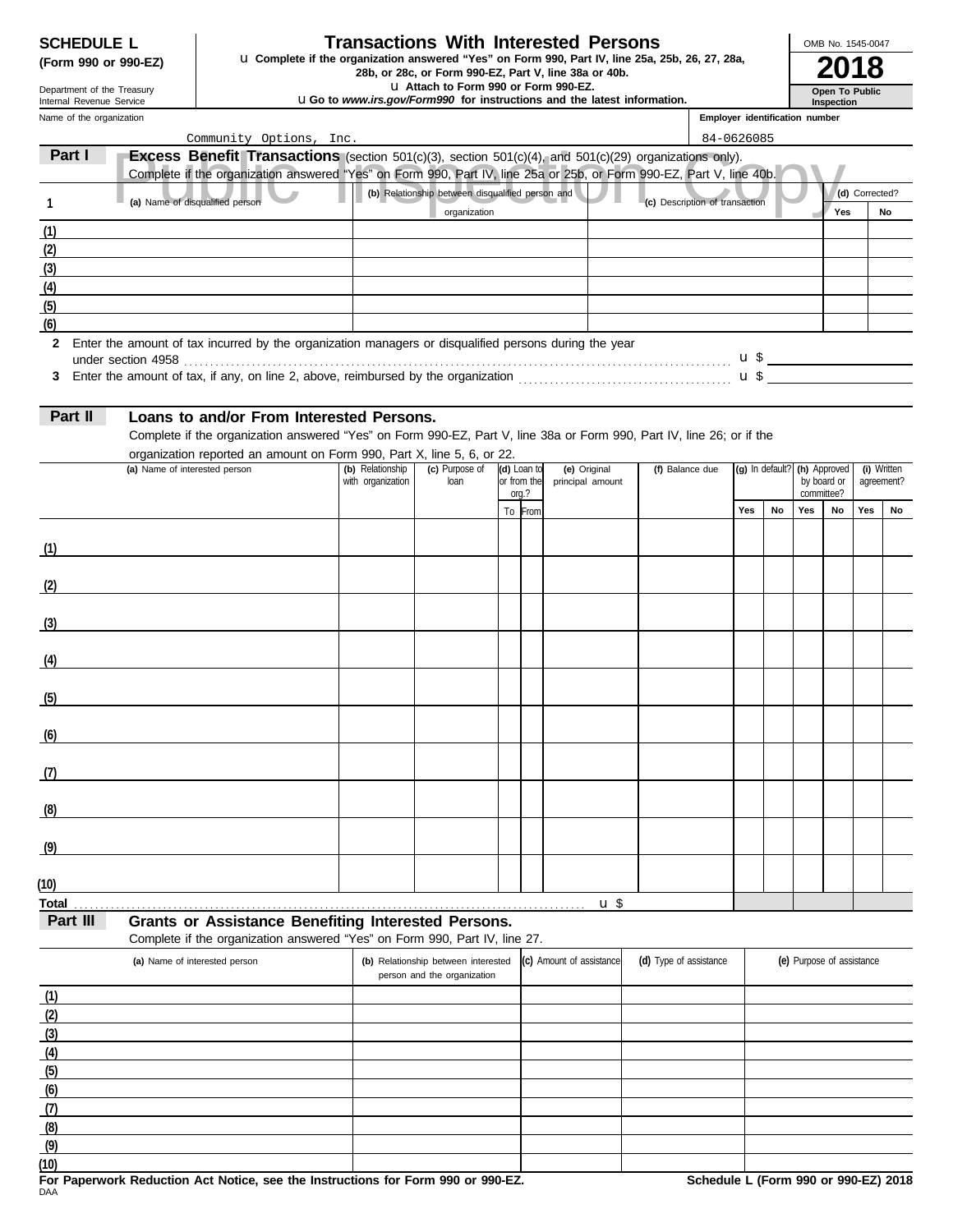**SCHEDULE L**
**(Form 990 or 990-EZ)**

Department of the Treasury
Internal Revenue Service

# Transactions With Interested Persons

u **Complete if the organization answered "Yes" on Form 990, Part IV, line 25a, 25b, 26, 27, 28a, 28b, or 28c, or Form 990-EZ, Part V, line 38a or 40b.**
u **Attach to Form 990 or Form 990-EZ.**
u **Go to *www.irs.gov/Form990* for instructions and the latest information.**

OMB No. 1545-0047

**2018**

**Open To Public Inspection**

Name of the organization: Community Options, Inc.

Employer identification number: 84-0626085

## Part I — Excess Benefit Transactions (section 501(c)(3), section 501(c)(4), and 501(c)(29) organizations only).

Complete if the organization answered "Yes" on Form 990, Part IV, line 25a or 25b, or Form 990-EZ, Part V, line 40b.

| 1 | (a) Name of disqualified person | (b) Relationship between disqualified person and organization | (c) Description of transaction | (d) Corrected? Yes | No |
|---|---|---|---|---|---|
| (1) | | | | | |
| (2) | | | | | |
| (3) | | | | | |
| (4) | | | | | |
| (5) | | | | | |
| (6) | | | | | |

**2** Enter the amount of tax incurred by the organization managers or disqualified persons during the year under section 4958 . . . u $

**3** Enter the amount of tax, if any, on line 2, above, reimbursed by the organization . . . u $

## Part II — Loans to and/or From Interested Persons.

Complete if the organization answered "Yes" on Form 990-EZ, Part V, line 38a or Form 990, Part IV, line 26; or if the organization reported an amount on Form 990, Part X, line 5, 6, or 22.

| | (a) Name of interested person | (b) Relationship with organization | (c) Purpose of loan | (d) Loan to or from the org.? To | From | (e) Original principal amount | (f) Balance due | (g) In default? Yes | No | (h) Approved by board or committee? Yes | No | (i) Written agreement? Yes | No |
|---|---|---|---|---|---|---|---|---|---|---|---|---|---|
| (1) | | | | | | | | | | | | | |
| (2) | | | | | | | | | | | | | |
| (3) | | | | | | | | | | | | | |
| (4) | | | | | | | | | | | | | |
| (5) | | | | | | | | | | | | | |
| (6) | | | | | | | | | | | | | |
| (7) | | | | | | | | | | | | | |
| (8) | | | | | | | | | | | | | |
| (9) | | | | | | | | | | | | | |
| (10) | | | | | | | | | | | | | |
| **Total** | | | | | | | u $ | | | | | | |

## Part III — Grants or Assistance Benefiting Interested Persons.

Complete if the organization answered "Yes" on Form 990, Part IV, line 27.

| | (a) Name of interested person | (b) Relationship between interested person and the organization | (c) Amount of assistance | (d) Type of assistance | (e) Purpose of assistance |
|---|---|---|---|---|---|
| (1) | | | | | |
| (2) | | | | | |
| (3) | | | | | |
| (4) | | | | | |
| (5) | | | | | |
| (6) | | | | | |
| (7) | | | | | |
| (8) | | | | | |
| (9) | | | | | |
| (10) | | | | | |

**For Paperwork Reduction Act Notice, see the Instructions for Form 990 or 990-EZ.** **Schedule L (Form 990 or 990-EZ) 2018**

DAA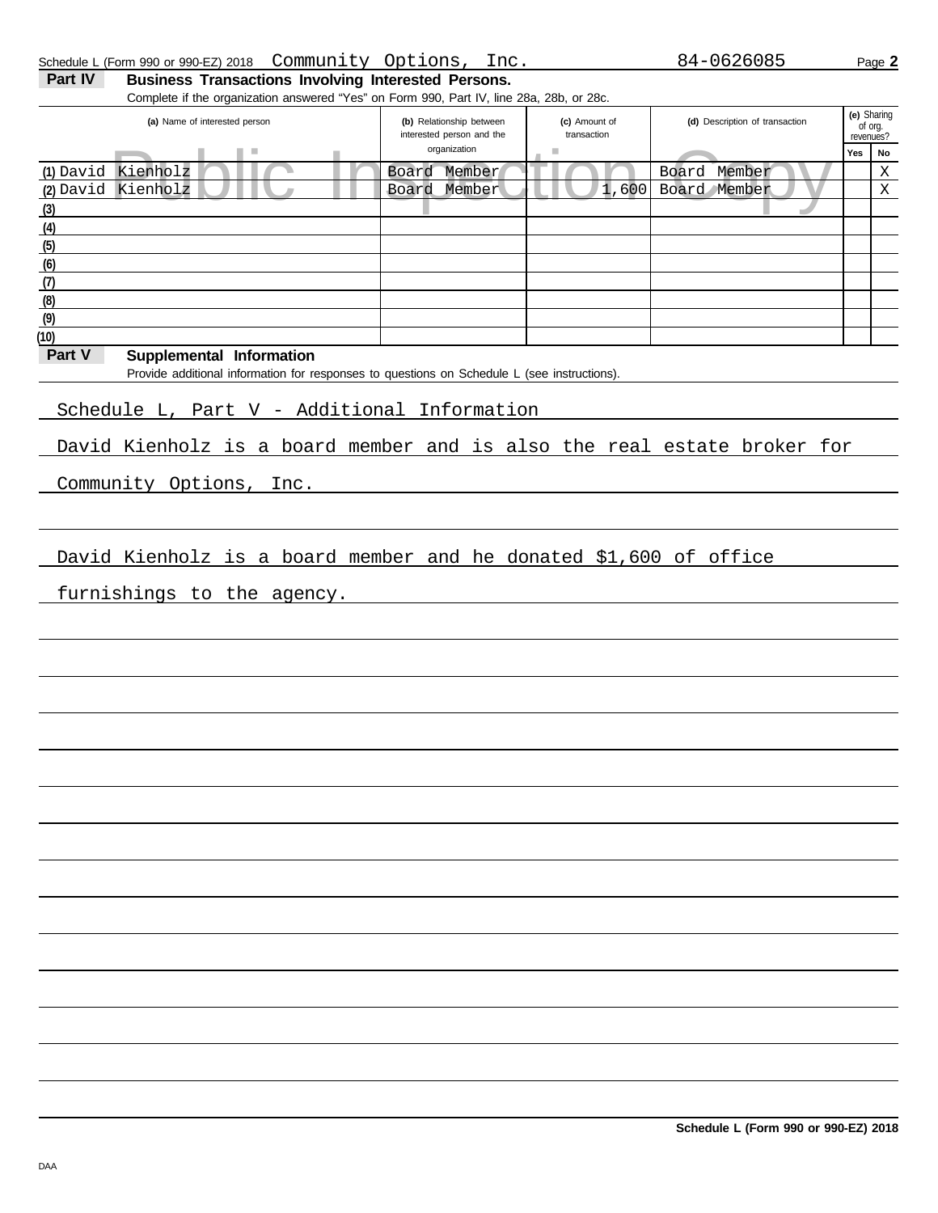Schedule L (Form 990 or 990-EZ) 2018 Community Options, Inc. 84-0626085 Page **2**

## Part IV Business Transactions Involving Interested Persons.

Complete if the organization answered "Yes" on Form 990, Part IV, line 28a, 28b, or 28c.

| (a) Name of interested person | (b) Relationship between interested person and the organization | (c) Amount of transaction | (d) Description of transaction | (e) Sharing of org. revenues? Yes | No |
|---|---|---|---|---|---|
| (1) David Kienholz | Board Member | | Board Member | | X |
| (2) David Kienholz | Board Member | 1,600 | Board Member | | X |
| (3) | | | | | |
| (4) | | | | | |
| (5) | | | | | |
| (6) | | | | | |
| (7) | | | | | |
| (8) | | | | | |
| (9) | | | | | |
| (10) | | | | | |

## Part V Supplemental Information

Provide additional information for responses to questions on Schedule L (see instructions).

Schedule L, Part V - Additional Information

David Kienholz is a board member and is also the real estate broker for Community Options, Inc.

David Kienholz is a board member and he donated $1,600 of office furnishings to the agency.

**Schedule L (Form 990 or 990-EZ) 2018**

DAA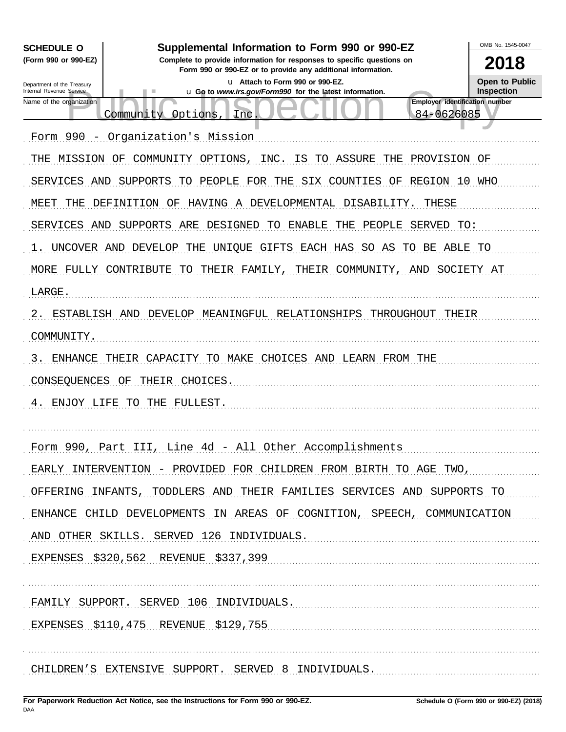**SCHEDULE O** (Form 990 or 990-EZ)

Department of the Treasury
Internal Revenue Service

# Supplemental Information to Form 990 or 990-EZ

**Complete to provide information for responses to specific questions on Form 990 or 990-EZ or to provide any additional information.**

u Attach to Form 990 or 990-EZ.
u Go to *www.irs.gov/Form990* for the latest information.

OMB No. 1545-0047

**2018**

**Open to Public Inspection**

Name of the organization: Community Options, Inc.

Employer identification number: 84-0626085

Form 990 - Organization's Mission

THE MISSION OF COMMUNITY OPTIONS, INC. IS TO ASSURE THE PROVISION OF SERVICES AND SUPPORTS TO PEOPLE FOR THE SIX COUNTIES OF REGION 10 WHO MEET THE DEFINITION OF HAVING A DEVELOPMENTAL DISABILITY. THESE SERVICES AND SUPPORTS ARE DESIGNED TO ENABLE THE PEOPLE SERVED TO:

1. UNCOVER AND DEVELOP THE UNIQUE GIFTS EACH HAS SO AS TO BE ABLE TO MORE FULLY CONTRIBUTE TO THEIR FAMILY, THEIR COMMUNITY, AND SOCIETY AT LARGE.
2. ESTABLISH AND DEVELOP MEANINGFUL RELATIONSHIPS THROUGHOUT THEIR COMMUNITY.
3. ENHANCE THEIR CAPACITY TO MAKE CHOICES AND LEARN FROM THE CONSEQUENCES OF THEIR CHOICES.
4. ENJOY LIFE TO THE FULLEST.

Form 990, Part III, Line 4d - All Other Accomplishments

EARLY INTERVENTION - PROVIDED FOR CHILDREN FROM BIRTH TO AGE TWO, OFFERING INFANTS, TODDLERS AND THEIR FAMILIES SERVICES AND SUPPORTS TO ENHANCE CHILD DEVELOPMENTS IN AREAS OF COGNITION, SPEECH, COMMUNICATION AND OTHER SKILLS. SERVED 126 INDIVIDUALS.

EXPENSES $320,562 REVENUE $337,399

FAMILY SUPPORT. SERVED 106 INDIVIDUALS.

EXPENSES $110,475 REVENUE $129,755

CHILDREN'S EXTENSIVE SUPPORT. SERVED 8 INDIVIDUALS.

**For Paperwork Reduction Act Notice, see the Instructions for Form 990 or 990-EZ.** DAA **Schedule O (Form 990 or 990-EZ) (2018)**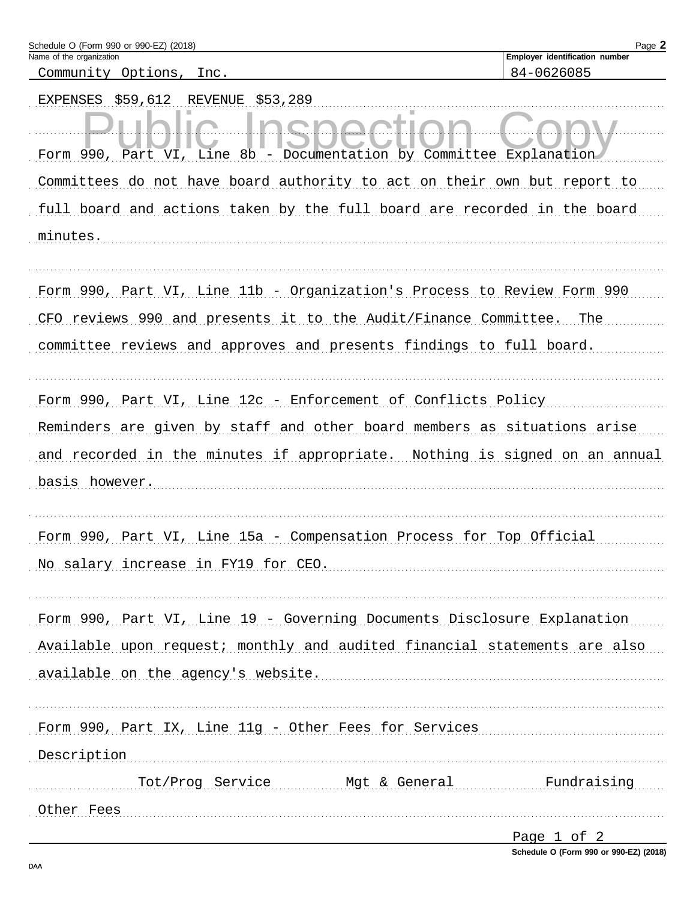Name of the organization: Community Options, Inc.

Employer identification number: 84-0626085

EXPENSES $59,612 REVENUE $53,289

Form 990, Part VI, Line 8b - Documentation by Committee Explanation

Committees do not have board authority to act on their own but report to full board and actions taken by the full board are recorded in the board minutes.

Form 990, Part VI, Line 11b - Organization's Process to Review Form 990

CFO reviews 990 and presents it to the Audit/Finance Committee. The committee reviews and approves and presents findings to full board.

Form 990, Part VI, Line 12c - Enforcement of Conflicts Policy

Reminders are given by staff and other board members as situations arise and recorded in the minutes if appropriate. Nothing is signed on an annual basis however.

Form 990, Part VI, Line 15a - Compensation Process for Top Official

No salary increase in FY19 for CEO.

Form 990, Part VI, Line 19 - Governing Documents Disclosure Explanation

Available upon request; monthly and audited financial statements are also available on the agency's website.

Form 990, Part IX, Line 11g - Other Fees for Services

| Description | Tot/Prog Service | Mgt & General | Fundraising |
|---|---|---|---|
| Other Fees | | | |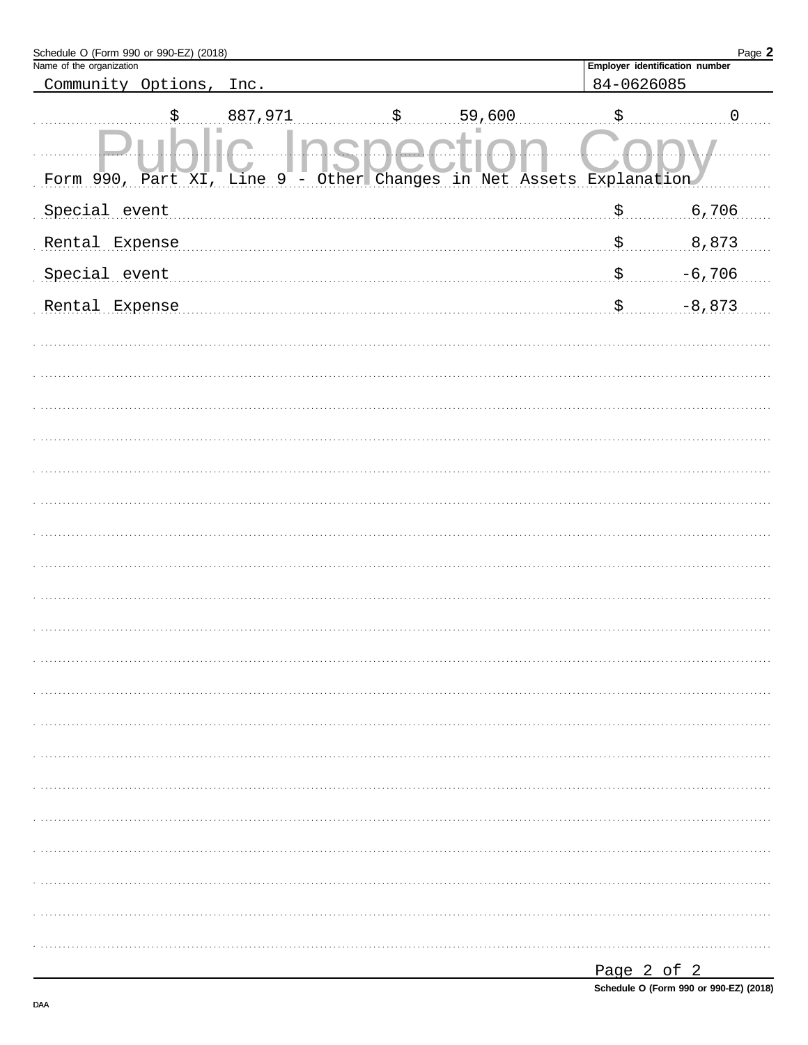Schedule O (Form 990 or 990-EZ) (2018)

| Name of the organization | Employer identification number |
| --- | --- |
| Community Options, Inc. | 84-0626085 |

| $ 887,971 | $ 59,600 | $ 0 |
| --- | --- | --- |

Public Inspection Copy

Form 990, Part XI, Line 9 - Other Changes in Net Assets Explanation

| Description | Amount |
| --- | --- |
| Special event | $ 6,706 |
| Rental Expense | $ 8,873 |
| Special event | $ -6,706 |
| Rental Expense | $ -8,873 |

Schedule O (Form 990 or 990-EZ) (2018)

DAA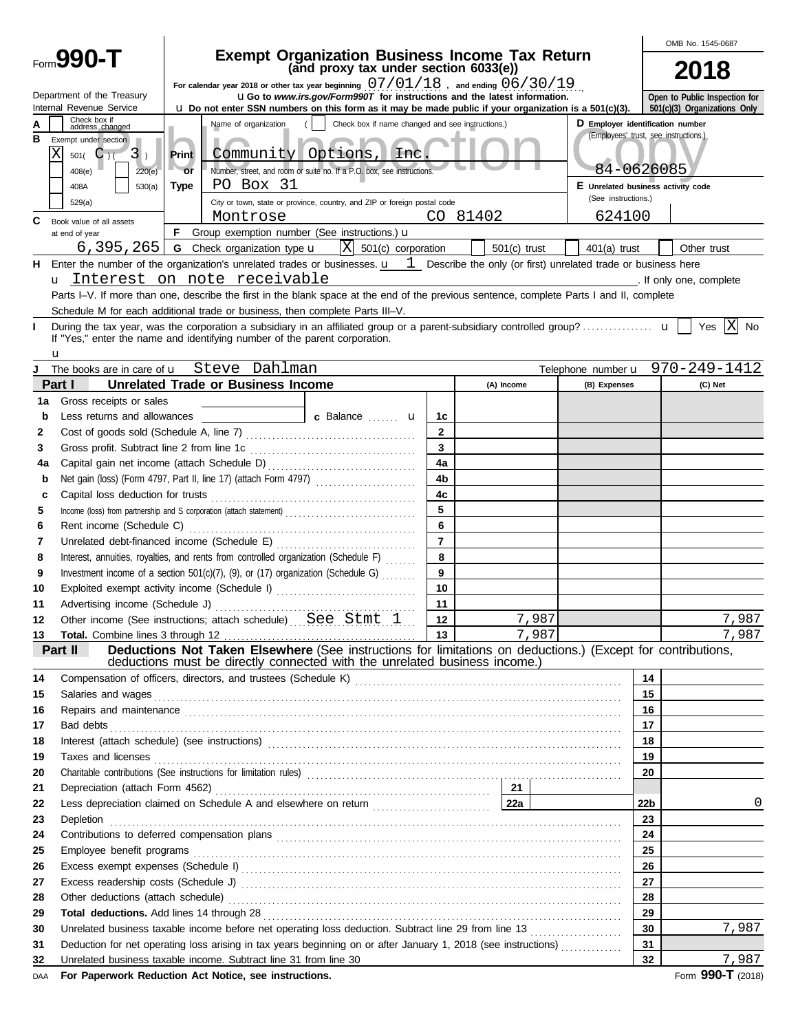Form **990-T**

# Exempt Organization Business Income Tax Return

**(and proxy tax under section 6033(e))**

For calendar year 2018 or other tax year beginning 07/01/18 , and ending 06/30/19

u Go to *www.irs.gov/Form990T* for instructions and the latest information.

u Do not enter SSN numbers on this form as it may be made public if your organization is a 501(c)(3).

Department of the Treasury
Internal Revenue Service

OMB No. 1545-0687

**2018**

Open to Public Inspection for 501(c)(3) Organizations Only

Public Inspection Copy

**A** Check box if address changed [ ]

**B** Exempt under section
[X] 501( C )( 3 )
[ ] 408(e) [ ] 220(e)
[ ] 408A [ ] 530(a)
[ ] 529(a)

**Print or Type**

Name of organization ( [ ] Check box if name changed and see instructions.)
Community Options, Inc.

Number, street, and room or suite no. If a P.O. box, see instructions.
PO Box 31

City or town, state or province, country, and ZIP or foreign postal code
Montrose CO 81402

**D** Employer identification number (Employees' trust, see instructions.)
84-0626085

**E** Unrelated business activity code (See instructions.)
624100

**C** Book value of all assets at end of year
6,395,265

**F** Group exemption number (See instructions.) u

**G** Check organization type u [X] 501(c) corporation [ ] 501(c) trust [ ] 401(a) trust [ ] Other trust

**H** Enter the number of the organization's unrelated trades or businesses. u 1 Describe the only (or first) unrelated trade or business here
u Interest on note receivable . If only one, complete Parts I–V. If more than one, describe the first in the blank space at the end of the previous sentence, complete Parts I and II, complete Schedule M for each additional trade or business, then complete Parts III–V.

**I** During the tax year, was the corporation a subsidiary in an affiliated group or a parent-subsidiary controlled group? u [ ] Yes [X] No
If "Yes," enter the name and identifying number of the parent corporation.
u

**J** The books are in care of u Steve Dahlman Telephone number u 970-249-1412

## Part I Unrelated Trade or Business Income

| | | | (A) Income | (B) Expenses | (C) Net |
|---|---|---|---|---|---|
| 1a | Gross receipts or sales | | | | |
| b | Less returns and allowances | c Balance u | 1c | | |
| 2 | Cost of goods sold (Schedule A, line 7) | 2 | | | |
| 3 | Gross profit. Subtract line 2 from line 1c | 3 | | | |
| 4a | Capital gain net income (attach Schedule D) | 4a | | | |
| b | Net gain (loss) (Form 4797, Part II, line 17) (attach Form 4797) | 4b | | | |
| c | Capital loss deduction for trusts | 4c | | | |
| 5 | Income (loss) from partnership and S corporation (attach statement) | 5 | | | |
| 6 | Rent income (Schedule C) | 6 | | | |
| 7 | Unrelated debt-financed income (Schedule E) | 7 | | | |
| 8 | Interest, annuities, royalties, and rents from controlled organization (Schedule F) | 8 | | | |
| 9 | Investment income of a section 501(c)(7), (9), or (17) organization (Schedule G) | 9 | | | |
| 10 | Exploited exempt activity income (Schedule I) | 10 | | | |
| 11 | Advertising income (Schedule J) | 11 | | | |
| 12 | Other income (See instructions; attach schedule) See Stmt 1 | 12 | 7,987 | | 7,987 |
| 13 | **Total.** Combine lines 3 through 12 | 13 | 7,987 | | 7,987 |

## Part II Deductions Not Taken Elsewhere (See instructions for limitations on deductions.) (Except for contributions, deductions must be directly connected with the unrelated business income.)

| | | | |
|---|---|---|---|
| 14 | Compensation of officers, directors, and trustees (Schedule K) | 14 | |
| 15 | Salaries and wages | 15 | |
| 16 | Repairs and maintenance | 16 | |
| 17 | Bad debts | 17 | |
| 18 | Interest (attach schedule) (see instructions) | 18 | |
| 19 | Taxes and licenses | 19 | |
| 20 | Charitable contributions (See instructions for limitation rules) | 20 | |
| 21 | Depreciation (attach Form 4562) — 21 | | |
| 22 | Less depreciation claimed on Schedule A and elsewhere on return — 22a | 22b | 0 |
| 23 | Depletion | 23 | |
| 24 | Contributions to deferred compensation plans | 24 | |
| 25 | Employee benefit programs | 25 | |
| 26 | Excess exempt expenses (Schedule I) | 26 | |
| 27 | Excess readership costs (Schedule J) | 27 | |
| 28 | Other deductions (attach schedule) | 28 | |
| 29 | **Total deductions.** Add lines 14 through 28 | 29 | |
| 30 | Unrelated business taxable income before net operating loss deduction. Subtract line 29 from line 13 | 30 | 7,987 |
| 31 | Deduction for net operating loss arising in tax years beginning on or after January 1, 2018 (see instructions) | 31 | |
| 32 | Unrelated business taxable income. Subtract line 31 from line 30 | 32 | 7,987 |

DAA **For Paperwork Reduction Act Notice, see instructions.** Form **990-T** (2018)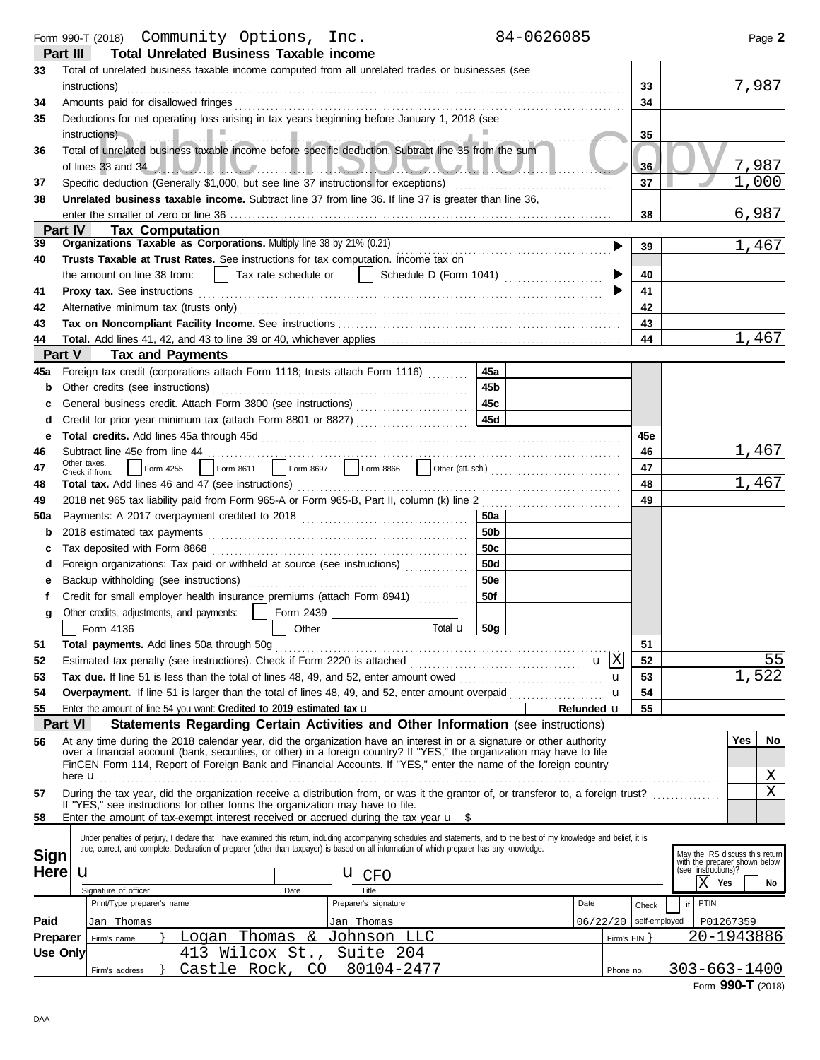Form 990-T (2018) Community Options, Inc. 84-0626085 Page **2**

## Part III — Total Unrelated Business Taxable income

| Line | Description | No. | Amount |
|---|---|---|---|
| 33 | Total of unrelated business taxable income computed from all unrelated trades or businesses (see instructions) | 33 | 7,987 |
| 34 | Amounts paid for disallowed fringes | 34 | |
| 35 | Deductions for net operating loss arising in tax years beginning before January 1, 2018 (see instructions) | 35 | |
| 36 | Total of unrelated business taxable income before specific deduction. Subtract line 35 from the sum of lines 33 and 34 | 36 | 7,987 |
| 37 | Specific deduction (Generally $1,000, but see line 37 instructions for exceptions) | 37 | 1,000 |
| 38 | **Unrelated business taxable income.** Subtract line 37 from line 36. If line 37 is greater than line 36, enter the smaller of zero or line 36 | 38 | 6,987 |

## Part IV — Tax Computation

| Line | Description | No. | Amount |
|---|---|---|---|
| 39 | **Organizations Taxable as Corporations.** Multiply line 38 by 21% (0.21) | 39 | 1,467 |
| 40 | **Trusts Taxable at Trust Rates.** See instructions for tax computation. Income tax on the amount on line 38 from: ☐ Tax rate schedule or ☐ Schedule D (Form 1041) | 40 | |
| 41 | **Proxy tax.** See instructions | 41 | |
| 42 | Alternative minimum tax (trusts only) | 42 | |
| 43 | **Tax on Noncompliant Facility Income.** See instructions | 43 | |
| 44 | **Total.** Add lines 41, 42, and 43 to line 39 or 40, whichever applies | 44 | 1,467 |

## Part V — Tax and Payments

| Line | Description | Sub | Sub amount | No. | Amount |
|---|---|---|---|---|---|
| 45a | Foreign tax credit (corporations attach Form 1118; trusts attach Form 1116) | 45a | | | |
| b | Other credits (see instructions) | 45b | | | |
| c | General business credit. Attach Form 3800 (see instructions) | 45c | | | |
| d | Credit for prior year minimum tax (attach Form 8801 or 8827) | 45d | | | |
| e | **Total credits.** Add lines 45a through 45d | | | 45e | |
| 46 | Subtract line 45e from line 44 | | | 46 | 1,467 |
| 47 | Other taxes. Check if from: ☐ Form 4255 ☐ Form 8611 ☐ Form 8697 ☐ Form 8866 ☐ Other (att. sch.) | | | 47 | |
| 48 | **Total tax.** Add lines 46 and 47 (see instructions) | | | 48 | 1,467 |
| 49 | 2018 net 965 tax liability paid from Form 965-A or Form 965-B, Part II, column (k) line 2 | | | 49 | |
| 50a | Payments: A 2017 overpayment credited to 2018 | 50a | | | |
| b | 2018 estimated tax payments | 50b | | | |
| c | Tax deposited with Form 8868 | 50c | | | |
| d | Foreign organizations: Tax paid or withheld at source (see instructions) | 50d | | | |
| e | Backup withholding (see instructions) | 50e | | | |
| f | Credit for small employer health insurance premiums (attach Form 8941) | 50f | | | |
| g | Other credits, adjustments, and payments: ☐ Form 2439 ☐ Form 4136 ☐ Other Total | 50g | | | |
| 51 | **Total payments.** Add lines 50a through 50g | | | 51 | |
| 52 | Estimated tax penalty (see instructions). Check if Form 2220 is attached ☒ | | | 52 | 55 |
| 53 | **Tax due.** If line 51 is less than the total of lines 48, 49, and 52, enter amount owed | | | 53 | 1,522 |
| 54 | **Overpayment.** If line 51 is larger than the total of lines 48, 49, and 52, enter amount overpaid | | | 54 | |
| 55 | Enter the amount of line 54 you want: **Credited to 2019 estimated tax** / **Refunded** | | | 55 | |

## Part VI — Statements Regarding Certain Activities and Other Information (see instructions)

| Line | Question | Yes | No |
|---|---|---|---|
| 56 | At any time during the 2018 calendar year, did the organization have an interest in or a signature or other authority over a financial account (bank, securities, or other) in a foreign country? If "YES," the organization may have to file FinCEN Form 114, Report of Foreign Bank and Financial Accounts. If "YES," enter the name of the foreign country here | | X |
| 57 | During the tax year, did the organization receive a distribution from, or was it the grantor of, or transferor to, a foreign trust? If "YES," see instructions for other forms the organization may have to file. | | X |
| 58 | Enter the amount of tax-exempt interest received or accrued during the tax year $ | | |

**Sign Here**

Under penalties of perjury, I declare that I have examined this return, including accompanying schedules and statements, and to the best of my knowledge and belief, it is true, correct, and complete. Declaration of preparer (other than taxpayer) is based on all information of which preparer has any knowledge.

Signature of officer: ________ Date: ________ Title: CFO

May the IRS discuss this return with the preparer shown below (see instructions)? ☒ Yes ☐ No

**Paid Preparer Use Only**

| Print/Type preparer's name | Preparer's signature | Date | Check if self-employed | PTIN |
|---|---|---|---|---|
| Jan Thomas | Jan Thomas | 06/22/20 | ☐ | P01267359 |

Firm's name: Logan Thomas & Johnson LLC — Firm's EIN: 20-1943886

Firm's address: 413 Wilcox St., Suite 204, Castle Rock, CO 80104-2477 — Phone no.: 303-663-1400

Form **990-T** (2018)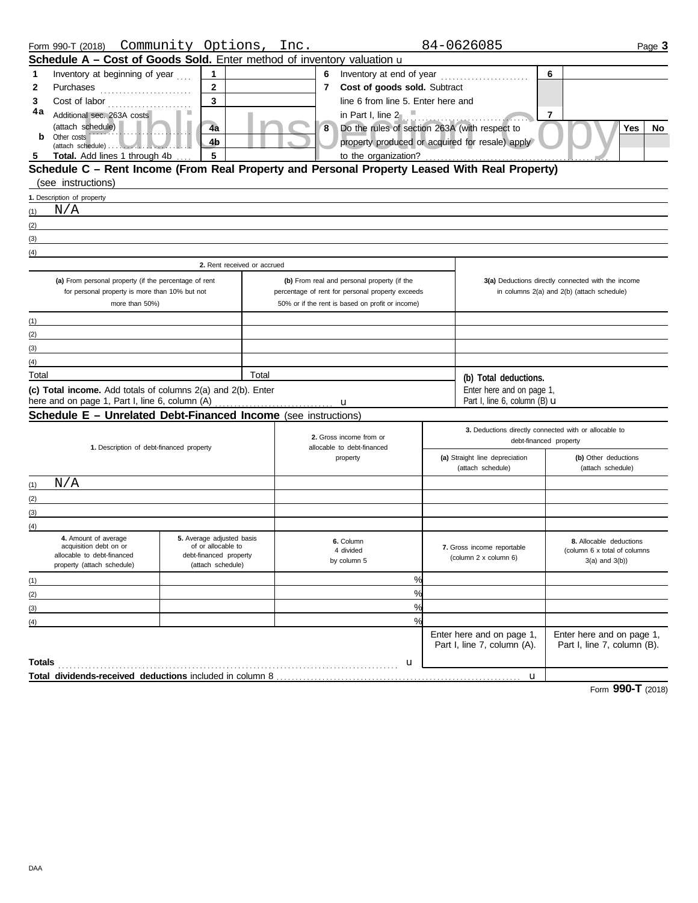Form 990-T (2018) Community Options, Inc. 84-0626085 Page 3

## Schedule A – Cost of Goods Sold. Enter method of inventory valuation u

| | | | | | | | |
|---|---|---|---|---|---|---|---|
| 1 | Inventory at beginning of year | 1 | | 6 | Inventory at end of year | 6 | |
| 2 | Purchases | 2 | | 7 | **Cost of goods sold.** Subtract line 6 from line 5. Enter here and in Part I, line 2 | 7 | |
| 3 | Cost of labor | 3 | | | | | |
| 4a | Additional sec. 263A costs (attach schedule) | 4a | | 8 | Do the rules of section 263A (with respect to property produced or acquired for resale) apply to the organization? | Yes | No |
| b | Other costs (attach schedule) | 4b | | | | | |
| 5 | **Total.** Add lines 1 through 4b | 5 | | | | | |

Public Inspection Copy

## Schedule C – Rent Income (From Real Property and Personal Property Leased With Real Property) (see instructions)

1. Description of property

(1) N/A

(2)

(3)

(4)

| | 2. Rent received or accrued | | |
|---|---|---|---|
| | **(a)** From personal property (if the percentage of rent for personal property is more than 10% but not more than 50%) | **(b)** From real and personal property (if the percentage of rent for personal property exceeds 50% or if the rent is based on profit or income) | **3(a)** Deductions directly connected with the income in columns 2(a) and 2(b) (attach schedule) |
| (1) | | | |
| (2) | | | |
| (3) | | | |
| (4) | | | |
| Total | | Total | **(b) Total deductions.** Enter here and on page 1, Part I, line 6, column (B) u |

**(c) Total income.** Add totals of columns 2(a) and 2(b). Enter here and on page 1, Part I, line 6, column (A) u

## Schedule E – Unrelated Debt-Financed Income (see instructions)

| | 1. Description of debt-financed property | 2. Gross income from or allocable to debt-financed property | 3. Deductions directly connected with or allocable to debt-financed property: **(a)** Straight line depreciation (attach schedule) | **(b)** Other deductions (attach schedule) |
|---|---|---|---|---|
| (1) | N/A | | | |
| (2) | | | | |
| (3) | | | | |
| (4) | | | | |

| | 4. Amount of average acquisition debt on or allocable to debt-financed property (attach schedule) | 5. Average adjusted basis of or allocable to debt-financed property (attach schedule) | 6. Column 4 divided by column 5 | 7. Gross income reportable (column 2 x column 6) | 8. Allocable deductions (column 6 x total of columns 3(a) and 3(b)) |
|---|---|---|---|---|---|
| (1) | | | % | | |
| (2) | | | % | | |
| (3) | | | % | | |
| (4) | | | % | | |
| | | | | Enter here and on page 1, Part I, line 7, column (A). | Enter here and on page 1, Part I, line 7, column (B). |
| **Totals** | | | u | | |
| **Total dividends-received deductions** included in column 8 | | | | u | |

Form **990-T** (2018)

DAA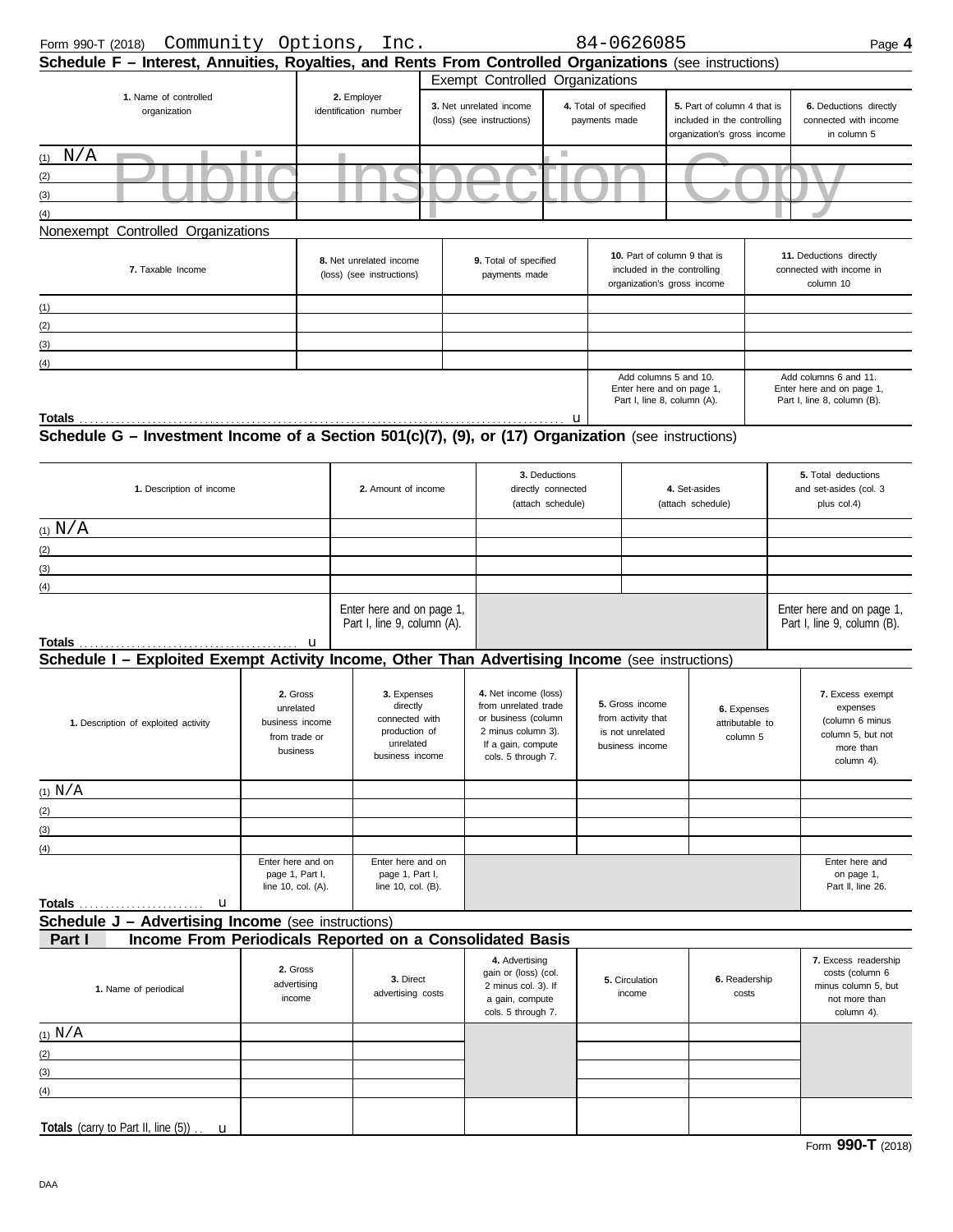Form 990-T (2018) Community Options, Inc. 84-0626085 Page **4**

## Schedule F – Interest, Annuities, Royalties, and Rents From Controlled Organizations (see instructions)

Public Inspection Copy

| **1.** Name of controlled organization | **2.** Employer identification number | Exempt Controlled Organizations **3.** Net unrelated income (loss) (see instructions) | **4.** Total of specified payments made | **5.** Part of column 4 that is included in the controlling organization's gross income | **6.** Deductions directly connected with income in column 5 |
|---|---|---|---|---|---|
| (1) N/A | | | | | |
| (2) | | | | | |
| (3) | | | | | |
| (4) | | | | | |

Nonexempt Controlled Organizations

| **7.** Taxable Income | **8.** Net unrelated income (loss) (see instructions) | **9.** Total of specified payments made | **10.** Part of column 9 that is included in the controlling organization's gross income | **11.** Deductions directly connected with income in column 10 |
|---|---|---|---|---|
| (1) | | | | |
| (2) | | | | |
| (3) | | | | |
| (4) | | | | |
| | | | Add columns 5 and 10. Enter here and on page 1, Part I, line 8, column (A). | Add columns 6 and 11. Enter here and on page 1, Part I, line 8, column (B). |
| **Totals** u | | | | |

## Schedule G – Investment Income of a Section 501(c)(7), (9), or (17) Organization (see instructions)

| **1.** Description of income | **2.** Amount of income | **3.** Deductions directly connected (attach schedule) | **4.** Set-asides (attach schedule) | **5.** Total deductions and set-asides (col. 3 plus col.4) |
|---|---|---|---|---|
| (1) N/A | | | | |
| (2) | | | | |
| (3) | | | | |
| (4) | | | | |
| **Totals** u | Enter here and on page 1, Part I, line 9, column (A). | | | Enter here and on page 1, Part I, line 9, column (B). |

## Schedule I – Exploited Exempt Activity Income, Other Than Advertising Income (see instructions)

| **1.** Description of exploited activity | **2.** Gross unrelated business income from trade or business | **3.** Expenses directly connected with production of unrelated business income | **4.** Net income (loss) from unrelated trade or business (column 2 minus column 3). If a gain, compute cols. 5 through 7. | **5.** Gross income from activity that is not unrelated business income | **6.** Expenses attributable to column 5 | **7.** Excess exempt expenses (column 6 minus column 5, but not more than column 4). |
|---|---|---|---|---|---|---|
| (1) N/A | | | | | | |
| (2) | | | | | | |
| (3) | | | | | | |
| (4) | | | | | | |
| **Totals** u | Enter here and on page 1, Part I, line 10, col. (A). | Enter here and on page 1, Part I, line 10, col. (B). | | | | Enter here and on page 1, Part II, line 26. |

## Schedule J – Advertising Income (see instructions)

### Part I Income From Periodicals Reported on a Consolidated Basis

| **1.** Name of periodical | **2.** Gross advertising income | **3.** Direct advertising costs | **4.** Advertising gain or (loss) (col. 2 minus col. 3). If a gain, compute cols. 5 through 7. | **5.** Circulation income | **6.** Readership costs | **7.** Excess readership costs (column 6 minus column 5, but not more than column 4). |
|---|---|---|---|---|---|---|
| (1) N/A | | | | | | |
| (2) | | | | | | |
| (3) | | | | | | |
| (4) | | | | | | |
| **Totals** (carry to Part II, line (5)) u | | | | | | |

Form **990-T** (2018)

DAA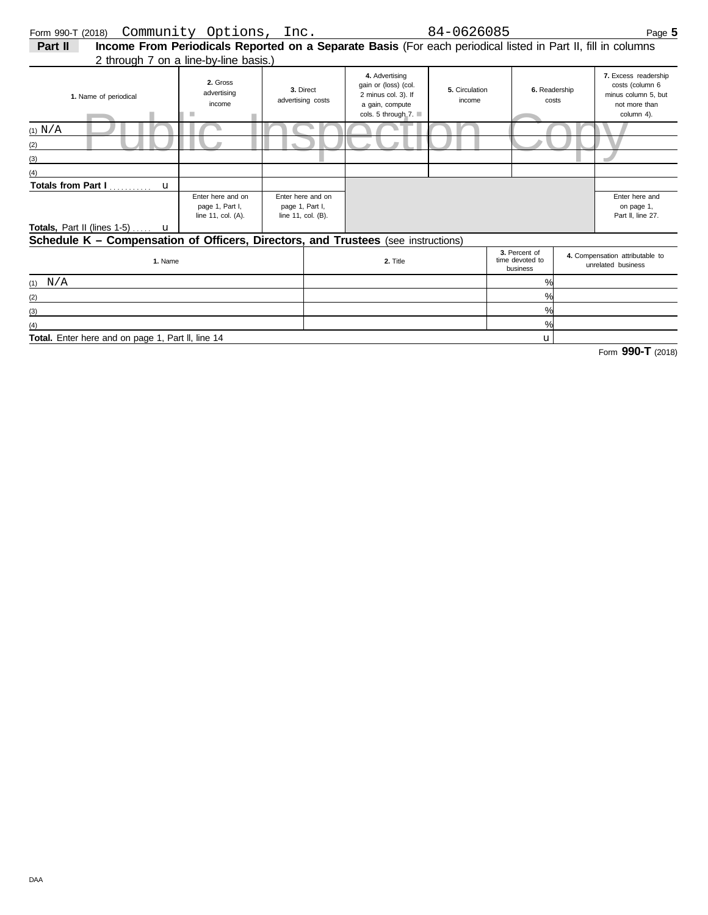Form 990-T (2018) Community Options, Inc. 84-0626085

**Part II** **Income From Periodicals Reported on a Separate Basis** (For each periodical listed in Part II, fill in columns 2 through 7 on a line-by-line basis.)

Public Inspection Copy

| 1. Name of periodical | 2. Gross advertising income | 3. Direct advertising costs | 4. Advertising gain or (loss) (col. 2 minus col. 3). If a gain, compute cols. 5 through 7. | 5. Circulation income | 6. Readership costs | 7. Excess readership costs (column 6 minus column 5, but not more than column 4). |
|---|---|---|---|---|---|---|
| (1) N/A | | | | | | |
| (2) | | | | | | |
| (3) | | | | | | |
| (4) | | | | | | |
| **Totals from Part I** . . . . . . . . . . u | | | | | | |
| **Totals,** Part II (lines 1-5) . . . . . u | Enter here and on page 1, Part I, line 11, col. (A). | Enter here and on page 1, Part I, line 11, col. (B). | | | | Enter here and on page 1, Part II, line 27. |

## Schedule K – Compensation of Officers, Directors, and Trustees (see instructions)

| 1. Name | 2. Title | 3. Percent of time devoted to business | 4. Compensation attributable to unrelated business |
|---|---|---|---|
| (1) N/A | | % | |
| (2) | | % | |
| (3) | | % | |
| (4) | | % | |
| **Total.** Enter here and on page 1, Part II, line 14 | | u | |

Form **990-T** (2018)

DAA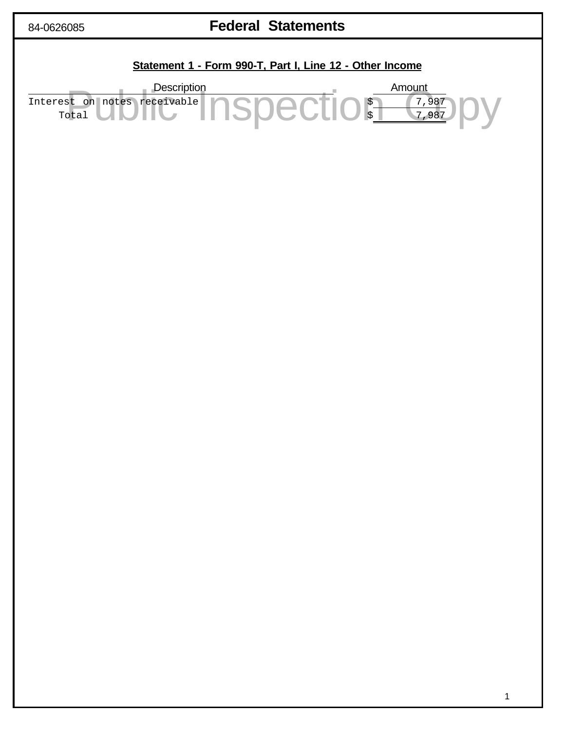84-0626085

# Federal Statements

## Statement 1 - Form 990-T, Part I, Line 12 - Other Income

| Description | Amount |
|---|---|
| Interest on notes receivable | $ 7,987 |
| Total | $ 7,987 |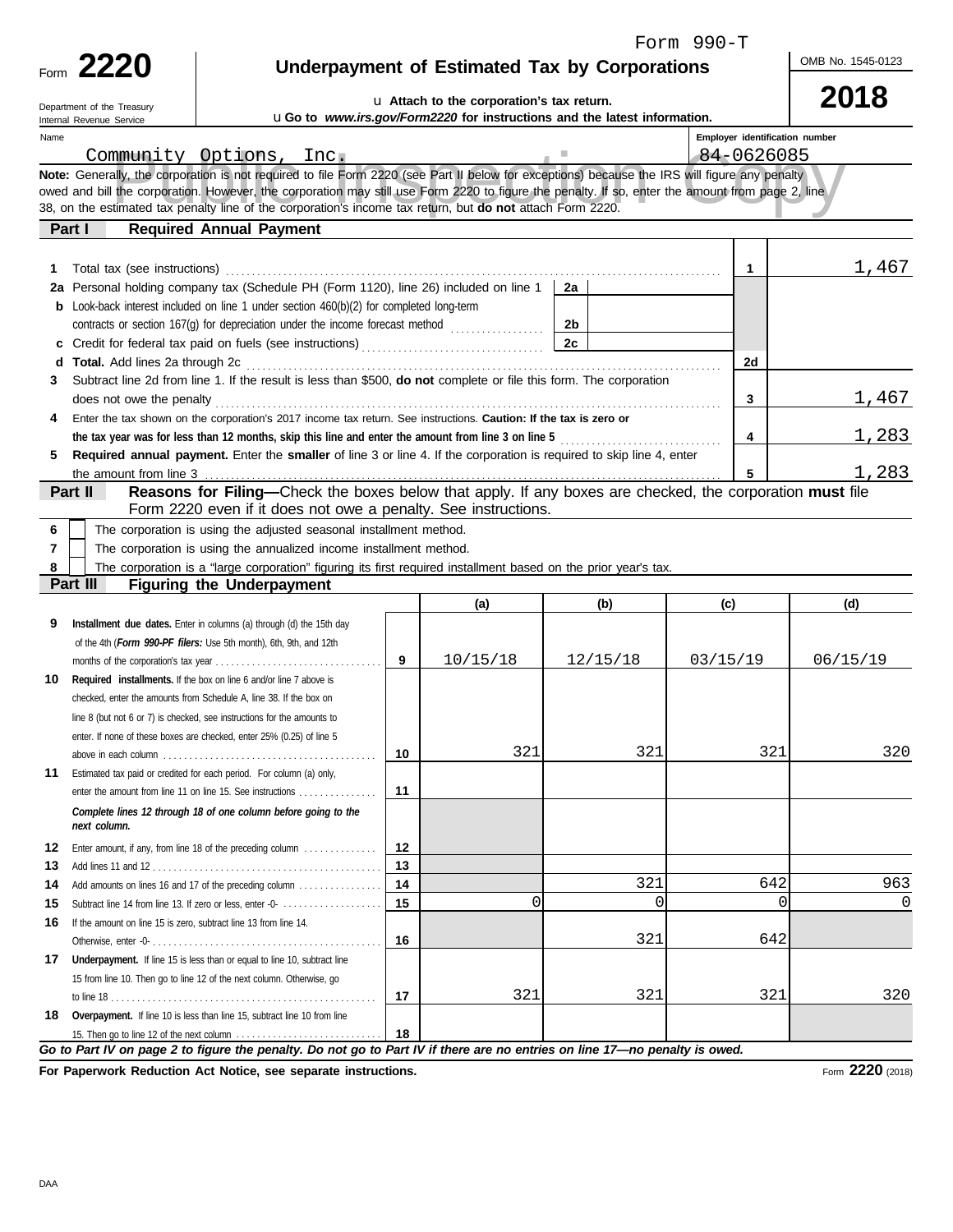Form 990-T

# Form 2220 — Underpayment of Estimated Tax by Corporations

OMB No. 1545-0123

**2018**

Department of the Treasury
Internal Revenue Service

u Attach to the corporation's tax return.
u Go to *www.irs.gov/Form2220* for instructions and the latest information.

| Name | Employer identification number |
|---|---|
| Community Options, Inc. | 84-0626085 |

**Note:** Generally, the corporation is not required to file Form 2220 (see Part II below for exceptions) because the IRS will figure any penalty owed and bill the corporation. However, the corporation may still use Form 2220 to figure the penalty. If so, enter the amount from page 2, line 38, on the estimated tax penalty line of the corporation's income tax return, but **do not** attach Form 2220.

## Part I — Required Annual Payment

| | | | |
|---|---|---|---|
| 1 | Total tax (see instructions) | 1 | 1,467 |
| 2a | Personal holding company tax (Schedule PH (Form 1120), line 26) included on line 1 | 2a | |
| b | Look-back interest included on line 1 under section 460(b)(2) for completed long-term contracts or section 167(g) for depreciation under the income forecast method | 2b | |
| c | Credit for federal tax paid on fuels (see instructions) | 2c | |
| d | **Total.** Add lines 2a through 2c | 2d | |
| 3 | Subtract line 2d from line 1. If the result is less than $500, **do not** complete or file this form. The corporation does not owe the penalty | 3 | 1,467 |
| 4 | Enter the tax shown on the corporation's 2017 income tax return. See instructions. **Caution: If the tax is zero or the tax year was for less than 12 months, skip this line and enter the amount from line 3 on line 5** | 4 | 1,283 |
| 5 | **Required annual payment.** Enter the **smaller** of line 3 or line 4. If the corporation is required to skip line 4, enter the amount from line 3 | 5 | 1,283 |

## Part II — Reasons for Filing—Check the boxes below that apply. If any boxes are checked, the corporation **must** file Form 2220 even if it does not owe a penalty. See instructions.

6 ☐ The corporation is using the adjusted seasonal installment method.

7 ☐ The corporation is using the annualized income installment method.

8 ☐ The corporation is a "large corporation" figuring its first required installment based on the prior year's tax.

## Part III — Figuring the Underpayment

| | | | (a) | (b) | (c) | (d) |
|---|---|---|---|---|---|---|
| 9 | **Installment due dates.** Enter in columns (a) through (d) the 15th day of the 4th (*Form 990-PF filers:* Use 5th month), 6th, 9th, and 12th months of the corporation's tax year | 9 | 10/15/18 | 12/15/18 | 03/15/19 | 06/15/19 |
| 10 | **Required installments.** If the box on line 6 and/or line 7 above is checked, enter the amounts from Schedule A, line 38. If the box on line 8 (but not 6 or 7) is checked, see instructions for the amounts to enter. If none of these boxes are checked, enter 25% (0.25) of line 5 above in each column | 10 | 321 | 321 | 321 | 320 |
| 11 | Estimated tax paid or credited for each period. For column (a) only, enter the amount from line 11 on line 15. See instructions | 11 | | | | |
| | ***Complete lines 12 through 18 of one column before going to the next column.*** | | | | | |
| 12 | Enter amount, if any, from line 18 of the preceding column | 12 | | | | |
| 13 | Add lines 11 and 12 | 13 | | | | |
| 14 | Add amounts on lines 16 and 17 of the preceding column | 14 | | 321 | 642 | 963 |
| 15 | Subtract line 14 from line 13. If zero or less, enter -0- | 15 | 0 | 0 | 0 | 0 |
| 16 | If the amount on line 15 is zero, subtract line 13 from line 14. Otherwise, enter -0- | 16 | | 321 | 642 | |
| 17 | **Underpayment.** If line 15 is less than or equal to line 10, subtract line 15 from line 10. Then go to line 12 of the next column. Otherwise, go to line 18 | 17 | 321 | 321 | 321 | 320 |
| 18 | **Overpayment.** If line 10 is less than line 15, subtract line 10 from line 15. Then go to line 12 of the next column | 18 | | | | |

***Go to Part IV on page 2 to figure the penalty. Do not go to Part IV if there are no entries on line 17—no penalty is owed.***

**For Paperwork Reduction Act Notice, see separate instructions.**

Form **2220** (2018)

DAA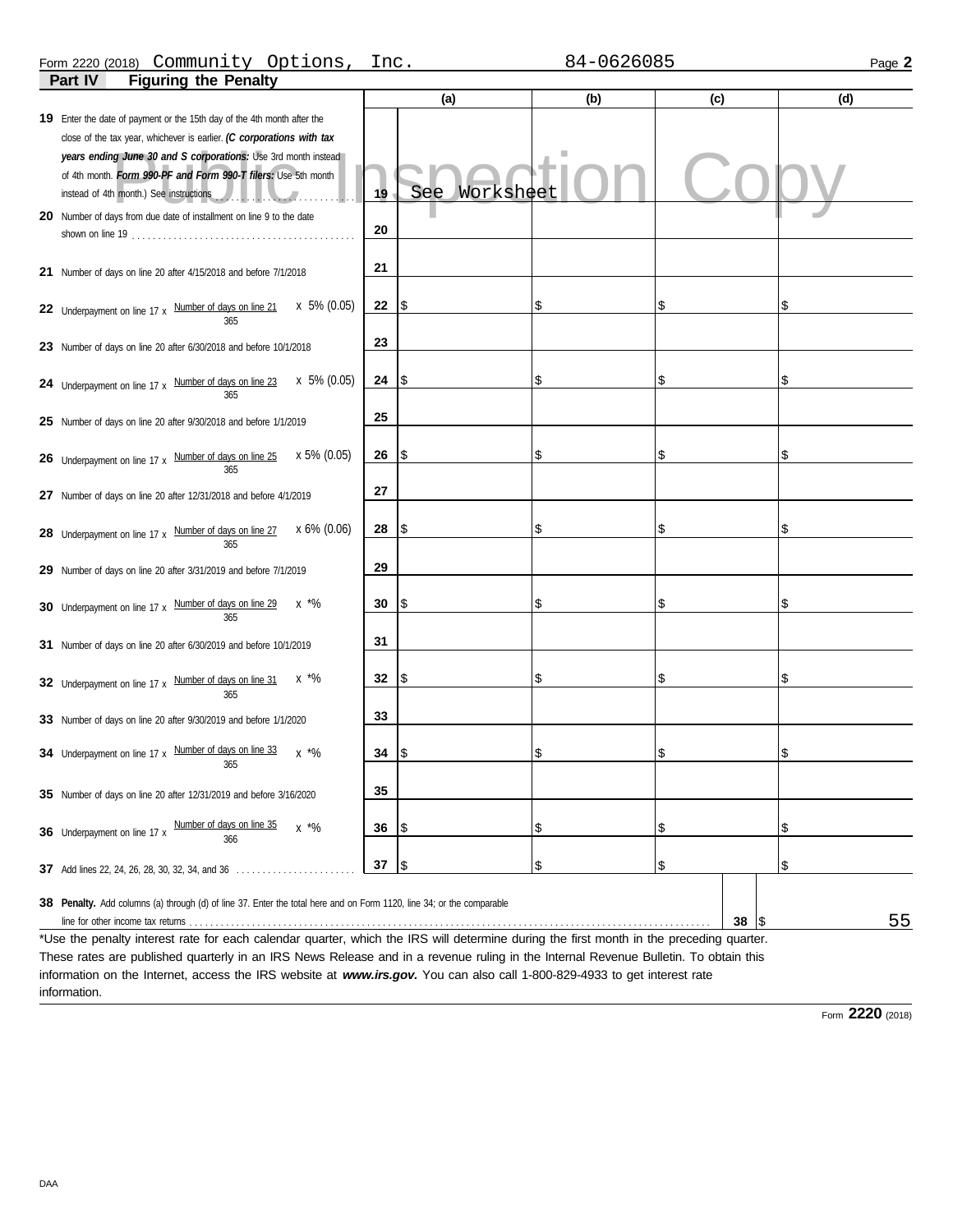Form 2220 (2018) Community Options, Inc. 84-0626085 Page **2**

## Part IV Figuring the Penalty

| | | (a) | (b) | (c) | (d) |
|---|---|---|---|---|---|
| **19** Enter the date of payment or the 15th day of the 4th month after the close of the tax year, whichever is earlier. ***(C corporations with tax years ending June 30 and S corporations:*** Use 3rd month instead of 4th month. ***Form 990-PF and Form 990-T filers:*** Use 5th month instead of 4th month.) See instructions | **19** | See Worksheet | | | |
| **20** Number of days from due date of installment on line 9 to the date shown on line 19 | **20** | | | | |
| **21** Number of days on line 20 after 4/15/2018 and before 7/1/2018 | **21** | | | | |
| **22** Underpayment on line 17 x (Number of days on line 21 / 365) x 5% (0.05) | **22** | $ | $ | $ | $ |
| **23** Number of days on line 20 after 6/30/2018 and before 10/1/2018 | **23** | | | | |
| **24** Underpayment on line 17 x (Number of days on line 23 / 365) x 5% (0.05) | **24** | $ | $ | $ | $ |
| **25** Number of days on line 20 after 9/30/2018 and before 1/1/2019 | **25** | | | | |
| **26** Underpayment on line 17 x (Number of days on line 25 / 365) x 5% (0.05) | **26** | $ | $ | $ | $ |
| **27** Number of days on line 20 after 12/31/2018 and before 4/1/2019 | **27** | | | | |
| **28** Underpayment on line 17 x (Number of days on line 27 / 365) x 6% (0.06) | **28** | $ | $ | $ | $ |
| **29** Number of days on line 20 after 3/31/2019 and before 7/1/2019 | **29** | | | | |
| **30** Underpayment on line 17 x (Number of days on line 29 / 365) x *% | **30** | $ | $ | $ | $ |
| **31** Number of days on line 20 after 6/30/2019 and before 10/1/2019 | **31** | | | | |
| **32** Underpayment on line 17 x (Number of days on line 31 / 365) x *% | **32** | $ | $ | $ | $ |
| **33** Number of days on line 20 after 9/30/2019 and before 1/1/2020 | **33** | | | | |
| **34** Underpayment on line 17 x (Number of days on line 33 / 365) x *% | **34** | $ | $ | $ | $ |
| **35** Number of days on line 20 after 12/31/2019 and before 3/16/2020 | **35** | | | | |
| **36** Underpayment on line 17 x (Number of days on line 35 / 366) x *% | **36** | $ | $ | $ | $ |
| **37** Add lines 22, 24, 26, 28, 30, 32, 34, and 36 | **37** | $ | $ | $ | $ |

**38 Penalty.** Add columns (a) through (d) of line 37. Enter the total here and on Form 1120, line 34; or the comparable line for other income tax returns ........ **38** $ 55

*Use the penalty interest rate for each calendar quarter, which the IRS will determine during the first month in the preceding quarter. These rates are published quarterly in an IRS News Release and in a revenue ruling in the Internal Revenue Bulletin. To obtain this information on the Internet, access the IRS website at ***www.irs.gov.*** You can also call 1-800-829-4933 to get interest rate information.

Form **2220** (2018)

DAA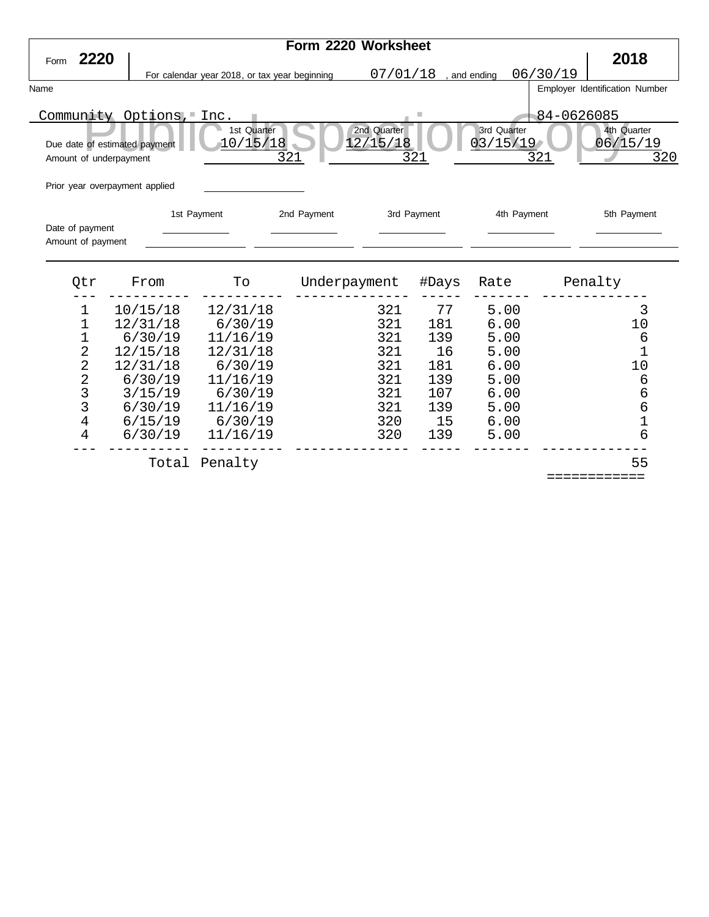# Form 2220 Worksheet

Form **2220** | For calendar year 2018, or tax year beginning 07/01/18, and ending 06/30/19 | **2018**

| Name | Employer Identification Number |
| --- | --- |
| Community Options, Inc. | 84-0626085 |

Public Inspection Copy

| | 1st Quarter | 2nd Quarter | 3rd Quarter | 4th Quarter |
| --- | --- | --- | --- | --- |
| Due date of estimated payment | 10/15/18 | 12/15/18 | 03/15/19 | 06/15/19 |
| Amount of underpayment | 321 | 321 | 321 | 320 |

Prior year overpayment applied

| | 1st Payment | 2nd Payment | 3rd Payment | 4th Payment | 5th Payment |
| --- | --- | --- | --- | --- | --- |
| Date of payment | | | | | |
| Amount of payment | | | | | |

| Qtr | From | To | Underpayment | #Days | Rate | Penalty |
| --- | --- | --- | --- | --- | --- | --- |
| 1 | 10/15/18 | 12/31/18 | 321 | 77 | 5.00 | 3 |
| 1 | 12/31/18 | 6/30/19 | 321 | 181 | 6.00 | 10 |
| 1 | 6/30/19 | 11/16/19 | 321 | 139 | 5.00 | 6 |
| 2 | 12/15/18 | 12/31/18 | 321 | 16 | 5.00 | 1 |
| 2 | 12/31/18 | 6/30/19 | 321 | 181 | 6.00 | 10 |
| 2 | 6/30/19 | 11/16/19 | 321 | 139 | 5.00 | 6 |
| 3 | 3/15/19 | 6/30/19 | 321 | 107 | 6.00 | 6 |
| 3 | 6/30/19 | 11/16/19 | 321 | 139 | 5.00 | 6 |
| 4 | 6/15/19 | 6/30/19 | 320 | 15 | 6.00 | 1 |
| 4 | 6/30/19 | 11/16/19 | 320 | 139 | 5.00 | 6 |
| | Total | Penalty | | | | 55 |